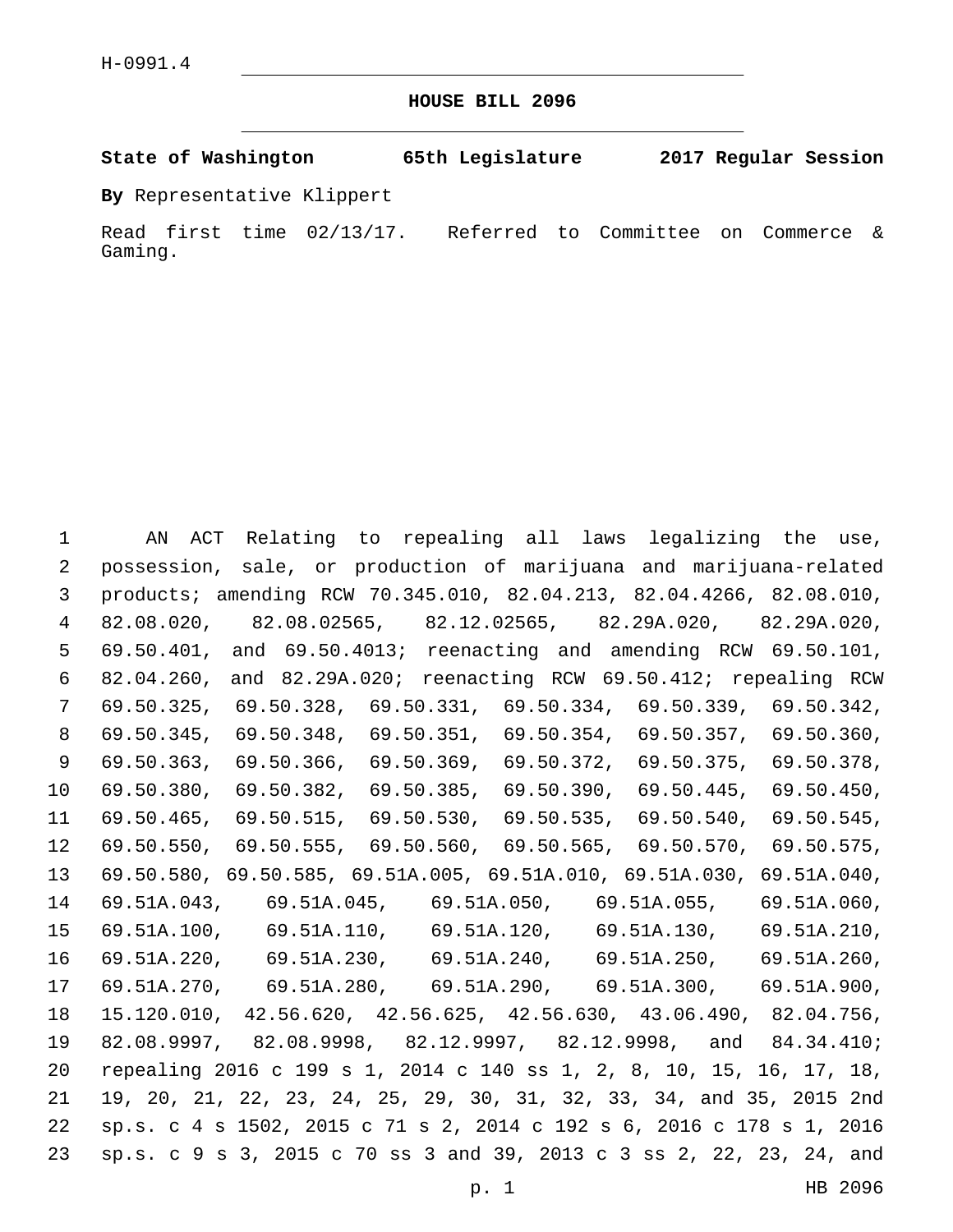H-0991.4

# HOUSE BILL 2096

**State of Washington 65th Legislature 2017 Regular Session**

**By** Representative Klippert

Read first time 02/13/17. Referred to Committee on Commerce & Gaming.

AN ACT Relating to repealing all laws legalizing the use, possession, sale, or production of marijuana and marijuana-related products; amending RCW 70.345.010, 82.04.213, 82.04.4266, 82.08.010, 82.08.020, 82.08.02565, 82.12.02565, 82.29A.020, 82.29A.020, 69.50.401, and 69.50.4013; reenacting and amending RCW 69.50.101, 82.04.260, and 82.29A.020; reenacting RCW 69.50.412; repealing RCW 69.50.325, 69.50.328, 69.50.331, 69.50.334, 69.50.339, 69.50.342, 69.50.345, 69.50.348, 69.50.351, 69.50.354, 69.50.357, 69.50.360, 69.50.363, 69.50.366, 69.50.369, 69.50.372, 69.50.375, 69.50.378, 69.50.380, 69.50.382, 69.50.385, 69.50.390, 69.50.445, 69.50.450, 69.50.465, 69.50.515, 69.50.530, 69.50.535, 69.50.540, 69.50.545, 69.50.550, 69.50.555, 69.50.560, 69.50.565, 69.50.570, 69.50.575, 69.50.580, 69.50.585, 69.51A.005, 69.51A.010, 69.51A.030, 69.51A.040, 69.51A.043, 69.51A.045, 69.51A.050, 69.51A.055, 69.51A.060, 69.51A.100, 69.51A.110, 69.51A.120, 69.51A.130, 69.51A.210, 69.51A.220, 69.51A.230, 69.51A.240, 69.51A.250, 69.51A.260, 69.51A.270, 69.51A.280, 69.51A.290, 69.51A.300, 69.51A.900, 15.120.010, 42.56.620, 42.56.625, 42.56.630, 43.06.490, 82.04.756, 82.08.9997, 82.08.9998, 82.12.9997, 82.12.9998, and 84.34.410; repealing 2016 c 199 s 1, 2014 c 140 ss 1, 2, 8, 10, 15, 16, 17, 18, 19, 20, 21, 22, 23, 24, 25, 29, 30, 31, 32, 33, 34, and 35, 2015 2nd sp.s. c 4 s 1502, 2015 c 71 s 2, 2014 c 192 s 6, 2016 c 178 s 1, 2016 sp.s. c 9 s 3, 2015 c 70 ss 3 and 39, 2013 c 3 ss 2, 22, 23, 24, and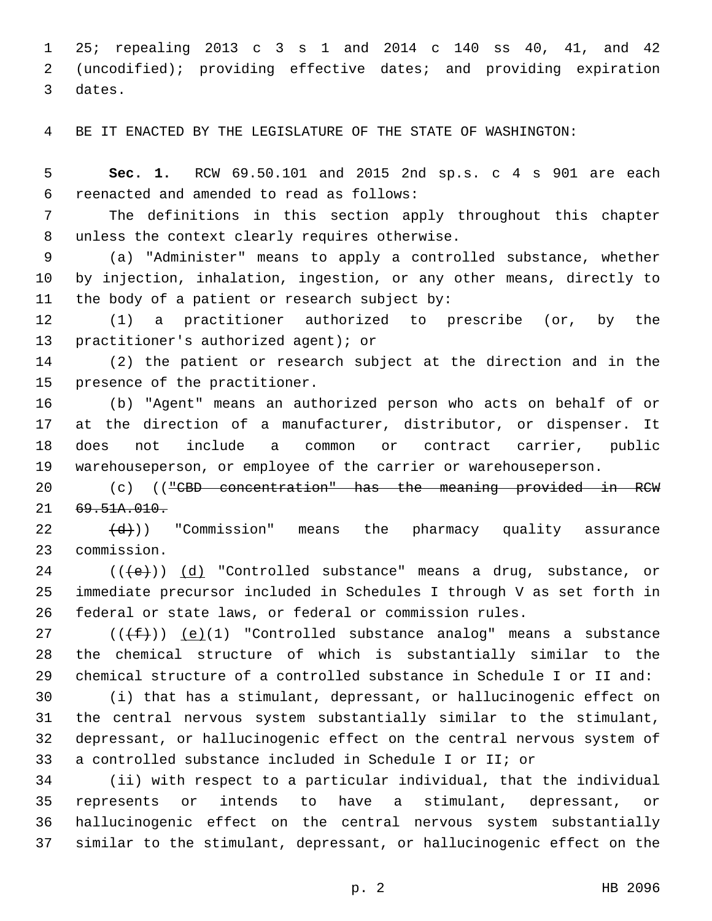25; repealing 2013 c 3 s 1 and 2014 c 140 ss 40, 41, and 42 (uncodified); providing effective dates; and providing expiration dates.

BE IT ENACTED BY THE LEGISLATURE OF THE STATE OF WASHINGTON:

**Sec. 1.** RCW 69.50.101 and 2015 2nd sp.s. c 4 s 901 are each reenacted and amended to read as follows:

The definitions in this section apply throughout this chapter unless the context clearly requires otherwise.

(a) "Administer" means to apply a controlled substance, whether by injection, inhalation, ingestion, or any other means, directly to the body of a patient or research subject by:

(1) a practitioner authorized to prescribe (or, by the practitioner's authorized agent); or

(2) the patient or research subject at the direction and in the presence of the practitioner.

(b) "Agent" means an authorized person who acts on behalf of or at the direction of a manufacturer, distributor, or dispenser. It does not include a common or contract carrier, public warehouseperson, or employee of the carrier or warehouseperson.

(c) ((~~"CBD concentration" has the meaning provided in RCW 69.51A.010.~~

~~(d)~~)) "Commission" means the pharmacy quality assurance commission.

((~~(e)~~)) <u>(d)</u> "Controlled substance" means a drug, substance, or immediate precursor included in Schedules I through V as set forth in federal or state laws, or federal or commission rules.

((~~(f)~~)) <u>(e)</u>(1) "Controlled substance analog" means a substance the chemical structure of which is substantially similar to the chemical structure of a controlled substance in Schedule I or II and:

(i) that has a stimulant, depressant, or hallucinogenic effect on the central nervous system substantially similar to the stimulant, depressant, or hallucinogenic effect on the central nervous system of a controlled substance included in Schedule I or II; or

(ii) with respect to a particular individual, that the individual represents or intends to have a stimulant, depressant, or hallucinogenic effect on the central nervous system substantially similar to the stimulant, depressant, or hallucinogenic effect on the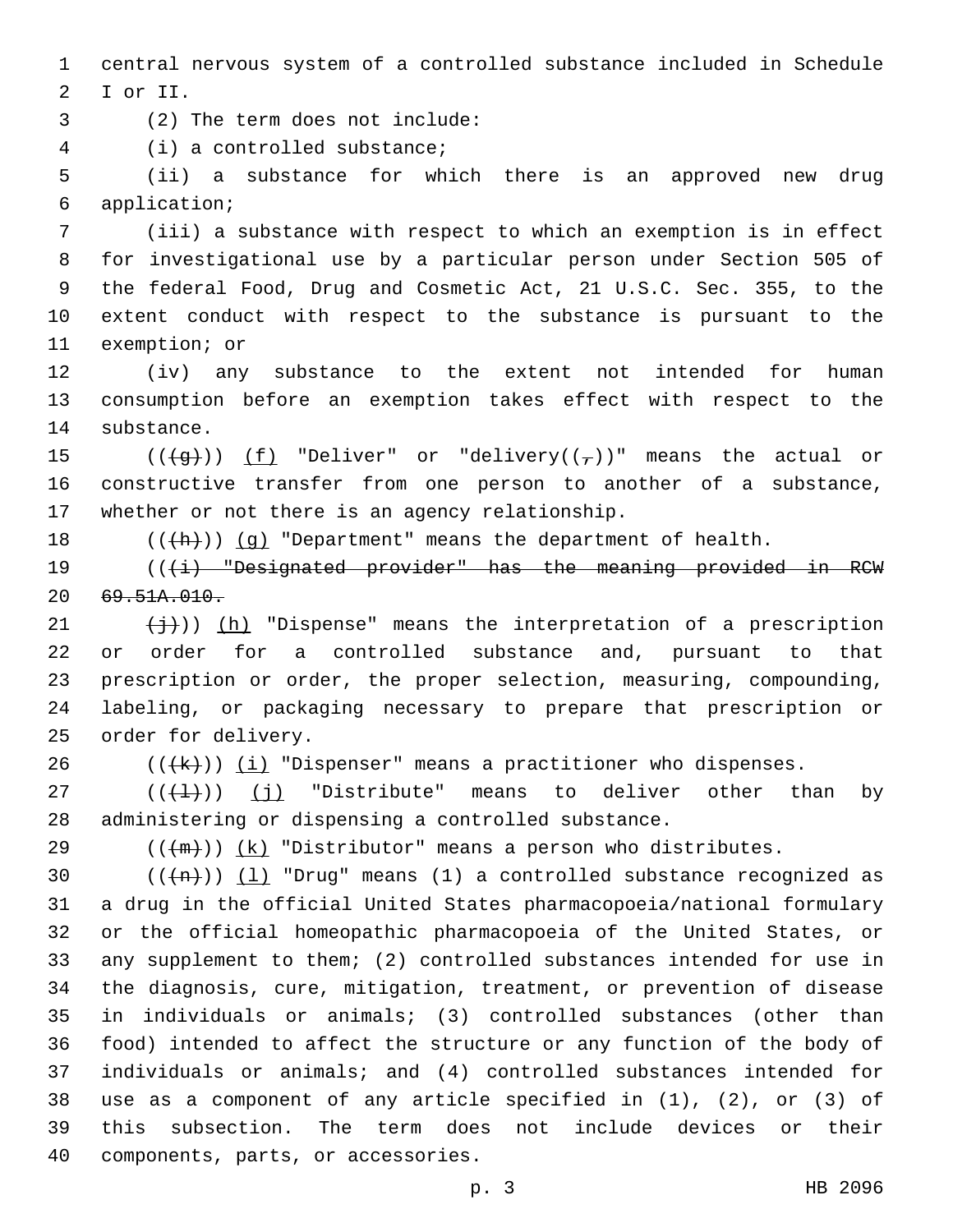central nervous system of a controlled substance included in Schedule I or II.

(2) The term does not include:

(i) a controlled substance;

(ii) a substance for which there is an approved new drug application;

(iii) a substance with respect to which an exemption is in effect for investigational use by a particular person under Section 505 of the federal Food, Drug and Cosmetic Act, 21 U.S.C. Sec. 355, to the extent conduct with respect to the substance is pursuant to the exemption; or

(iv) any substance to the extent not intended for human consumption before an exemption takes effect with respect to the substance.

((~~(g)~~)) (f) "Deliver" or "delivery((~~,~~))" means the actual or constructive transfer from one person to another of a substance, whether or not there is an agency relationship.

((~~(h)~~)) (g) "Department" means the department of health.

((~~(i) "Designated provider" has the meaning provided in RCW 69.51A.010.~~

~~(j)~~)) (h) "Dispense" means the interpretation of a prescription or order for a controlled substance and, pursuant to that prescription or order, the proper selection, measuring, compounding, labeling, or packaging necessary to prepare that prescription or order for delivery.

((~~(k)~~)) (i) "Dispenser" means a practitioner who dispenses.

((~~(l)~~)) (j) "Distribute" means to deliver other than by administering or dispensing a controlled substance.

((~~(m)~~)) (k) "Distributor" means a person who distributes.

((~~(n)~~)) (l) "Drug" means (1) a controlled substance recognized as a drug in the official United States pharmacopoeia/national formulary or the official homeopathic pharmacopoeia of the United States, or any supplement to them; (2) controlled substances intended for use in the diagnosis, cure, mitigation, treatment, or prevention of disease in individuals or animals; (3) controlled substances (other than food) intended to affect the structure or any function of the body of individuals or animals; and (4) controlled substances intended for use as a component of any article specified in (1), (2), or (3) of this subsection. The term does not include devices or their components, parts, or accessories.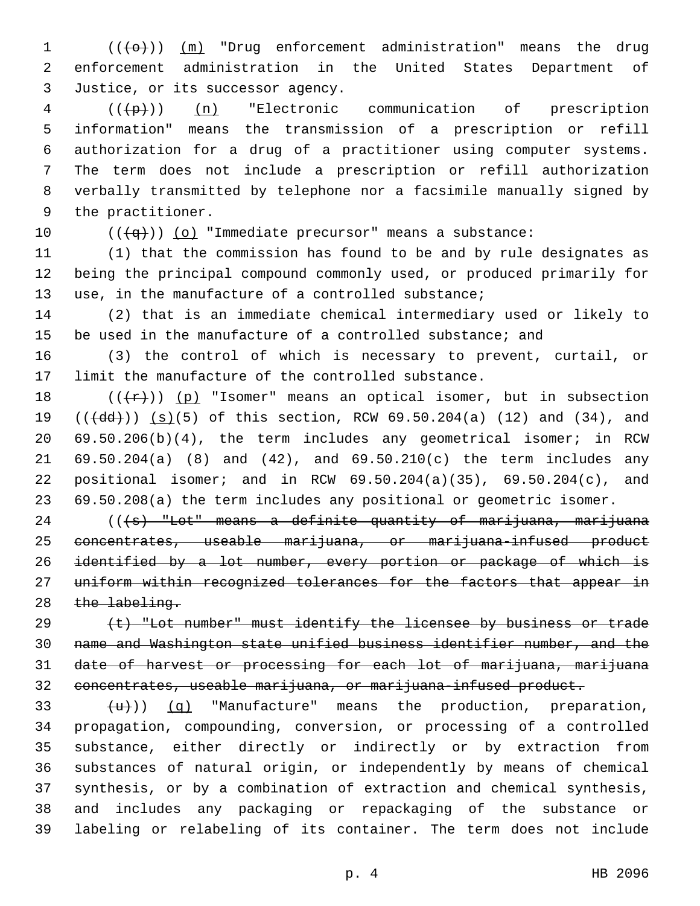((~~(o)~~)) <u>(m)</u> "Drug enforcement administration" means the drug enforcement administration in the United States Department of Justice, or its successor agency.

((~~(p)~~)) <u>(n)</u> "Electronic communication of prescription information" means the transmission of a prescription or refill authorization for a drug of a practitioner using computer systems. The term does not include a prescription or refill authorization verbally transmitted by telephone nor a facsimile manually signed by the practitioner.

((~~(q)~~)) <u>(o)</u> "Immediate precursor" means a substance:

(1) that the commission has found to be and by rule designates as being the principal compound commonly used, or produced primarily for use, in the manufacture of a controlled substance;

(2) that is an immediate chemical intermediary used or likely to be used in the manufacture of a controlled substance; and

(3) the control of which is necessary to prevent, curtail, or limit the manufacture of the controlled substance.

((~~(r)~~)) <u>(p)</u> "Isomer" means an optical isomer, but in subsection ((~~(dd)~~)) <u>(s)</u>(5) of this section, RCW 69.50.204(a) (12) and (34), and 69.50.206(b)(4), the term includes any geometrical isomer; in RCW 69.50.204(a) (8) and (42), and 69.50.210(c) the term includes any positional isomer; and in RCW 69.50.204(a)(35), 69.50.204(c), and 69.50.208(a) the term includes any positional or geometric isomer.

((~~(s) "Lot" means a definite quantity of marijuana, marijuana concentrates, useable marijuana, or marijuana-infused product identified by a lot number, every portion or package of which is uniform within recognized tolerances for the factors that appear in the labeling.~~

~~(t) "Lot number" must identify the licensee by business or trade name and Washington state unified business identifier number, and the date of harvest or processing for each lot of marijuana, marijuana concentrates, useable marijuana, or marijuana-infused product.~~

~~(u)~~)) <u>(q)</u> "Manufacture" means the production, preparation, propagation, compounding, conversion, or processing of a controlled substance, either directly or indirectly or by extraction from substances of natural origin, or independently by means of chemical synthesis, or by a combination of extraction and chemical synthesis, and includes any packaging or repackaging of the substance or labeling or relabeling of its container. The term does not include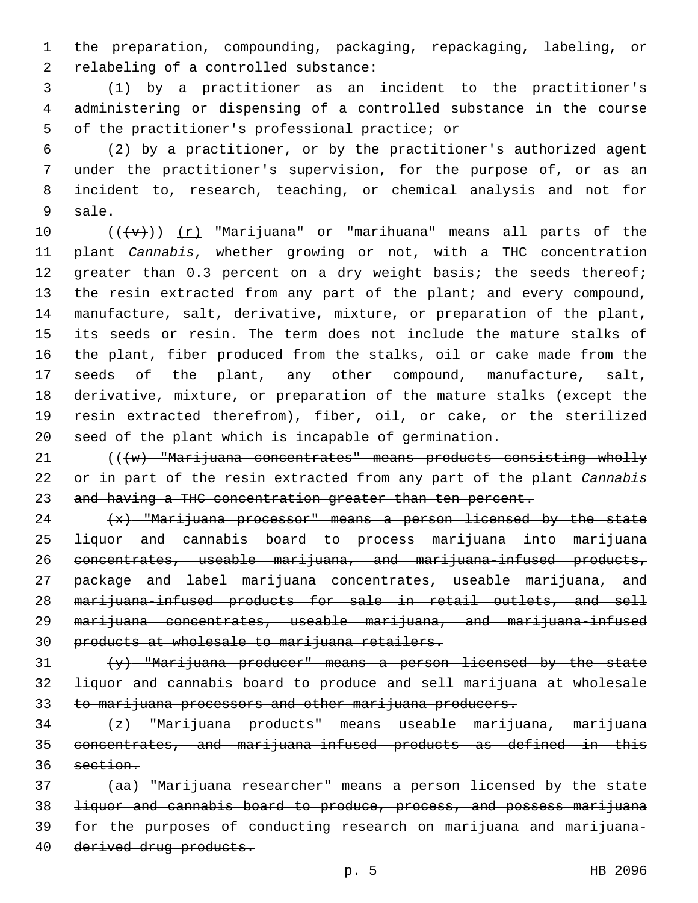the preparation, compounding, packaging, repackaging, labeling, or relabeling of a controlled substance:

(1) by a practitioner as an incident to the practitioner's administering or dispensing of a controlled substance in the course of the practitioner's professional practice; or

(2) by a practitioner, or by the practitioner's authorized agent under the practitioner's supervision, for the purpose of, or as an incident to, research, teaching, or chemical analysis and not for sale.

~~((~~(v)~~))~~ (r) "Marijuana" or "marihuana" means all parts of the plant *Cannabis*, whether growing or not, with a THC concentration greater than 0.3 percent on a dry weight basis; the seeds thereof; the resin extracted from any part of the plant; and every compound, manufacture, salt, derivative, mixture, or preparation of the plant, its seeds or resin. The term does not include the mature stalks of the plant, fiber produced from the stalks, oil or cake made from the seeds of the plant, any other compound, manufacture, salt, derivative, mixture, or preparation of the mature stalks (except the resin extracted therefrom), fiber, oil, or cake, or the sterilized seed of the plant which is incapable of germination.

((~~(w) "Marijuana concentrates" means products consisting wholly or in part of the resin extracted from any part of the plant *Cannabis* and having a THC concentration greater than ten percent.~~

~~(x) "Marijuana processor" means a person licensed by the state liquor and cannabis board to process marijuana into marijuana concentrates, useable marijuana, and marijuana-infused products, package and label marijuana concentrates, useable marijuana, and marijuana-infused products for sale in retail outlets, and sell marijuana concentrates, useable marijuana, and marijuana-infused products at wholesale to marijuana retailers.~~

~~(y) "Marijuana producer" means a person licensed by the state liquor and cannabis board to produce and sell marijuana at wholesale to marijuana processors and other marijuana producers.~~

~~(z) "Marijuana products" means useable marijuana, marijuana concentrates, and marijuana-infused products as defined in this section.~~

~~(aa) "Marijuana researcher" means a person licensed by the state liquor and cannabis board to produce, process, and possess marijuana for the purposes of conducting research on marijuana and marijuana-derived drug products.~~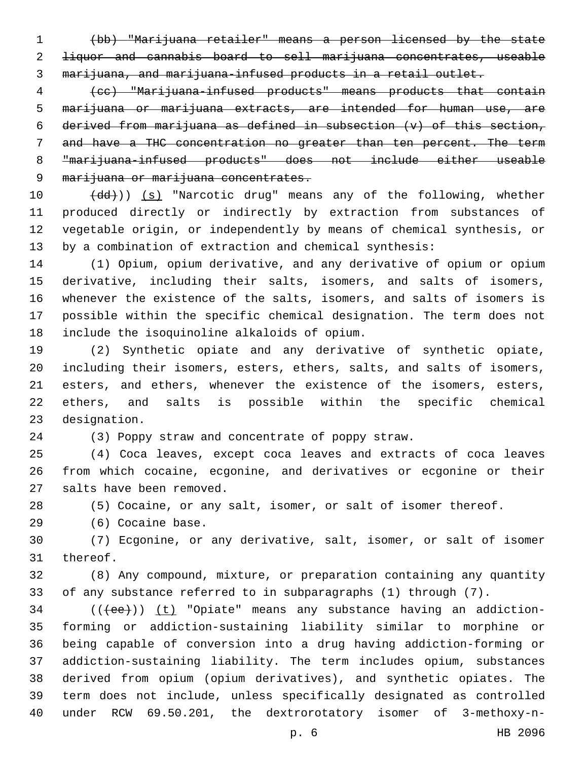~~(bb) "Marijuana retailer" means a person licensed by the state liquor and cannabis board to sell marijuana concentrates, useable marijuana, and marijuana-infused products in a retail outlet.~~

~~(cc) "Marijuana-infused products" means products that contain marijuana or marijuana extracts, are intended for human use, are derived from marijuana as defined in subsection (v) of this section, and have a THC concentration no greater than ten percent. The term "marijuana-infused products" does not include either useable marijuana or marijuana concentrates.~~

~~(dd)~~)) <u>(s)</u> "Narcotic drug" means any of the following, whether produced directly or indirectly by extraction from substances of vegetable origin, or independently by means of chemical synthesis, or by a combination of extraction and chemical synthesis:

(1) Opium, opium derivative, and any derivative of opium or opium derivative, including their salts, isomers, and salts of isomers, whenever the existence of the salts, isomers, and salts of isomers is possible within the specific chemical designation. The term does not include the isoquinoline alkaloids of opium.

(2) Synthetic opiate and any derivative of synthetic opiate, including their isomers, esters, ethers, salts, and salts of isomers, esters, and ethers, whenever the existence of the isomers, esters, ethers, and salts is possible within the specific chemical designation.

(3) Poppy straw and concentrate of poppy straw.

(4) Coca leaves, except coca leaves and extracts of coca leaves from which cocaine, ecgonine, and derivatives or ecgonine or their salts have been removed.

(5) Cocaine, or any salt, isomer, or salt of isomer thereof.

(6) Cocaine base.

(7) Ecgonine, or any derivative, salt, isomer, or salt of isomer thereof.

(8) Any compound, mixture, or preparation containing any quantity of any substance referred to in subparagraphs (1) through (7).

((~~(ee)~~)) <u>(t)</u> "Opiate" means any substance having an addiction-forming or addiction-sustaining liability similar to morphine or being capable of conversion into a drug having addiction-forming or addiction-sustaining liability. The term includes opium, substances derived from opium (opium derivatives), and synthetic opiates. The term does not include, unless specifically designated as controlled under RCW 69.50.201, the dextrorotatory isomer of 3-methoxy-n-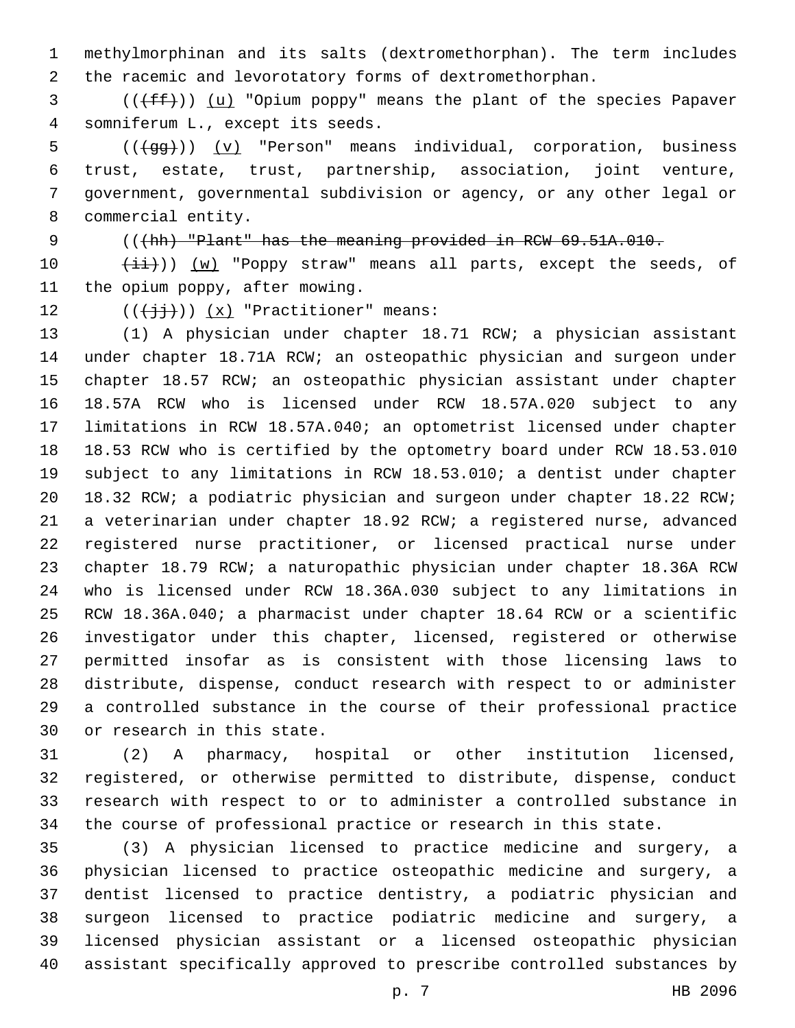methylmorphinan and its salts (dextromethorphan). The term includes the racemic and levorotatory forms of dextromethorphan.

((~~(ff)~~)) (u) "Opium poppy" means the plant of the species Papaver somniferum L., except its seeds.

((~~(gg)~~)) (v) "Person" means individual, corporation, business trust, estate, trust, partnership, association, joint venture, government, governmental subdivision or agency, or any other legal or commercial entity.

((~~(hh) "Plant" has the meaning provided in RCW 69.51A.010.~~

~~(ii)~~)) (w) "Poppy straw" means all parts, except the seeds, of the opium poppy, after mowing.

((~~(jj)~~)) (x) "Practitioner" means:

(1) A physician under chapter 18.71 RCW; a physician assistant under chapter 18.71A RCW; an osteopathic physician and surgeon under chapter 18.57 RCW; an osteopathic physician assistant under chapter 18.57A RCW who is licensed under RCW 18.57A.020 subject to any limitations in RCW 18.57A.040; an optometrist licensed under chapter 18.53 RCW who is certified by the optometry board under RCW 18.53.010 subject to any limitations in RCW 18.53.010; a dentist under chapter 18.32 RCW; a podiatric physician and surgeon under chapter 18.22 RCW; a veterinarian under chapter 18.92 RCW; a registered nurse, advanced registered nurse practitioner, or licensed practical nurse under chapter 18.79 RCW; a naturopathic physician under chapter 18.36A RCW who is licensed under RCW 18.36A.030 subject to any limitations in RCW 18.36A.040; a pharmacist under chapter 18.64 RCW or a scientific investigator under this chapter, licensed, registered or otherwise permitted insofar as is consistent with those licensing laws to distribute, dispense, conduct research with respect to or administer a controlled substance in the course of their professional practice or research in this state.

(2) A pharmacy, hospital or other institution licensed, registered, or otherwise permitted to distribute, dispense, conduct research with respect to or to administer a controlled substance in the course of professional practice or research in this state.

(3) A physician licensed to practice medicine and surgery, a physician licensed to practice osteopathic medicine and surgery, a dentist licensed to practice dentistry, a podiatric physician and surgeon licensed to practice podiatric medicine and surgery, a licensed physician assistant or a licensed osteopathic physician assistant specifically approved to prescribe controlled substances by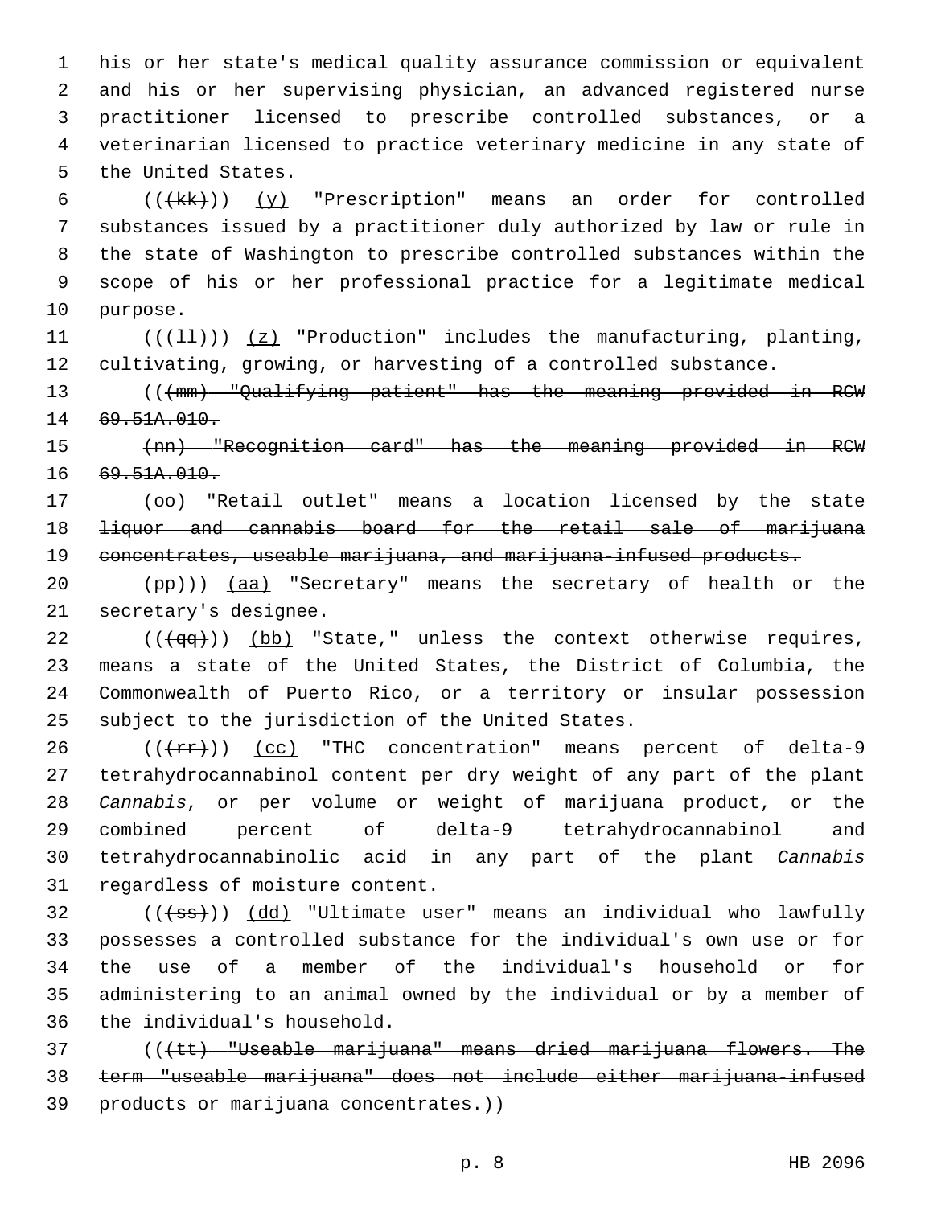his or her state's medical quality assurance commission or equivalent and his or her supervising physician, an advanced registered nurse practitioner licensed to prescribe controlled substances, or a veterinarian licensed to practice veterinary medicine in any state of the United States.

((~~(kk)~~)) <u>(y)</u> "Prescription" means an order for controlled substances issued by a practitioner duly authorized by law or rule in the state of Washington to prescribe controlled substances within the scope of his or her professional practice for a legitimate medical purpose.

((~~(ll)~~)) <u>(z)</u> "Production" includes the manufacturing, planting, cultivating, growing, or harvesting of a controlled substance.

((~~(mm) "Qualifying patient" has the meaning provided in RCW 69.51A.010.~~

~~(nn) "Recognition card" has the meaning provided in RCW 69.51A.010.~~

~~(oo) "Retail outlet" means a location licensed by the state liquor and cannabis board for the retail sale of marijuana concentrates, useable marijuana, and marijuana-infused products.~~

~~(pp)~~)) <u>(aa)</u> "Secretary" means the secretary of health or the secretary's designee.

((~~(qq)~~)) <u>(bb)</u> "State," unless the context otherwise requires, means a state of the United States, the District of Columbia, the Commonwealth of Puerto Rico, or a territory or insular possession subject to the jurisdiction of the United States.

((~~(rr)~~)) <u>(cc)</u> "THC concentration" means percent of delta-9 tetrahydrocannabinol content per dry weight of any part of the plant *Cannabis*, or per volume or weight of marijuana product, or the combined percent of delta-9 tetrahydrocannabinol and tetrahydrocannabinolic acid in any part of the plant *Cannabis* regardless of moisture content.

((~~(ss)~~)) <u>(dd)</u> "Ultimate user" means an individual who lawfully possesses a controlled substance for the individual's own use or for the use of a member of the individual's household or for administering to an animal owned by the individual or by a member of the individual's household.

((~~(tt) "Useable marijuana" means dried marijuana flowers. The term "useable marijuana" does not include either marijuana-infused products or marijuana concentrates.~~))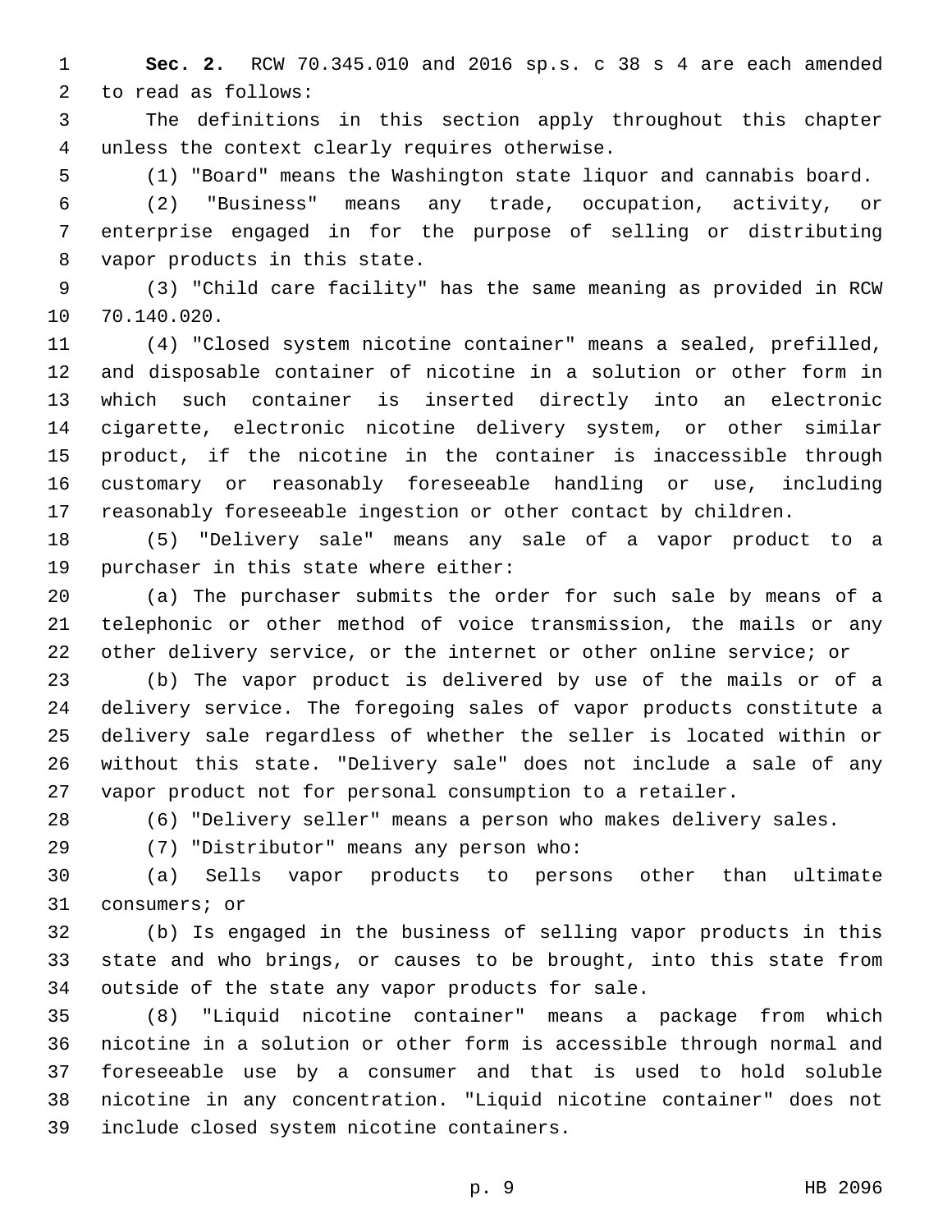**Sec. 2.** RCW 70.345.010 and 2016 sp.s. c 38 s 4 are each amended to read as follows:

The definitions in this section apply throughout this chapter unless the context clearly requires otherwise.

(1) "Board" means the Washington state liquor and cannabis board.

(2) "Business" means any trade, occupation, activity, or enterprise engaged in for the purpose of selling or distributing vapor products in this state.

(3) "Child care facility" has the same meaning as provided in RCW 70.140.020.

(4) "Closed system nicotine container" means a sealed, prefilled, and disposable container of nicotine in a solution or other form in which such container is inserted directly into an electronic cigarette, electronic nicotine delivery system, or other similar product, if the nicotine in the container is inaccessible through customary or reasonably foreseeable handling or use, including reasonably foreseeable ingestion or other contact by children.

(5) "Delivery sale" means any sale of a vapor product to a purchaser in this state where either:

(a) The purchaser submits the order for such sale by means of a telephonic or other method of voice transmission, the mails or any other delivery service, or the internet or other online service; or

(b) The vapor product is delivered by use of the mails or of a delivery service. The foregoing sales of vapor products constitute a delivery sale regardless of whether the seller is located within or without this state. "Delivery sale" does not include a sale of any vapor product not for personal consumption to a retailer.

(6) "Delivery seller" means a person who makes delivery sales.

(7) "Distributor" means any person who:

(a) Sells vapor products to persons other than ultimate consumers; or

(b) Is engaged in the business of selling vapor products in this state and who brings, or causes to be brought, into this state from outside of the state any vapor products for sale.

(8) "Liquid nicotine container" means a package from which nicotine in a solution or other form is accessible through normal and foreseeable use by a consumer and that is used to hold soluble nicotine in any concentration. "Liquid nicotine container" does not include closed system nicotine containers.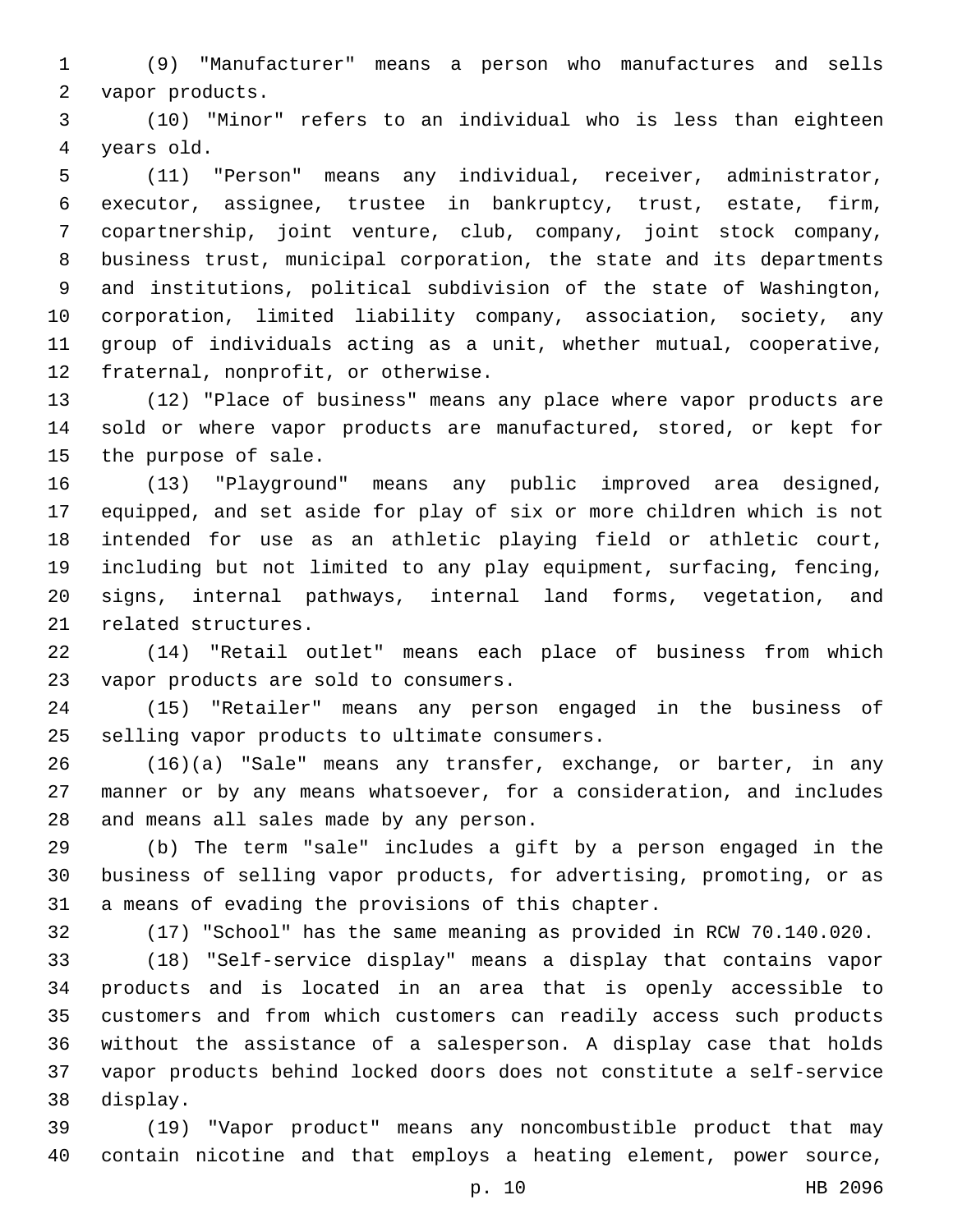(9) "Manufacturer" means a person who manufactures and sells vapor products.

(10) "Minor" refers to an individual who is less than eighteen years old.

(11) "Person" means any individual, receiver, administrator, executor, assignee, trustee in bankruptcy, trust, estate, firm, copartnership, joint venture, club, company, joint stock company, business trust, municipal corporation, the state and its departments and institutions, political subdivision of the state of Washington, corporation, limited liability company, association, society, any group of individuals acting as a unit, whether mutual, cooperative, fraternal, nonprofit, or otherwise.

(12) "Place of business" means any place where vapor products are sold or where vapor products are manufactured, stored, or kept for the purpose of sale.

(13) "Playground" means any public improved area designed, equipped, and set aside for play of six or more children which is not intended for use as an athletic playing field or athletic court, including but not limited to any play equipment, surfacing, fencing, signs, internal pathways, internal land forms, vegetation, and related structures.

(14) "Retail outlet" means each place of business from which vapor products are sold to consumers.

(15) "Retailer" means any person engaged in the business of selling vapor products to ultimate consumers.

(16)(a) "Sale" means any transfer, exchange, or barter, in any manner or by any means whatsoever, for a consideration, and includes and means all sales made by any person.

(b) The term "sale" includes a gift by a person engaged in the business of selling vapor products, for advertising, promoting, or as a means of evading the provisions of this chapter.

(17) "School" has the same meaning as provided in RCW 70.140.020.

(18) "Self-service display" means a display that contains vapor products and is located in an area that is openly accessible to customers and from which customers can readily access such products without the assistance of a salesperson. A display case that holds vapor products behind locked doors does not constitute a self-service display.

(19) "Vapor product" means any noncombustible product that may contain nicotine and that employs a heating element, power source,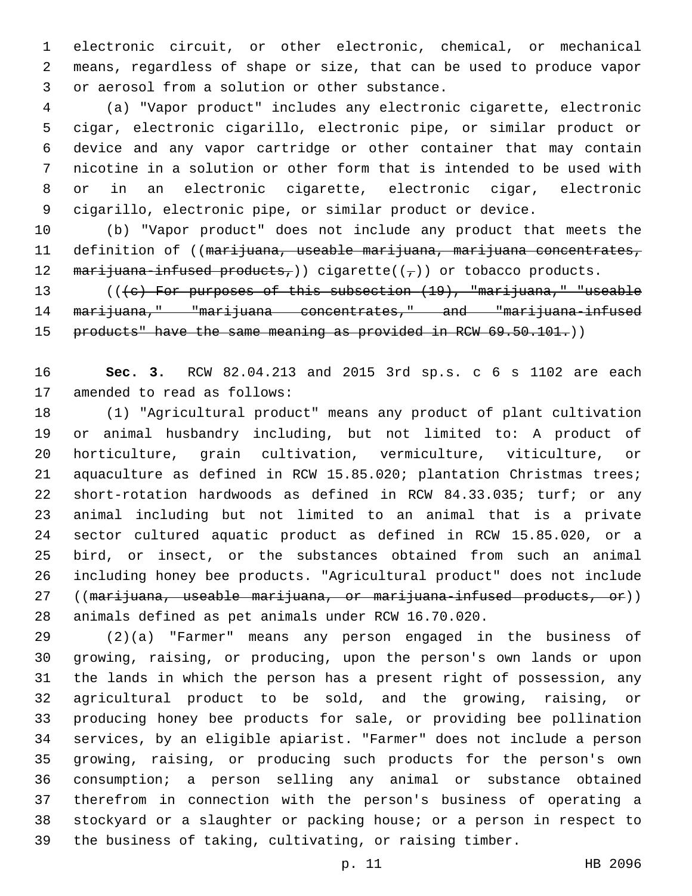electronic circuit, or other electronic, chemical, or mechanical means, regardless of shape or size, that can be used to produce vapor or aerosol from a solution or other substance.

(a) "Vapor product" includes any electronic cigarette, electronic cigar, electronic cigarillo, electronic pipe, or similar product or device and any vapor cartridge or other container that may contain nicotine in a solution or other form that is intended to be used with or in an electronic cigarette, electronic cigar, electronic cigarillo, electronic pipe, or similar product or device.

(b) "Vapor product" does not include any product that meets the definition of ((~~marijuana, useable marijuana, marijuana concentrates, marijuana-infused products,~~)) cigarette((~~,~~)) or tobacco products.

((~~(c) For purposes of this subsection (19), "marijuana," "useable marijuana," "marijuana concentrates," and "marijuana-infused products" have the same meaning as provided in RCW 69.50.101.~~))

**Sec. 3.** RCW 82.04.213 and 2015 3rd sp.s. c 6 s 1102 are each amended to read as follows:

(1) "Agricultural product" means any product of plant cultivation or animal husbandry including, but not limited to: A product of horticulture, grain cultivation, vermiculture, viticulture, or aquaculture as defined in RCW 15.85.020; plantation Christmas trees; short-rotation hardwoods as defined in RCW 84.33.035; turf; or any animal including but not limited to an animal that is a private sector cultured aquatic product as defined in RCW 15.85.020, or a bird, or insect, or the substances obtained from such an animal including honey bee products. "Agricultural product" does not include ((~~marijuana, useable marijuana, or marijuana-infused products, or~~)) animals defined as pet animals under RCW 16.70.020.

(2)(a) "Farmer" means any person engaged in the business of growing, raising, or producing, upon the person's own lands or upon the lands in which the person has a present right of possession, any agricultural product to be sold, and the growing, raising, or producing honey bee products for sale, or providing bee pollination services, by an eligible apiarist. "Farmer" does not include a person growing, raising, or producing such products for the person's own consumption; a person selling any animal or substance obtained therefrom in connection with the person's business of operating a stockyard or a slaughter or packing house; or a person in respect to the business of taking, cultivating, or raising timber.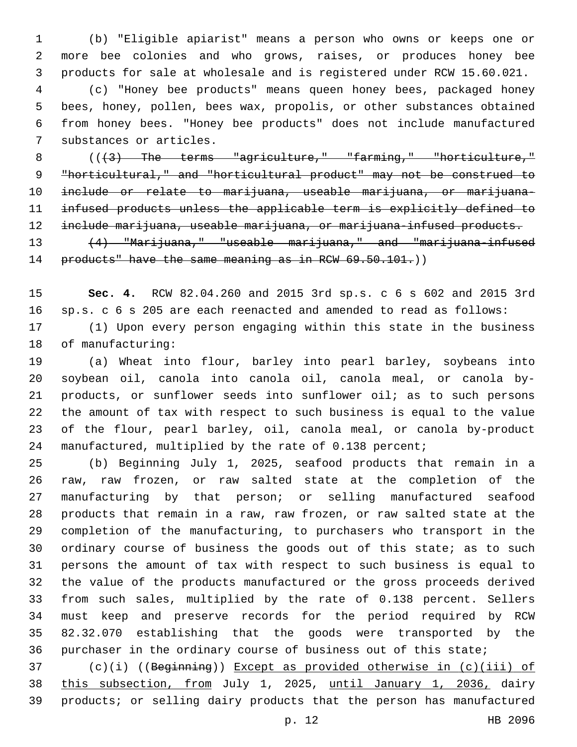(b) "Eligible apiarist" means a person who owns or keeps one or more bee colonies and who grows, raises, or produces honey bee products for sale at wholesale and is registered under RCW 15.60.021.

(c) "Honey bee products" means queen honey bees, packaged honey bees, honey, pollen, bees wax, propolis, or other substances obtained from honey bees. "Honey bee products" does not include manufactured substances or articles.

((~~(3) The terms "agriculture," "farming," "horticulture," "horticultural," and "horticultural product" may not be construed to include or relate to marijuana, useable marijuana, or marijuana-infused products unless the applicable term is explicitly defined to include marijuana, useable marijuana, or marijuana-infused products.~~

~~(4) "Marijuana," "useable marijuana," and "marijuana-infused products" have the same meaning as in RCW 69.50.101.~~))

**Sec. 4.** RCW 82.04.260 and 2015 3rd sp.s. c 6 s 602 and 2015 3rd sp.s. c 6 s 205 are each reenacted and amended to read as follows:

(1) Upon every person engaging within this state in the business of manufacturing:

(a) Wheat into flour, barley into pearl barley, soybeans into soybean oil, canola into canola oil, canola meal, or canola by-products, or sunflower seeds into sunflower oil; as to such persons the amount of tax with respect to such business is equal to the value of the flour, pearl barley, oil, canola meal, or canola by-product manufactured, multiplied by the rate of 0.138 percent;

(b) Beginning July 1, 2025, seafood products that remain in a raw, raw frozen, or raw salted state at the completion of the manufacturing by that person; or selling manufactured seafood products that remain in a raw, raw frozen, or raw salted state at the completion of the manufacturing, to purchasers who transport in the ordinary course of business the goods out of this state; as to such persons the amount of tax with respect to such business is equal to the value of the products manufactured or the gross proceeds derived from such sales, multiplied by the rate of 0.138 percent. Sellers must keep and preserve records for the period required by RCW 82.32.070 establishing that the goods were transported by the purchaser in the ordinary course of business out of this state;

(c)(i) ((~~Beginning~~)) <u>Except as provided otherwise in (c)(iii) of this subsection, from</u> July 1, 2025, <u>until January 1, 2036,</u> dairy products; or selling dairy products that the person has manufactured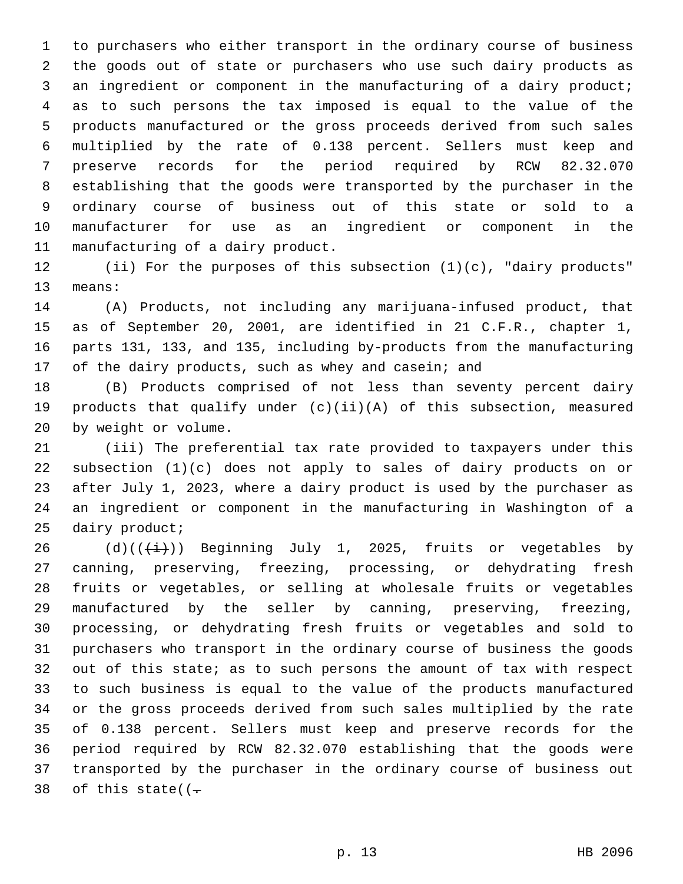to purchasers who either transport in the ordinary course of business the goods out of state or purchasers who use such dairy products as an ingredient or component in the manufacturing of a dairy product; as to such persons the tax imposed is equal to the value of the products manufactured or the gross proceeds derived from such sales multiplied by the rate of 0.138 percent. Sellers must keep and preserve records for the period required by RCW 82.32.070 establishing that the goods were transported by the purchaser in the ordinary course of business out of this state or sold to a manufacturer for use as an ingredient or component in the manufacturing of a dairy product.

(ii) For the purposes of this subsection (1)(c), "dairy products" means:

(A) Products, not including any marijuana-infused product, that as of September 20, 2001, are identified in 21 C.F.R., chapter 1, parts 131, 133, and 135, including by-products from the manufacturing of the dairy products, such as whey and casein; and

(B) Products comprised of not less than seventy percent dairy products that qualify under (c)(ii)(A) of this subsection, measured by weight or volume.

(iii) The preferential tax rate provided to taxpayers under this subsection (1)(c) does not apply to sales of dairy products on or after July 1, 2023, where a dairy product is used by the purchaser as an ingredient or component in the manufacturing in Washington of a dairy product;

(d)((~~(i)~~)) Beginning July 1, 2025, fruits or vegetables by canning, preserving, freezing, processing, or dehydrating fresh fruits or vegetables, or selling at wholesale fruits or vegetables manufactured by the seller by canning, preserving, freezing, processing, or dehydrating fresh fruits or vegetables and sold to purchasers who transport in the ordinary course of business the goods out of this state; as to such persons the amount of tax with respect to such business is equal to the value of the products manufactured or the gross proceeds derived from such sales multiplied by the rate of 0.138 percent. Sellers must keep and preserve records for the period required by RCW 82.32.070 establishing that the goods were transported by the purchaser in the ordinary course of business out of this state((~~.~~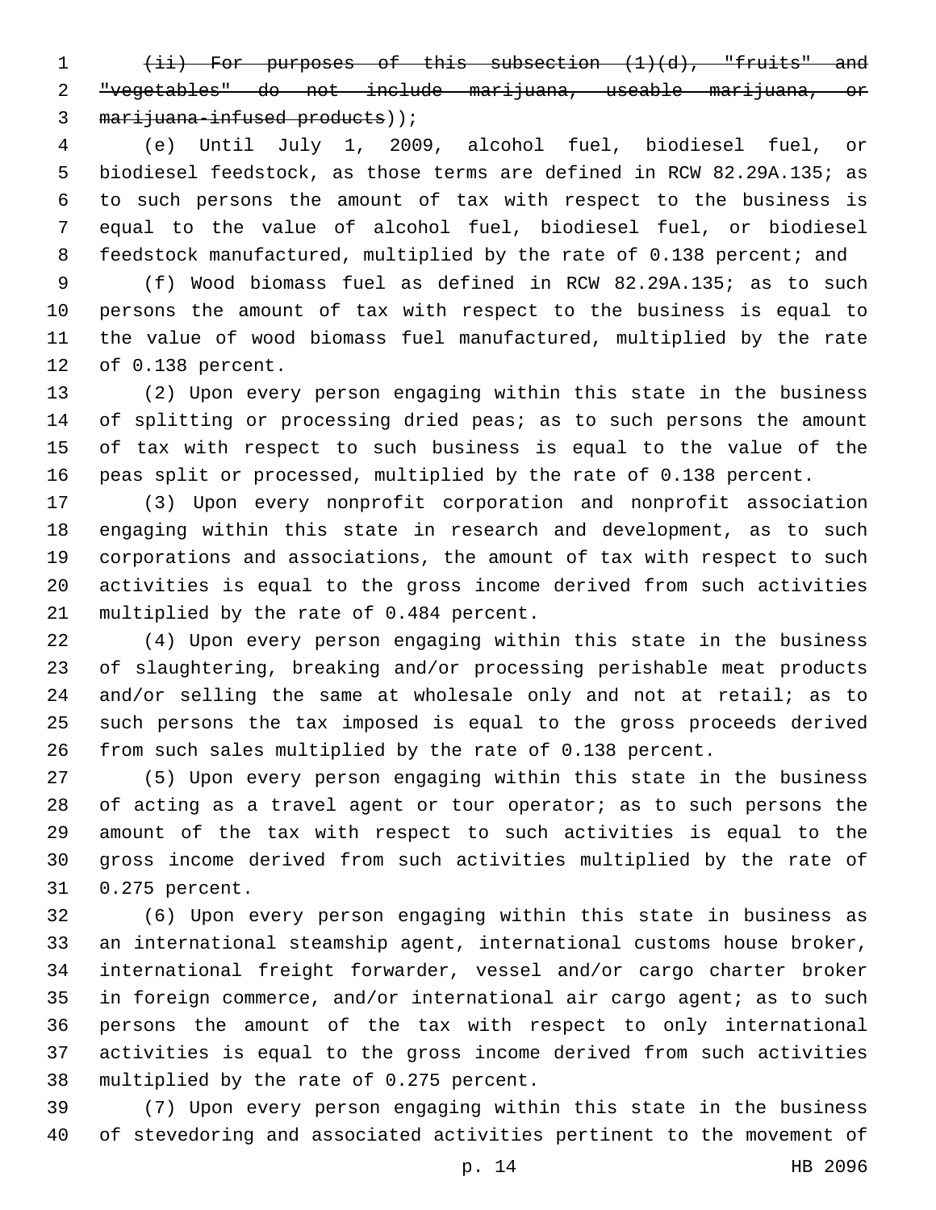~~(ii) For purposes of this subsection (1)(d), "fruits" and "vegetables" do not include marijuana, useable marijuana, or marijuana-infused products~~));

(e) Until July 1, 2009, alcohol fuel, biodiesel fuel, or biodiesel feedstock, as those terms are defined in RCW 82.29A.135; as to such persons the amount of tax with respect to the business is equal to the value of alcohol fuel, biodiesel fuel, or biodiesel feedstock manufactured, multiplied by the rate of 0.138 percent; and

(f) Wood biomass fuel as defined in RCW 82.29A.135; as to such persons the amount of tax with respect to the business is equal to the value of wood biomass fuel manufactured, multiplied by the rate of 0.138 percent.

(2) Upon every person engaging within this state in the business of splitting or processing dried peas; as to such persons the amount of tax with respect to such business is equal to the value of the peas split or processed, multiplied by the rate of 0.138 percent.

(3) Upon every nonprofit corporation and nonprofit association engaging within this state in research and development, as to such corporations and associations, the amount of tax with respect to such activities is equal to the gross income derived from such activities multiplied by the rate of 0.484 percent.

(4) Upon every person engaging within this state in the business of slaughtering, breaking and/or processing perishable meat products and/or selling the same at wholesale only and not at retail; as to such persons the tax imposed is equal to the gross proceeds derived from such sales multiplied by the rate of 0.138 percent.

(5) Upon every person engaging within this state in the business of acting as a travel agent or tour operator; as to such persons the amount of the tax with respect to such activities is equal to the gross income derived from such activities multiplied by the rate of 0.275 percent.

(6) Upon every person engaging within this state in business as an international steamship agent, international customs house broker, international freight forwarder, vessel and/or cargo charter broker in foreign commerce, and/or international air cargo agent; as to such persons the amount of the tax with respect to only international activities is equal to the gross income derived from such activities multiplied by the rate of 0.275 percent.

(7) Upon every person engaging within this state in the business of stevedoring and associated activities pertinent to the movement of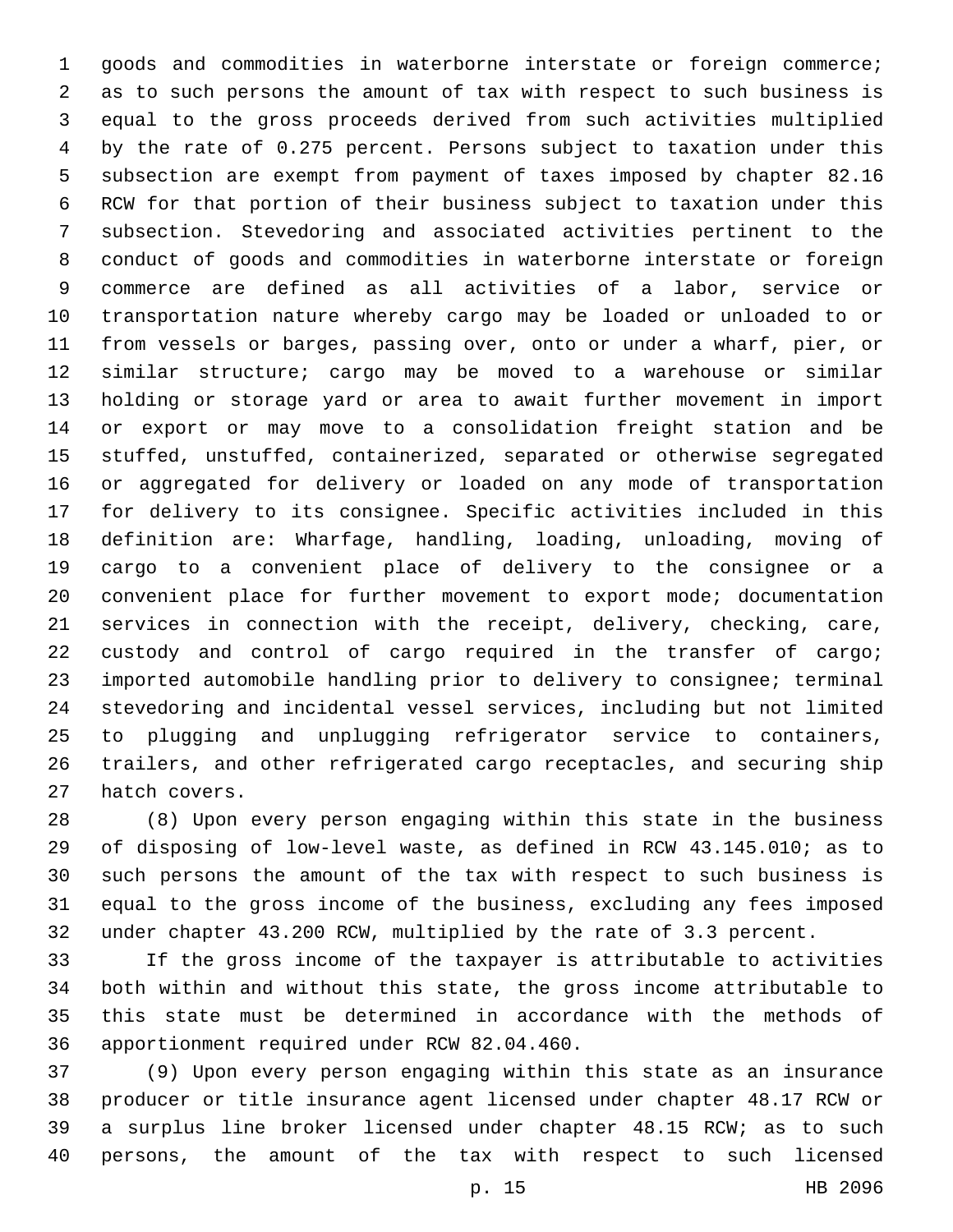goods and commodities in waterborne interstate or foreign commerce; as to such persons the amount of tax with respect to such business is equal to the gross proceeds derived from such activities multiplied by the rate of 0.275 percent. Persons subject to taxation under this subsection are exempt from payment of taxes imposed by chapter 82.16 RCW for that portion of their business subject to taxation under this subsection. Stevedoring and associated activities pertinent to the conduct of goods and commodities in waterborne interstate or foreign commerce are defined as all activities of a labor, service or transportation nature whereby cargo may be loaded or unloaded to or from vessels or barges, passing over, onto or under a wharf, pier, or similar structure; cargo may be moved to a warehouse or similar holding or storage yard or area to await further movement in import or export or may move to a consolidation freight station and be stuffed, unstuffed, containerized, separated or otherwise segregated or aggregated for delivery or loaded on any mode of transportation for delivery to its consignee. Specific activities included in this definition are: Wharfage, handling, loading, unloading, moving of cargo to a convenient place of delivery to the consignee or a convenient place for further movement to export mode; documentation services in connection with the receipt, delivery, checking, care, custody and control of cargo required in the transfer of cargo; imported automobile handling prior to delivery to consignee; terminal stevedoring and incidental vessel services, including but not limited to plugging and unplugging refrigerator service to containers, trailers, and other refrigerated cargo receptacles, and securing ship hatch covers.

(8) Upon every person engaging within this state in the business of disposing of low-level waste, as defined in RCW 43.145.010; as to such persons the amount of the tax with respect to such business is equal to the gross income of the business, excluding any fees imposed under chapter 43.200 RCW, multiplied by the rate of 3.3 percent.

If the gross income of the taxpayer is attributable to activities both within and without this state, the gross income attributable to this state must be determined in accordance with the methods of apportionment required under RCW 82.04.460.

(9) Upon every person engaging within this state as an insurance producer or title insurance agent licensed under chapter 48.17 RCW or a surplus line broker licensed under chapter 48.15 RCW; as to such persons, the amount of the tax with respect to such licensed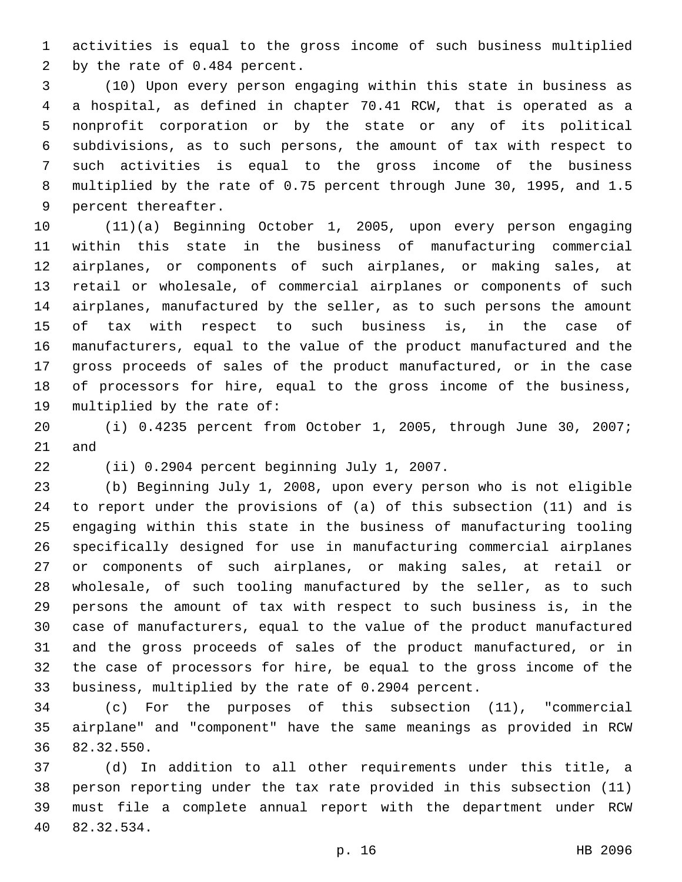activities is equal to the gross income of such business multiplied by the rate of 0.484 percent.

(10) Upon every person engaging within this state in business as a hospital, as defined in chapter 70.41 RCW, that is operated as a nonprofit corporation or by the state or any of its political subdivisions, as to such persons, the amount of tax with respect to such activities is equal to the gross income of the business multiplied by the rate of 0.75 percent through June 30, 1995, and 1.5 percent thereafter.

(11)(a) Beginning October 1, 2005, upon every person engaging within this state in the business of manufacturing commercial airplanes, or components of such airplanes, or making sales, at retail or wholesale, of commercial airplanes or components of such airplanes, manufactured by the seller, as to such persons the amount of tax with respect to such business is, in the case of manufacturers, equal to the value of the product manufactured and the gross proceeds of sales of the product manufactured, or in the case of processors for hire, equal to the gross income of the business, multiplied by the rate of:

(i) 0.4235 percent from October 1, 2005, through June 30, 2007; and

(ii) 0.2904 percent beginning July 1, 2007.

(b) Beginning July 1, 2008, upon every person who is not eligible to report under the provisions of (a) of this subsection (11) and is engaging within this state in the business of manufacturing tooling specifically designed for use in manufacturing commercial airplanes or components of such airplanes, or making sales, at retail or wholesale, of such tooling manufactured by the seller, as to such persons the amount of tax with respect to such business is, in the case of manufacturers, equal to the value of the product manufactured and the gross proceeds of sales of the product manufactured, or in the case of processors for hire, be equal to the gross income of the business, multiplied by the rate of 0.2904 percent.

(c) For the purposes of this subsection (11), "commercial airplane" and "component" have the same meanings as provided in RCW 82.32.550.

(d) In addition to all other requirements under this title, a person reporting under the tax rate provided in this subsection (11) must file a complete annual report with the department under RCW 82.32.534.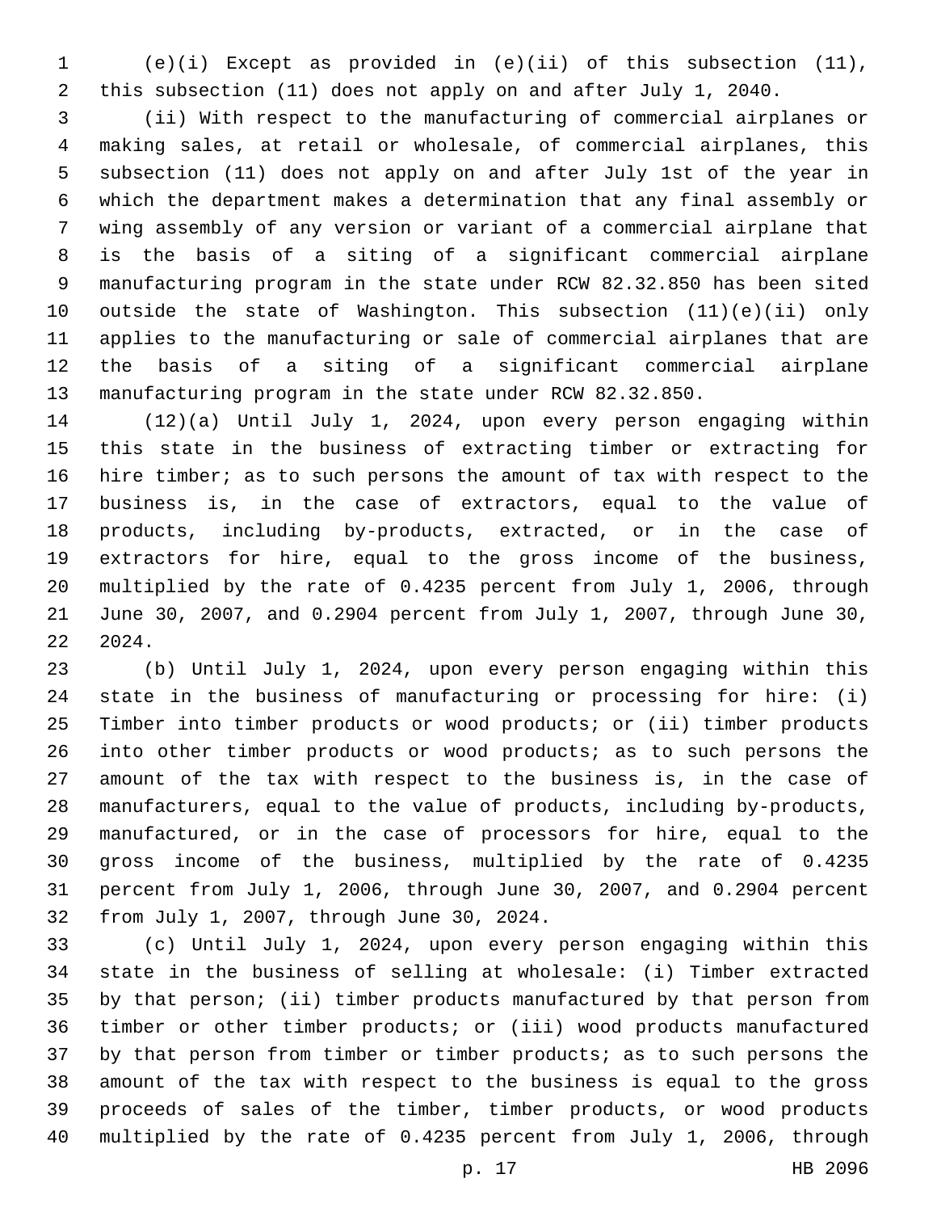(e)(i) Except as provided in (e)(ii) of this subsection (11), this subsection (11) does not apply on and after July 1, 2040.

(ii) With respect to the manufacturing of commercial airplanes or making sales, at retail or wholesale, of commercial airplanes, this subsection (11) does not apply on and after July 1st of the year in which the department makes a determination that any final assembly or wing assembly of any version or variant of a commercial airplane that is the basis of a siting of a significant commercial airplane manufacturing program in the state under RCW 82.32.850 has been sited outside the state of Washington. This subsection (11)(e)(ii) only applies to the manufacturing or sale of commercial airplanes that are the basis of a siting of a significant commercial airplane manufacturing program in the state under RCW 82.32.850.

(12)(a) Until July 1, 2024, upon every person engaging within this state in the business of extracting timber or extracting for hire timber; as to such persons the amount of tax with respect to the business is, in the case of extractors, equal to the value of products, including by-products, extracted, or in the case of extractors for hire, equal to the gross income of the business, multiplied by the rate of 0.4235 percent from July 1, 2006, through June 30, 2007, and 0.2904 percent from July 1, 2007, through June 30, 2024.

(b) Until July 1, 2024, upon every person engaging within this state in the business of manufacturing or processing for hire: (i) Timber into timber products or wood products; or (ii) timber products into other timber products or wood products; as to such persons the amount of the tax with respect to the business is, in the case of manufacturers, equal to the value of products, including by-products, manufactured, or in the case of processors for hire, equal to the gross income of the business, multiplied by the rate of 0.4235 percent from July 1, 2006, through June 30, 2007, and 0.2904 percent from July 1, 2007, through June 30, 2024.

(c) Until July 1, 2024, upon every person engaging within this state in the business of selling at wholesale: (i) Timber extracted by that person; (ii) timber products manufactured by that person from timber or other timber products; or (iii) wood products manufactured by that person from timber or timber products; as to such persons the amount of the tax with respect to the business is equal to the gross proceeds of sales of the timber, timber products, or wood products multiplied by the rate of 0.4235 percent from July 1, 2006, through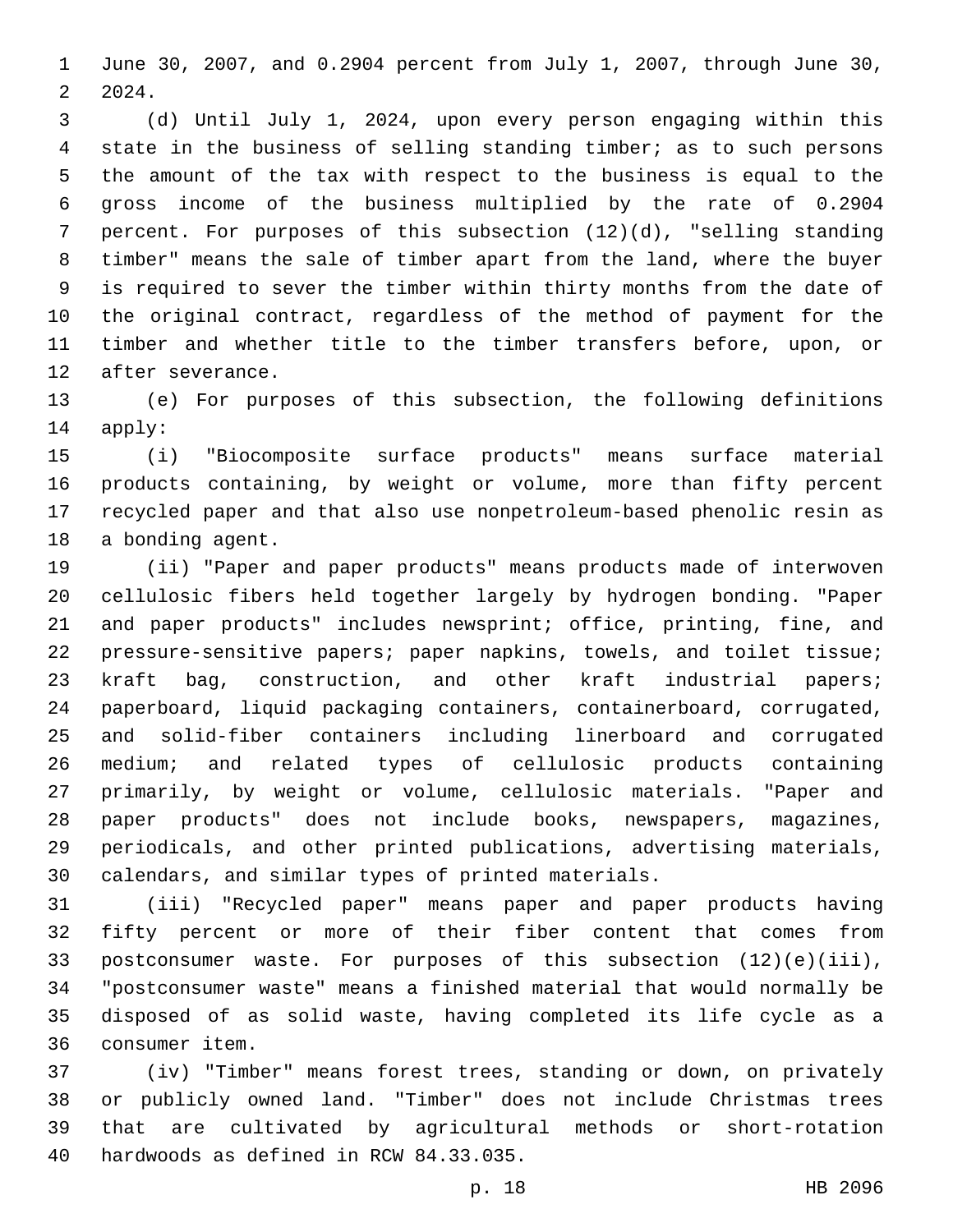June 30, 2007, and 0.2904 percent from July 1, 2007, through June 30, 2024.

(d) Until July 1, 2024, upon every person engaging within this state in the business of selling standing timber; as to such persons the amount of the tax with respect to the business is equal to the gross income of the business multiplied by the rate of 0.2904 percent. For purposes of this subsection (12)(d), "selling standing timber" means the sale of timber apart from the land, where the buyer is required to sever the timber within thirty months from the date of the original contract, regardless of the method of payment for the timber and whether title to the timber transfers before, upon, or after severance.

(e) For purposes of this subsection, the following definitions apply:

(i) "Biocomposite surface products" means surface material products containing, by weight or volume, more than fifty percent recycled paper and that also use nonpetroleum-based phenolic resin as a bonding agent.

(ii) "Paper and paper products" means products made of interwoven cellulosic fibers held together largely by hydrogen bonding. "Paper and paper products" includes newsprint; office, printing, fine, and pressure-sensitive papers; paper napkins, towels, and toilet tissue; kraft bag, construction, and other kraft industrial papers; paperboard, liquid packaging containers, containerboard, corrugated, and solid-fiber containers including linerboard and corrugated medium; and related types of cellulosic products containing primarily, by weight or volume, cellulosic materials. "Paper and paper products" does not include books, newspapers, magazines, periodicals, and other printed publications, advertising materials, calendars, and similar types of printed materials.

(iii) "Recycled paper" means paper and paper products having fifty percent or more of their fiber content that comes from postconsumer waste. For purposes of this subsection (12)(e)(iii), "postconsumer waste" means a finished material that would normally be disposed of as solid waste, having completed its life cycle as a consumer item.

(iv) "Timber" means forest trees, standing or down, on privately or publicly owned land. "Timber" does not include Christmas trees that are cultivated by agricultural methods or short-rotation hardwoods as defined in RCW 84.33.035.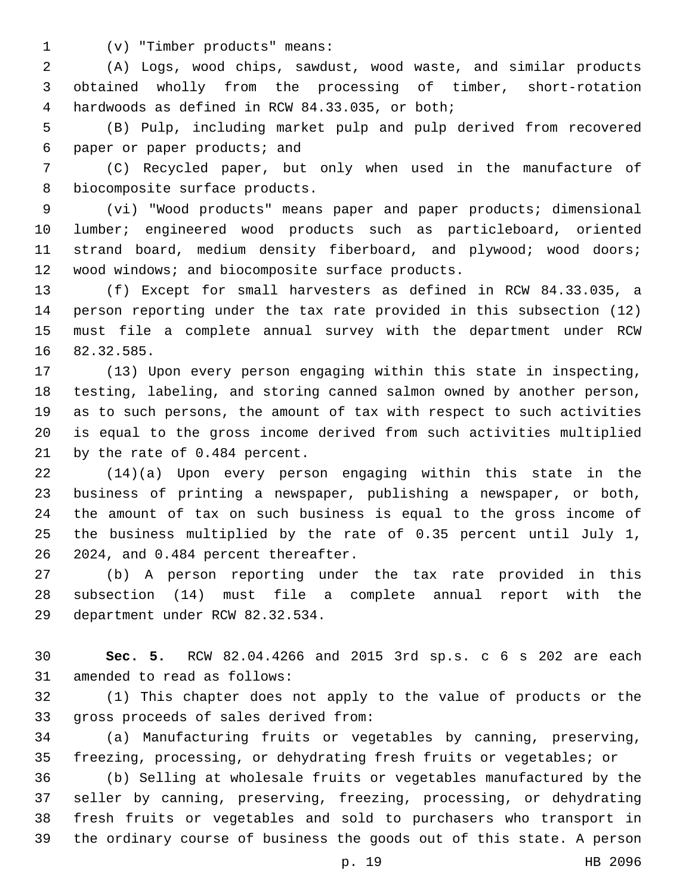(v) "Timber products" means:

(A) Logs, wood chips, sawdust, wood waste, and similar products obtained wholly from the processing of timber, short-rotation hardwoods as defined in RCW 84.33.035, or both;

(B) Pulp, including market pulp and pulp derived from recovered paper or paper products; and

(C) Recycled paper, but only when used in the manufacture of biocomposite surface products.

(vi) "Wood products" means paper and paper products; dimensional lumber; engineered wood products such as particleboard, oriented strand board, medium density fiberboard, and plywood; wood doors; wood windows; and biocomposite surface products.

(f) Except for small harvesters as defined in RCW 84.33.035, a person reporting under the tax rate provided in this subsection (12) must file a complete annual survey with the department under RCW 82.32.585.

(13) Upon every person engaging within this state in inspecting, testing, labeling, and storing canned salmon owned by another person, as to such persons, the amount of tax with respect to such activities is equal to the gross income derived from such activities multiplied by the rate of 0.484 percent.

(14)(a) Upon every person engaging within this state in the business of printing a newspaper, publishing a newspaper, or both, the amount of tax on such business is equal to the gross income of the business multiplied by the rate of 0.35 percent until July 1, 2024, and 0.484 percent thereafter.

(b) A person reporting under the tax rate provided in this subsection (14) must file a complete annual report with the department under RCW 82.32.534.

**Sec. 5.** RCW 82.04.4266 and 2015 3rd sp.s. c 6 s 202 are each amended to read as follows:

(1) This chapter does not apply to the value of products or the gross proceeds of sales derived from:

(a) Manufacturing fruits or vegetables by canning, preserving, freezing, processing, or dehydrating fresh fruits or vegetables; or

(b) Selling at wholesale fruits or vegetables manufactured by the seller by canning, preserving, freezing, processing, or dehydrating fresh fruits or vegetables and sold to purchasers who transport in the ordinary course of business the goods out of this state. A person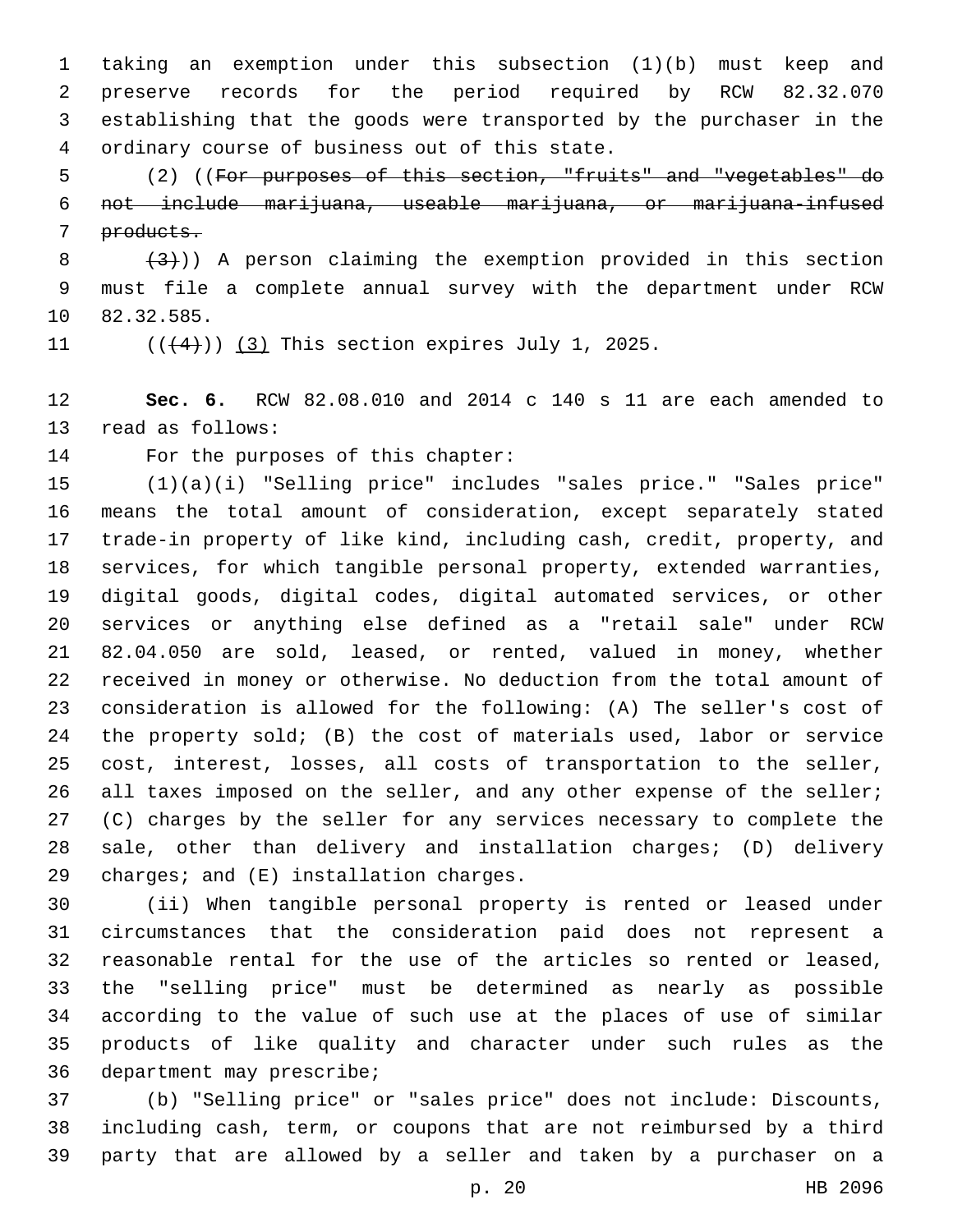taking an exemption under this subsection (1)(b) must keep and preserve records for the period required by RCW 82.32.070 establishing that the goods were transported by the purchaser in the ordinary course of business out of this state.

(2) ((~~For purposes of this section, "fruits" and "vegetables" do not include marijuana, useable marijuana, or marijuana-infused products.~~

~~(3)~~)) A person claiming the exemption provided in this section must file a complete annual survey with the department under RCW 82.32.585.

((~~(4)~~)) (3) This section expires July 1, 2025.

**Sec. 6.** RCW 82.08.010 and 2014 c 140 s 11 are each amended to read as follows:

For the purposes of this chapter:

(1)(a)(i) "Selling price" includes "sales price." "Sales price" means the total amount of consideration, except separately stated trade-in property of like kind, including cash, credit, property, and services, for which tangible personal property, extended warranties, digital goods, digital codes, digital automated services, or other services or anything else defined as a "retail sale" under RCW 82.04.050 are sold, leased, or rented, valued in money, whether received in money or otherwise. No deduction from the total amount of consideration is allowed for the following: (A) The seller's cost of the property sold; (B) the cost of materials used, labor or service cost, interest, losses, all costs of transportation to the seller, all taxes imposed on the seller, and any other expense of the seller; (C) charges by the seller for any services necessary to complete the sale, other than delivery and installation charges; (D) delivery charges; and (E) installation charges.

(ii) When tangible personal property is rented or leased under circumstances that the consideration paid does not represent a reasonable rental for the use of the articles so rented or leased, the "selling price" must be determined as nearly as possible according to the value of such use at the places of use of similar products of like quality and character under such rules as the department may prescribe;

(b) "Selling price" or "sales price" does not include: Discounts, including cash, term, or coupons that are not reimbursed by a third party that are allowed by a seller and taken by a purchaser on a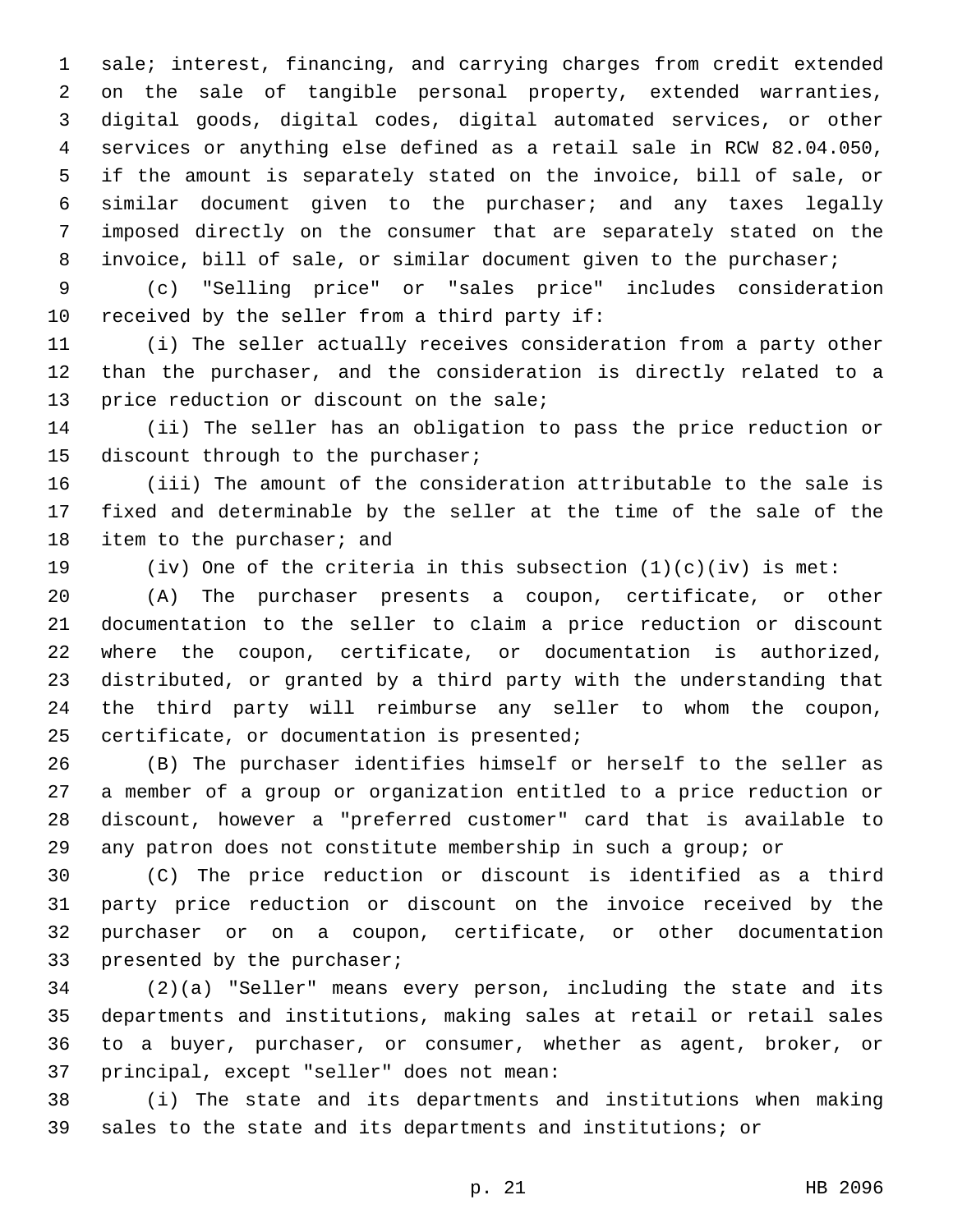sale; interest, financing, and carrying charges from credit extended on the sale of tangible personal property, extended warranties, digital goods, digital codes, digital automated services, or other services or anything else defined as a retail sale in RCW 82.04.050, if the amount is separately stated on the invoice, bill of sale, or similar document given to the purchaser; and any taxes legally imposed directly on the consumer that are separately stated on the invoice, bill of sale, or similar document given to the purchaser;

(c) "Selling price" or "sales price" includes consideration received by the seller from a third party if:

(i) The seller actually receives consideration from a party other than the purchaser, and the consideration is directly related to a price reduction or discount on the sale;

(ii) The seller has an obligation to pass the price reduction or discount through to the purchaser;

(iii) The amount of the consideration attributable to the sale is fixed and determinable by the seller at the time of the sale of the item to the purchaser; and

(iv) One of the criteria in this subsection (1)(c)(iv) is met:

(A) The purchaser presents a coupon, certificate, or other documentation to the seller to claim a price reduction or discount where the coupon, certificate, or documentation is authorized, distributed, or granted by a third party with the understanding that the third party will reimburse any seller to whom the coupon, certificate, or documentation is presented;

(B) The purchaser identifies himself or herself to the seller as a member of a group or organization entitled to a price reduction or discount, however a "preferred customer" card that is available to any patron does not constitute membership in such a group; or

(C) The price reduction or discount is identified as a third party price reduction or discount on the invoice received by the purchaser or on a coupon, certificate, or other documentation presented by the purchaser;

(2)(a) "Seller" means every person, including the state and its departments and institutions, making sales at retail or retail sales to a buyer, purchaser, or consumer, whether as agent, broker, or principal, except "seller" does not mean:

(i) The state and its departments and institutions when making sales to the state and its departments and institutions; or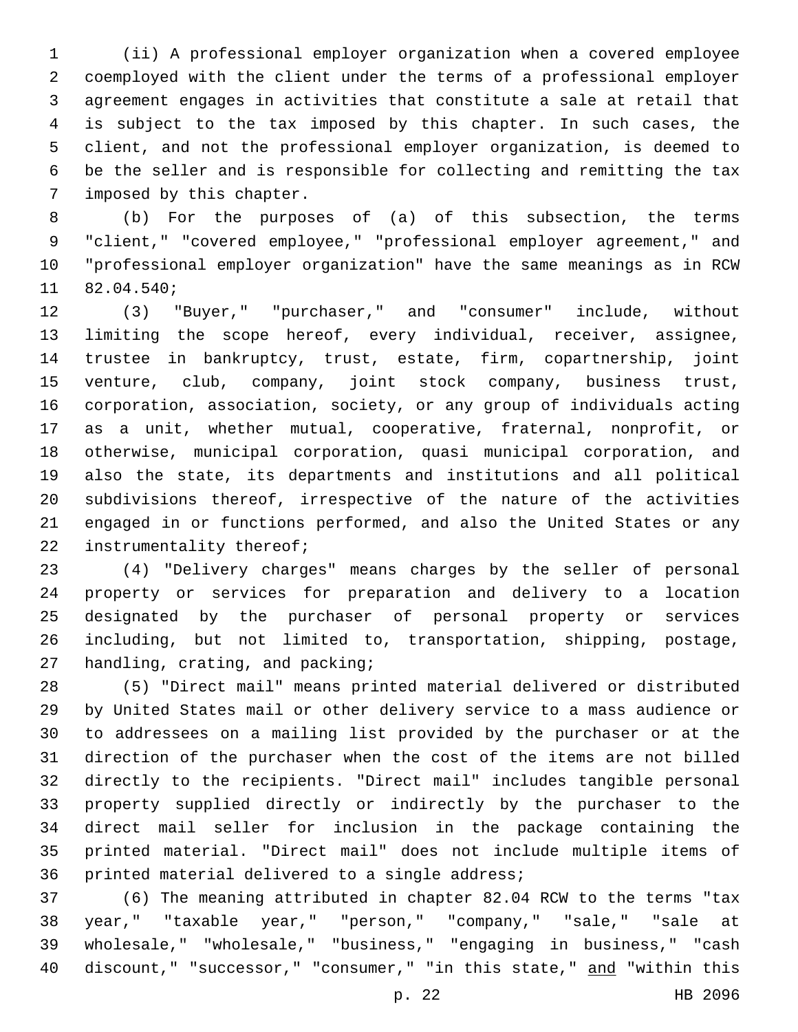(ii) A professional employer organization when a covered employee coemployed with the client under the terms of a professional employer agreement engages in activities that constitute a sale at retail that is subject to the tax imposed by this chapter. In such cases, the client, and not the professional employer organization, is deemed to be the seller and is responsible for collecting and remitting the tax imposed by this chapter.

(b) For the purposes of (a) of this subsection, the terms "client," "covered employee," "professional employer agreement," and "professional employer organization" have the same meanings as in RCW 82.04.540;

(3) "Buyer," "purchaser," and "consumer" include, without limiting the scope hereof, every individual, receiver, assignee, trustee in bankruptcy, trust, estate, firm, copartnership, joint venture, club, company, joint stock company, business trust, corporation, association, society, or any group of individuals acting as a unit, whether mutual, cooperative, fraternal, nonprofit, or otherwise, municipal corporation, quasi municipal corporation, and also the state, its departments and institutions and all political subdivisions thereof, irrespective of the nature of the activities engaged in or functions performed, and also the United States or any instrumentality thereof;

(4) "Delivery charges" means charges by the seller of personal property or services for preparation and delivery to a location designated by the purchaser of personal property or services including, but not limited to, transportation, shipping, postage, handling, crating, and packing;

(5) "Direct mail" means printed material delivered or distributed by United States mail or other delivery service to a mass audience or to addressees on a mailing list provided by the purchaser or at the direction of the purchaser when the cost of the items are not billed directly to the recipients. "Direct mail" includes tangible personal property supplied directly or indirectly by the purchaser to the direct mail seller for inclusion in the package containing the printed material. "Direct mail" does not include multiple items of printed material delivered to a single address;

(6) The meaning attributed in chapter 82.04 RCW to the terms "tax year," "taxable year," "person," "company," "sale," "sale at wholesale," "wholesale," "business," "engaging in business," "cash discount," "successor," "consumer," "in this state," <u>and</u> "within this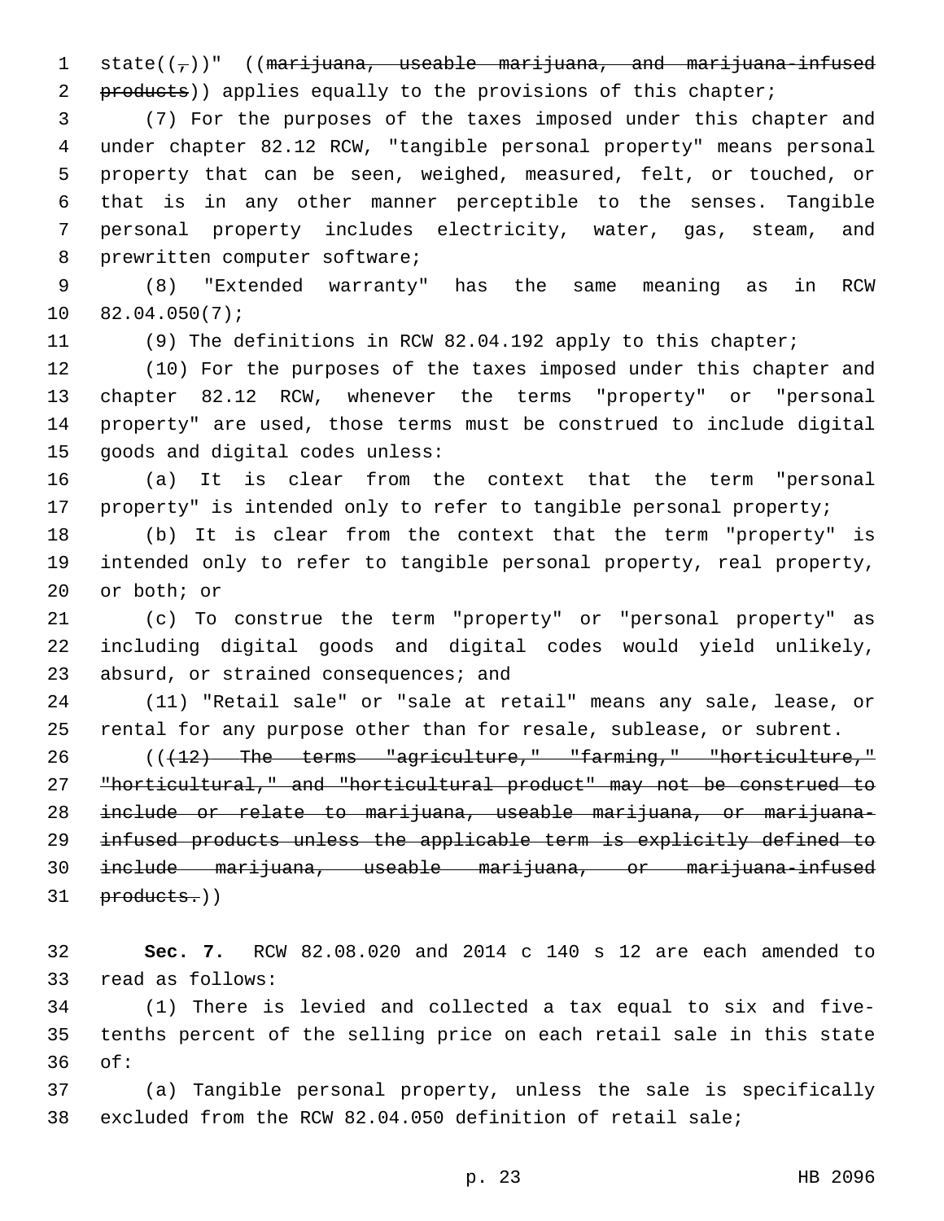state((,))" ((~~marijuana, useable marijuana, and marijuana-infused products~~)) applies equally to the provisions of this chapter;

(7) For the purposes of the taxes imposed under this chapter and under chapter 82.12 RCW, "tangible personal property" means personal property that can be seen, weighed, measured, felt, or touched, or that is in any other manner perceptible to the senses. Tangible personal property includes electricity, water, gas, steam, and prewritten computer software;

(8) "Extended warranty" has the same meaning as in RCW 82.04.050(7);

(9) The definitions in RCW 82.04.192 apply to this chapter;

(10) For the purposes of the taxes imposed under this chapter and chapter 82.12 RCW, whenever the terms "property" or "personal property" are used, those terms must be construed to include digital goods and digital codes unless:

(a) It is clear from the context that the term "personal property" is intended only to refer to tangible personal property;

(b) It is clear from the context that the term "property" is intended only to refer to tangible personal property, real property, or both; or

(c) To construe the term "property" or "personal property" as including digital goods and digital codes would yield unlikely, absurd, or strained consequences; and

(11) "Retail sale" or "sale at retail" means any sale, lease, or rental for any purpose other than for resale, sublease, or subrent.

((~~(12) The terms "agriculture," "farming," "horticulture," "horticultural," and "horticultural product" may not be construed to include or relate to marijuana, useable marijuana, or marijuana-infused products unless the applicable term is explicitly defined to include marijuana, useable marijuana, or marijuana-infused products.~~))

**Sec. 7.** RCW 82.08.020 and 2014 c 140 s 12 are each amended to read as follows:

(1) There is levied and collected a tax equal to six and five-tenths percent of the selling price on each retail sale in this state of:

(a) Tangible personal property, unless the sale is specifically excluded from the RCW 82.04.050 definition of retail sale;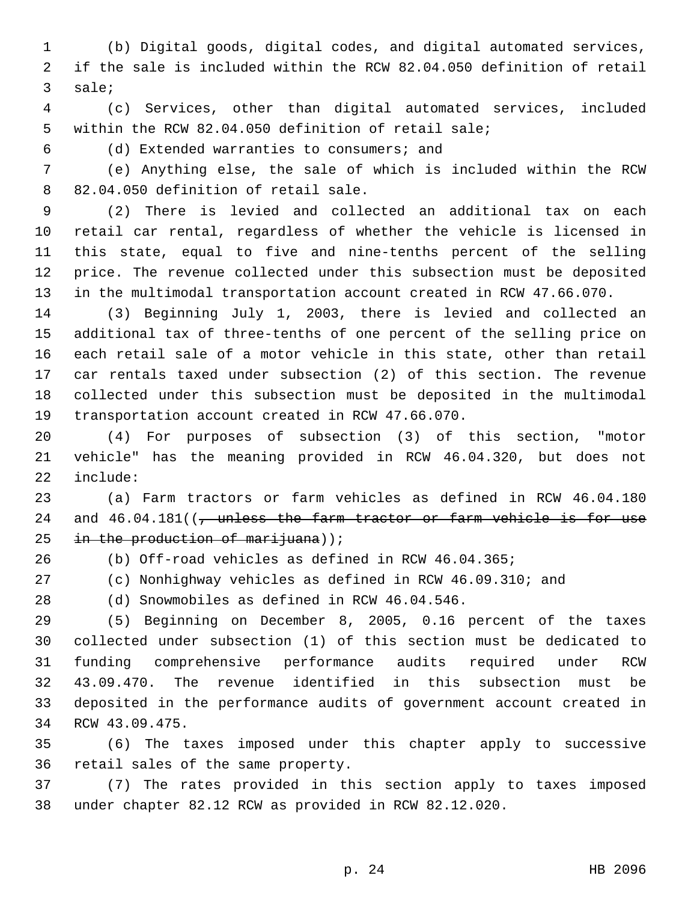(b) Digital goods, digital codes, and digital automated services, if the sale is included within the RCW 82.04.050 definition of retail sale;

(c) Services, other than digital automated services, included within the RCW 82.04.050 definition of retail sale;

(d) Extended warranties to consumers; and

(e) Anything else, the sale of which is included within the RCW 82.04.050 definition of retail sale.

(2) There is levied and collected an additional tax on each retail car rental, regardless of whether the vehicle is licensed in this state, equal to five and nine-tenths percent of the selling price. The revenue collected under this subsection must be deposited in the multimodal transportation account created in RCW 47.66.070.

(3) Beginning July 1, 2003, there is levied and collected an additional tax of three-tenths of one percent of the selling price on each retail sale of a motor vehicle in this state, other than retail car rentals taxed under subsection (2) of this section. The revenue collected under this subsection must be deposited in the multimodal transportation account created in RCW 47.66.070.

(4) For purposes of subsection (3) of this section, "motor vehicle" has the meaning provided in RCW 46.04.320, but does not include:

(a) Farm tractors or farm vehicles as defined in RCW 46.04.180 and 46.04.181((~~, unless the farm tractor or farm vehicle is for use in the production of marijuana~~));

(b) Off-road vehicles as defined in RCW 46.04.365;

(c) Nonhighway vehicles as defined in RCW 46.09.310; and

(d) Snowmobiles as defined in RCW 46.04.546.

(5) Beginning on December 8, 2005, 0.16 percent of the taxes collected under subsection (1) of this section must be dedicated to funding comprehensive performance audits required under RCW 43.09.470. The revenue identified in this subsection must be deposited in the performance audits of government account created in RCW 43.09.475.

(6) The taxes imposed under this chapter apply to successive retail sales of the same property.

(7) The rates provided in this section apply to taxes imposed under chapter 82.12 RCW as provided in RCW 82.12.020.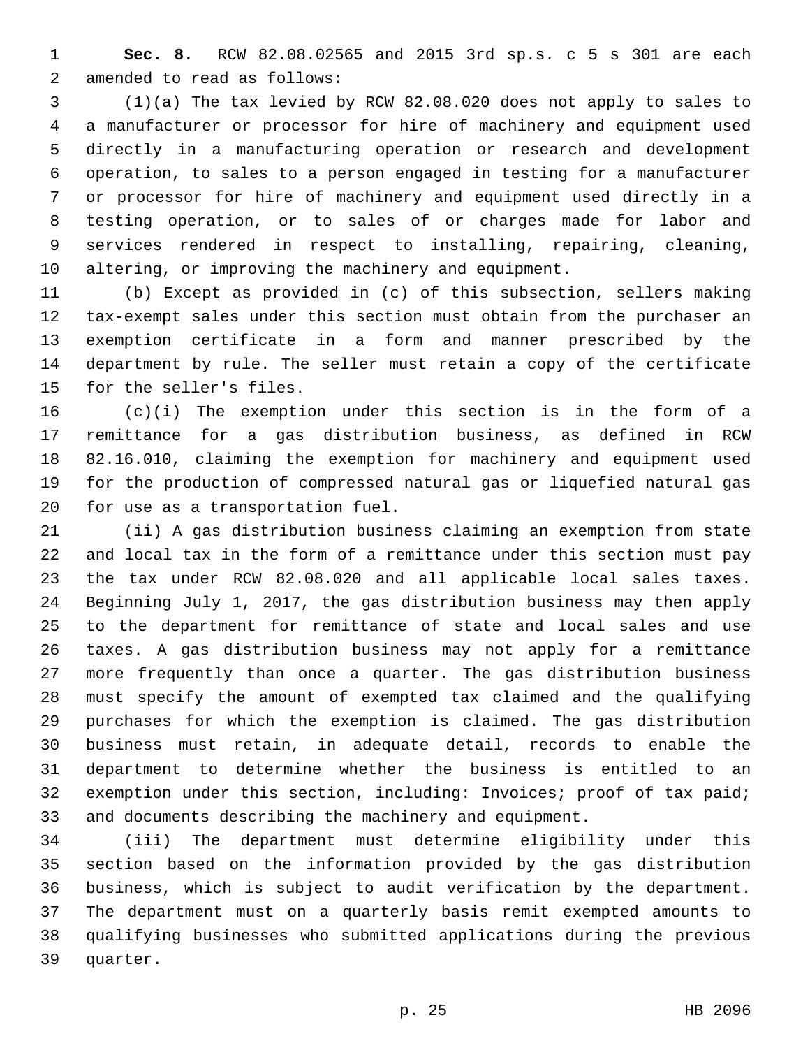**Sec. 8.** RCW 82.08.02565 and 2015 3rd sp.s. c 5 s 301 are each amended to read as follows:

(1)(a) The tax levied by RCW 82.08.020 does not apply to sales to a manufacturer or processor for hire of machinery and equipment used directly in a manufacturing operation or research and development operation, to sales to a person engaged in testing for a manufacturer or processor for hire of machinery and equipment used directly in a testing operation, or to sales of or charges made for labor and services rendered in respect to installing, repairing, cleaning, altering, or improving the machinery and equipment.

(b) Except as provided in (c) of this subsection, sellers making tax-exempt sales under this section must obtain from the purchaser an exemption certificate in a form and manner prescribed by the department by rule. The seller must retain a copy of the certificate for the seller's files.

(c)(i) The exemption under this section is in the form of a remittance for a gas distribution business, as defined in RCW 82.16.010, claiming the exemption for machinery and equipment used for the production of compressed natural gas or liquefied natural gas for use as a transportation fuel.

(ii) A gas distribution business claiming an exemption from state and local tax in the form of a remittance under this section must pay the tax under RCW 82.08.020 and all applicable local sales taxes. Beginning July 1, 2017, the gas distribution business may then apply to the department for remittance of state and local sales and use taxes. A gas distribution business may not apply for a remittance more frequently than once a quarter. The gas distribution business must specify the amount of exempted tax claimed and the qualifying purchases for which the exemption is claimed. The gas distribution business must retain, in adequate detail, records to enable the department to determine whether the business is entitled to an exemption under this section, including: Invoices; proof of tax paid; and documents describing the machinery and equipment.

(iii) The department must determine eligibility under this section based on the information provided by the gas distribution business, which is subject to audit verification by the department. The department must on a quarterly basis remit exempted amounts to qualifying businesses who submitted applications during the previous quarter.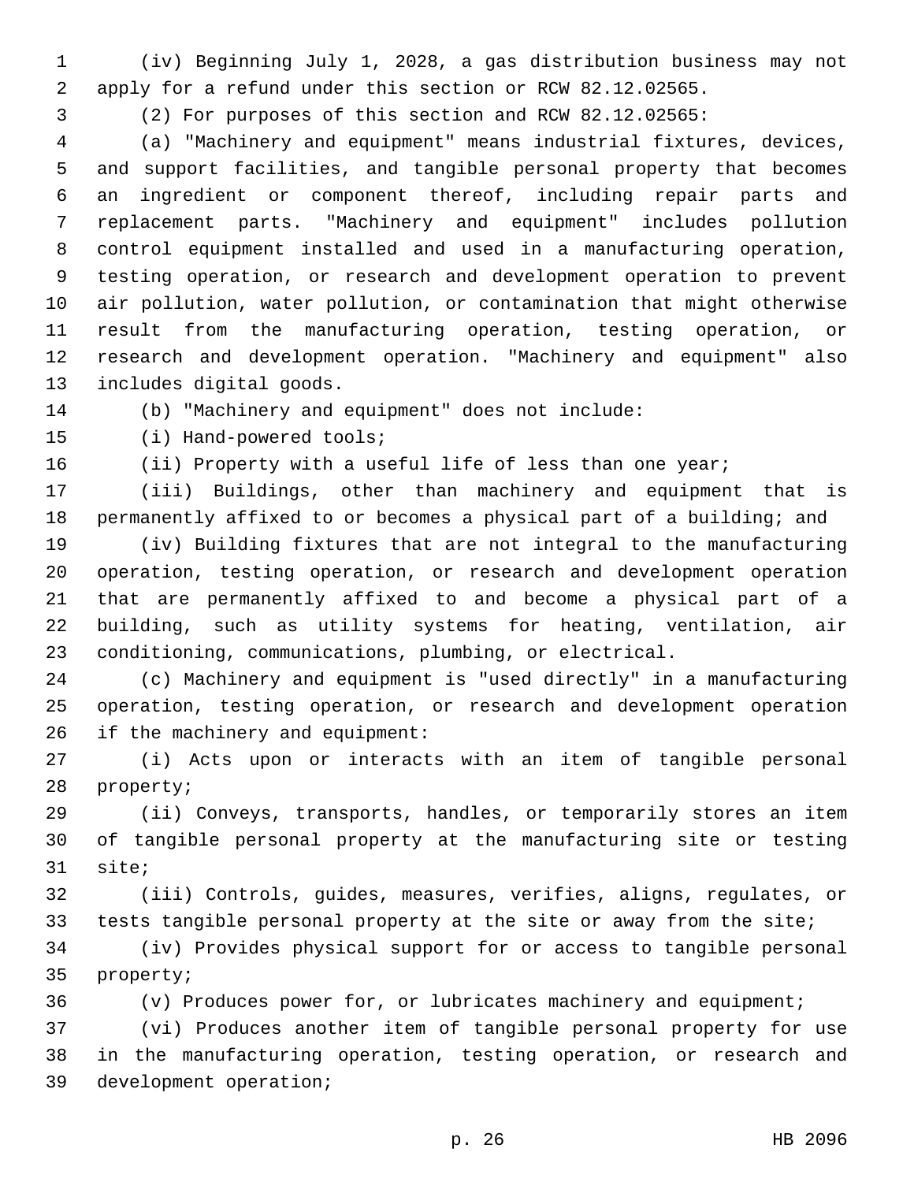(iv) Beginning July 1, 2028, a gas distribution business may not apply for a refund under this section or RCW 82.12.02565.

(2) For purposes of this section and RCW 82.12.02565:

(a) "Machinery and equipment" means industrial fixtures, devices, and support facilities, and tangible personal property that becomes an ingredient or component thereof, including repair parts and replacement parts. "Machinery and equipment" includes pollution control equipment installed and used in a manufacturing operation, testing operation, or research and development operation to prevent air pollution, water pollution, or contamination that might otherwise result from the manufacturing operation, testing operation, or research and development operation. "Machinery and equipment" also includes digital goods.

(b) "Machinery and equipment" does not include:

(i) Hand-powered tools;

(ii) Property with a useful life of less than one year;

(iii) Buildings, other than machinery and equipment that is permanently affixed to or becomes a physical part of a building; and

(iv) Building fixtures that are not integral to the manufacturing operation, testing operation, or research and development operation that are permanently affixed to and become a physical part of a building, such as utility systems for heating, ventilation, air conditioning, communications, plumbing, or electrical.

(c) Machinery and equipment is "used directly" in a manufacturing operation, testing operation, or research and development operation if the machinery and equipment:

(i) Acts upon or interacts with an item of tangible personal property;

(ii) Conveys, transports, handles, or temporarily stores an item of tangible personal property at the manufacturing site or testing site;

(iii) Controls, guides, measures, verifies, aligns, regulates, or tests tangible personal property at the site or away from the site;

(iv) Provides physical support for or access to tangible personal property;

(v) Produces power for, or lubricates machinery and equipment;

(vi) Produces another item of tangible personal property for use in the manufacturing operation, testing operation, or research and development operation;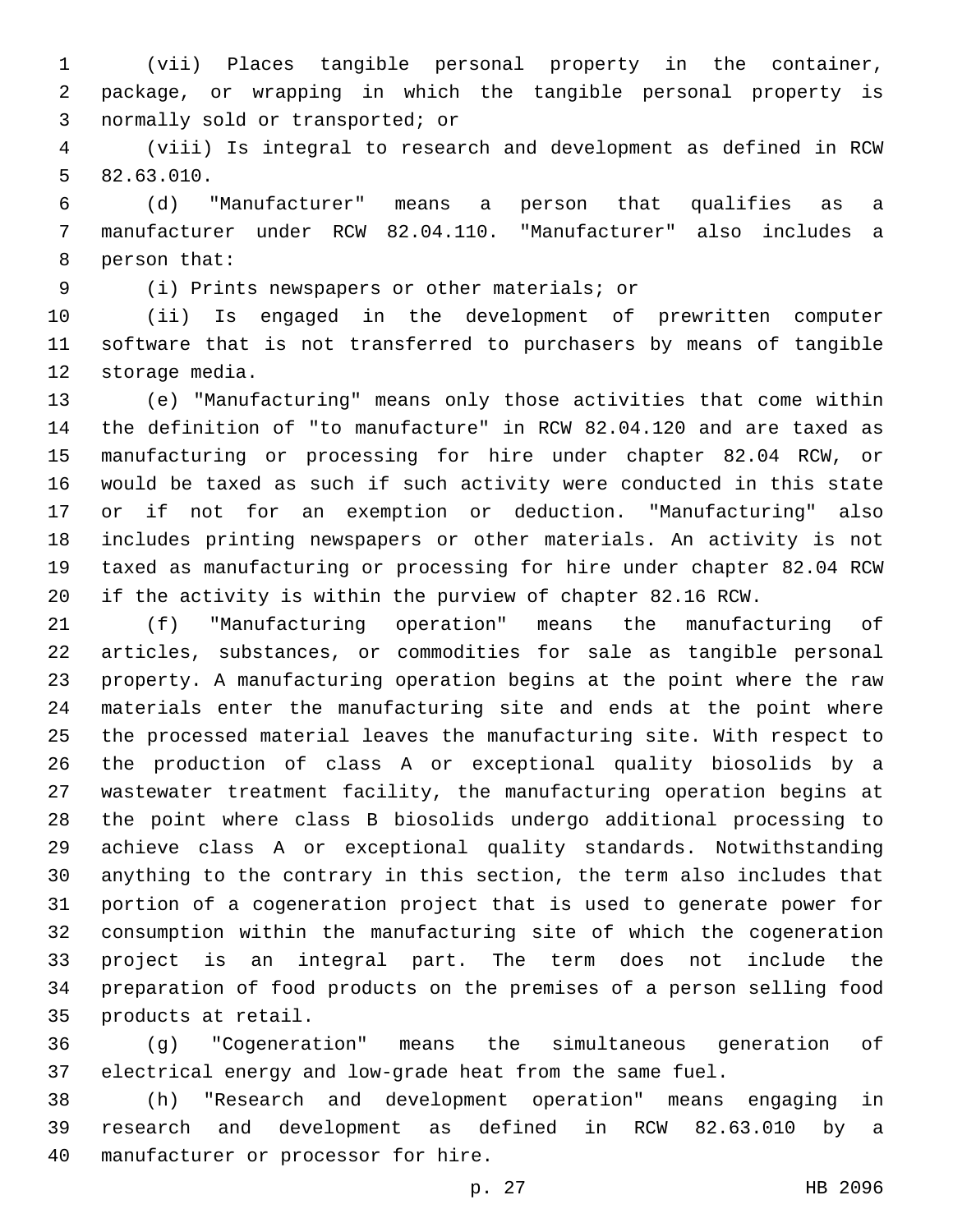(vii) Places tangible personal property in the container, package, or wrapping in which the tangible personal property is normally sold or transported; or

(viii) Is integral to research and development as defined in RCW 82.63.010.

(d) "Manufacturer" means a person that qualifies as a manufacturer under RCW 82.04.110. "Manufacturer" also includes a person that:

(i) Prints newspapers or other materials; or

(ii) Is engaged in the development of prewritten computer software that is not transferred to purchasers by means of tangible storage media.

(e) "Manufacturing" means only those activities that come within the definition of "to manufacture" in RCW 82.04.120 and are taxed as manufacturing or processing for hire under chapter 82.04 RCW, or would be taxed as such if such activity were conducted in this state or if not for an exemption or deduction. "Manufacturing" also includes printing newspapers or other materials. An activity is not taxed as manufacturing or processing for hire under chapter 82.04 RCW if the activity is within the purview of chapter 82.16 RCW.

(f) "Manufacturing operation" means the manufacturing of articles, substances, or commodities for sale as tangible personal property. A manufacturing operation begins at the point where the raw materials enter the manufacturing site and ends at the point where the processed material leaves the manufacturing site. With respect to the production of class A or exceptional quality biosolids by a wastewater treatment facility, the manufacturing operation begins at the point where class B biosolids undergo additional processing to achieve class A or exceptional quality standards. Notwithstanding anything to the contrary in this section, the term also includes that portion of a cogeneration project that is used to generate power for consumption within the manufacturing site of which the cogeneration project is an integral part. The term does not include the preparation of food products on the premises of a person selling food products at retail.

(g) "Cogeneration" means the simultaneous generation of electrical energy and low-grade heat from the same fuel.

(h) "Research and development operation" means engaging in research and development as defined in RCW 82.63.010 by a manufacturer or processor for hire.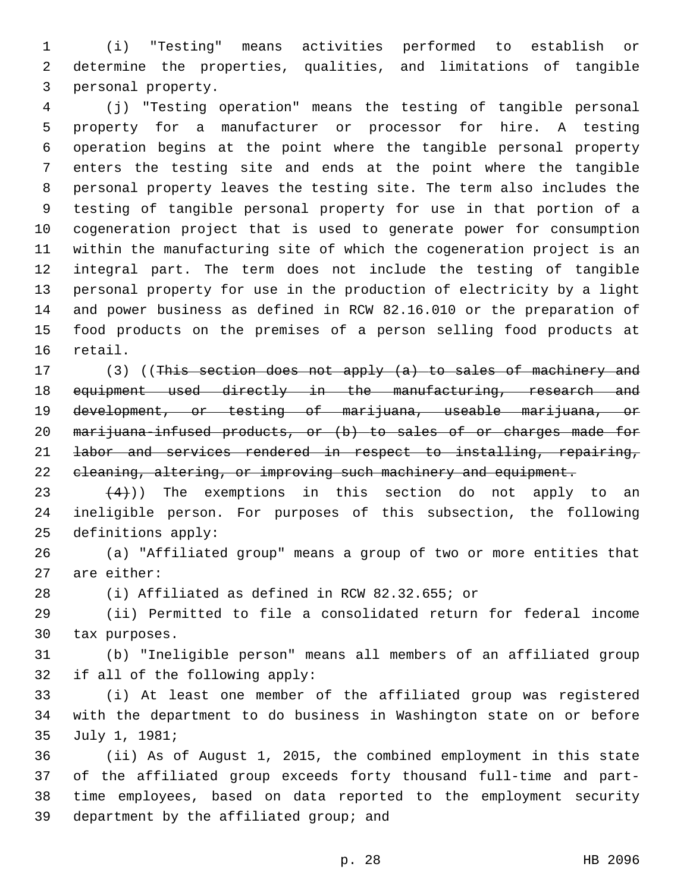(i) "Testing" means activities performed to establish or determine the properties, qualities, and limitations of tangible personal property.

(j) "Testing operation" means the testing of tangible personal property for a manufacturer or processor for hire. A testing operation begins at the point where the tangible personal property enters the testing site and ends at the point where the tangible personal property leaves the testing site. The term also includes the testing of tangible personal property for use in that portion of a cogeneration project that is used to generate power for consumption within the manufacturing site of which the cogeneration project is an integral part. The term does not include the testing of tangible personal property for use in the production of electricity by a light and power business as defined in RCW 82.16.010 or the preparation of food products on the premises of a person selling food products at retail.

(3) ((~~This section does not apply (a) to sales of machinery and equipment used directly in the manufacturing, research and development, or testing of marijuana, useable marijuana, or marijuana-infused products, or (b) to sales of or charges made for labor and services rendered in respect to installing, repairing, cleaning, altering, or improving such machinery and equipment.~~

~~(4)~~)) The exemptions in this section do not apply to an ineligible person. For purposes of this subsection, the following definitions apply:

(a) "Affiliated group" means a group of two or more entities that are either:

(i) Affiliated as defined in RCW 82.32.655; or

(ii) Permitted to file a consolidated return for federal income tax purposes.

(b) "Ineligible person" means all members of an affiliated group if all of the following apply:

(i) At least one member of the affiliated group was registered with the department to do business in Washington state on or before July 1, 1981;

(ii) As of August 1, 2015, the combined employment in this state of the affiliated group exceeds forty thousand full-time and part-time employees, based on data reported to the employment security department by the affiliated group; and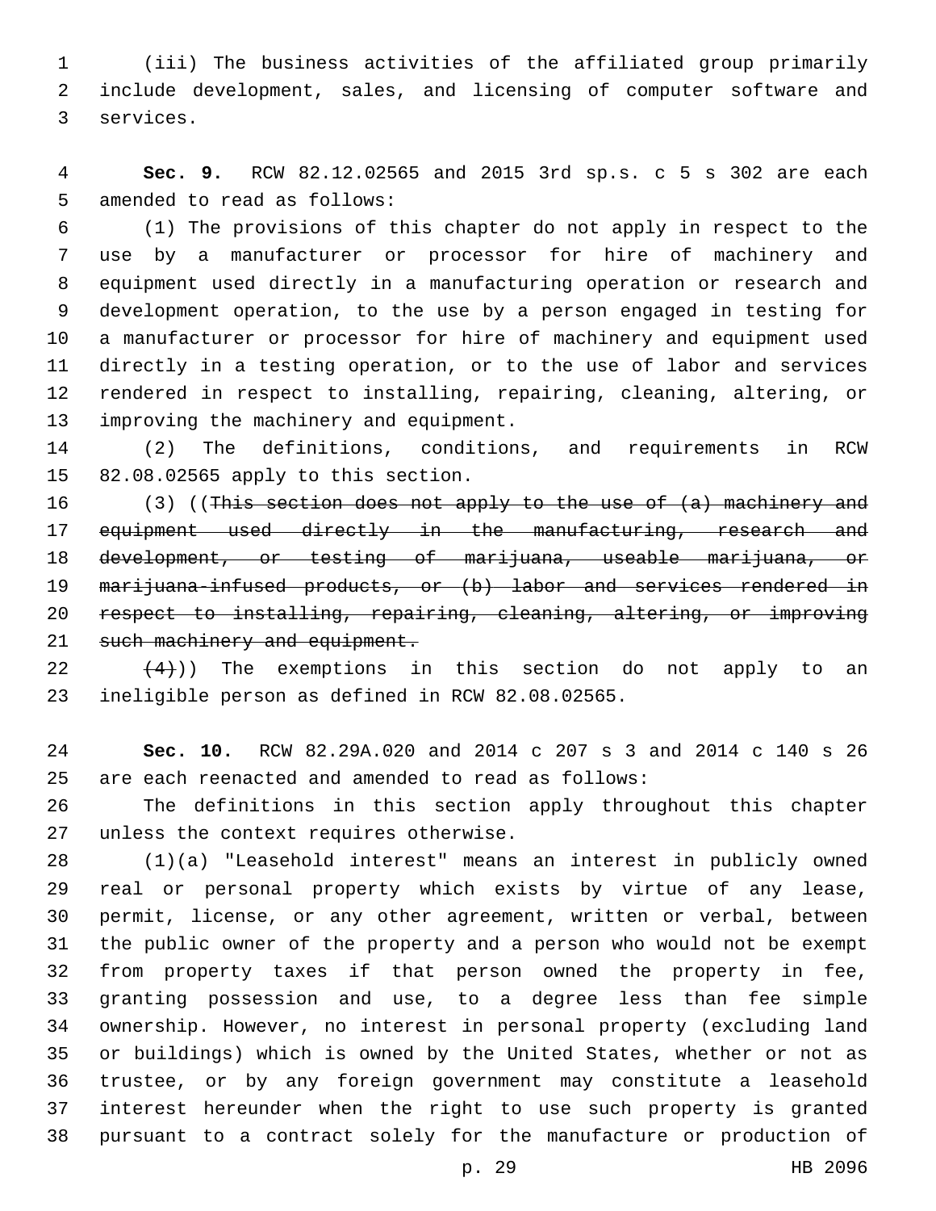(iii) The business activities of the affiliated group primarily include development, sales, and licensing of computer software and services.

**Sec. 9.** RCW 82.12.02565 and 2015 3rd sp.s. c 5 s 302 are each amended to read as follows:

(1) The provisions of this chapter do not apply in respect to the use by a manufacturer or processor for hire of machinery and equipment used directly in a manufacturing operation or research and development operation, to the use by a person engaged in testing for a manufacturer or processor for hire of machinery and equipment used directly in a testing operation, or to the use of labor and services rendered in respect to installing, repairing, cleaning, altering, or improving the machinery and equipment.

(2) The definitions, conditions, and requirements in RCW 82.08.02565 apply to this section.

(3) ((~~This section does not apply to the use of (a) machinery and equipment used directly in the manufacturing, research and development, or testing of marijuana, useable marijuana, or marijuana-infused products, or (b) labor and services rendered in respect to installing, repairing, cleaning, altering, or improving such machinery and equipment.~~

~~(4)~~)) The exemptions in this section do not apply to an ineligible person as defined in RCW 82.08.02565.

**Sec. 10.** RCW 82.29A.020 and 2014 c 207 s 3 and 2014 c 140 s 26 are each reenacted and amended to read as follows:

The definitions in this section apply throughout this chapter unless the context requires otherwise.

(1)(a) "Leasehold interest" means an interest in publicly owned real or personal property which exists by virtue of any lease, permit, license, or any other agreement, written or verbal, between the public owner of the property and a person who would not be exempt from property taxes if that person owned the property in fee, granting possession and use, to a degree less than fee simple ownership. However, no interest in personal property (excluding land or buildings) which is owned by the United States, whether or not as trustee, or by any foreign government may constitute a leasehold interest hereunder when the right to use such property is granted pursuant to a contract solely for the manufacture or production of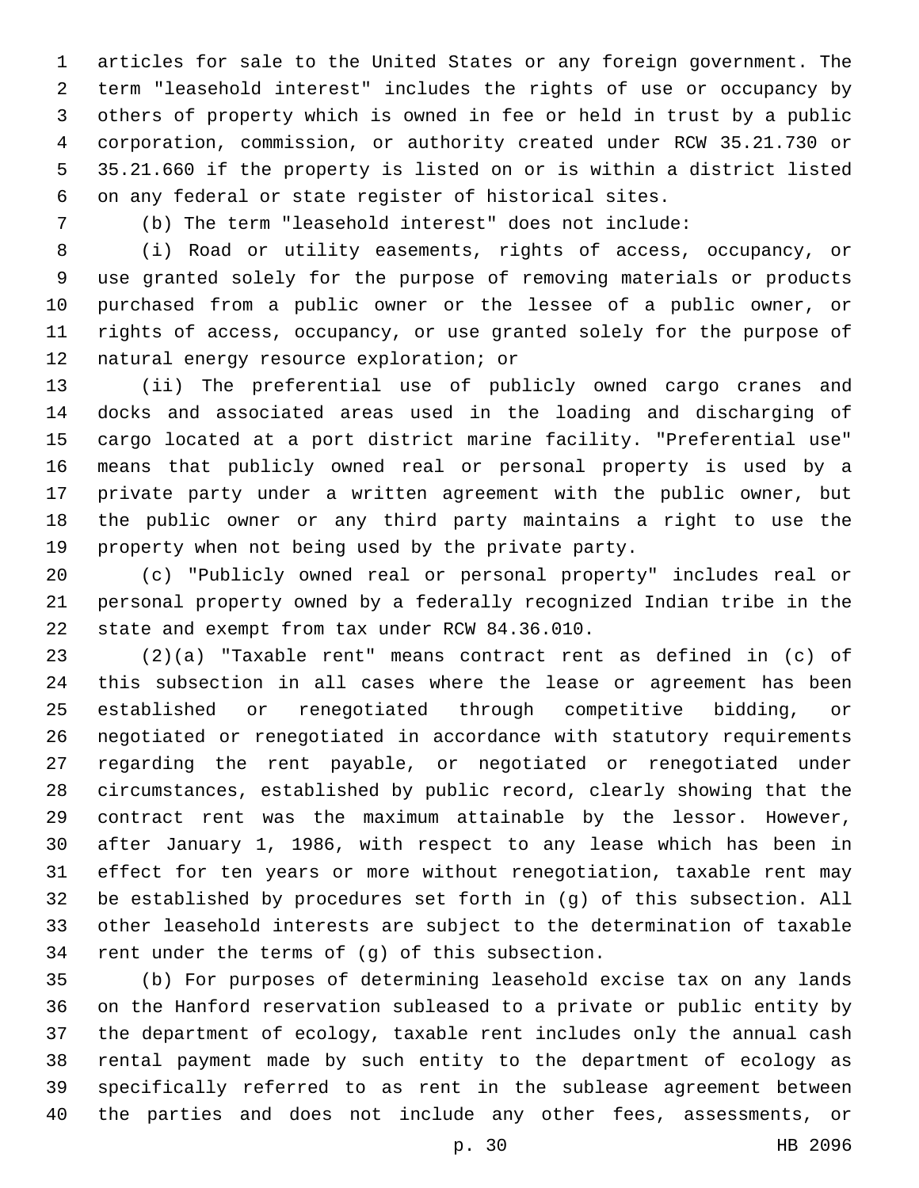articles for sale to the United States or any foreign government. The term "leasehold interest" includes the rights of use or occupancy by others of property which is owned in fee or held in trust by a public corporation, commission, or authority created under RCW 35.21.730 or 35.21.660 if the property is listed on or is within a district listed on any federal or state register of historical sites.

(b) The term "leasehold interest" does not include:

(i) Road or utility easements, rights of access, occupancy, or use granted solely for the purpose of removing materials or products purchased from a public owner or the lessee of a public owner, or rights of access, occupancy, or use granted solely for the purpose of natural energy resource exploration; or

(ii) The preferential use of publicly owned cargo cranes and docks and associated areas used in the loading and discharging of cargo located at a port district marine facility. "Preferential use" means that publicly owned real or personal property is used by a private party under a written agreement with the public owner, but the public owner or any third party maintains a right to use the property when not being used by the private party.

(c) "Publicly owned real or personal property" includes real or personal property owned by a federally recognized Indian tribe in the state and exempt from tax under RCW 84.36.010.

(2)(a) "Taxable rent" means contract rent as defined in (c) of this subsection in all cases where the lease or agreement has been established or renegotiated through competitive bidding, or negotiated or renegotiated in accordance with statutory requirements regarding the rent payable, or negotiated or renegotiated under circumstances, established by public record, clearly showing that the contract rent was the maximum attainable by the lessor. However, after January 1, 1986, with respect to any lease which has been in effect for ten years or more without renegotiation, taxable rent may be established by procedures set forth in (g) of this subsection. All other leasehold interests are subject to the determination of taxable rent under the terms of (g) of this subsection.

(b) For purposes of determining leasehold excise tax on any lands on the Hanford reservation subleased to a private or public entity by the department of ecology, taxable rent includes only the annual cash rental payment made by such entity to the department of ecology as specifically referred to as rent in the sublease agreement between the parties and does not include any other fees, assessments, or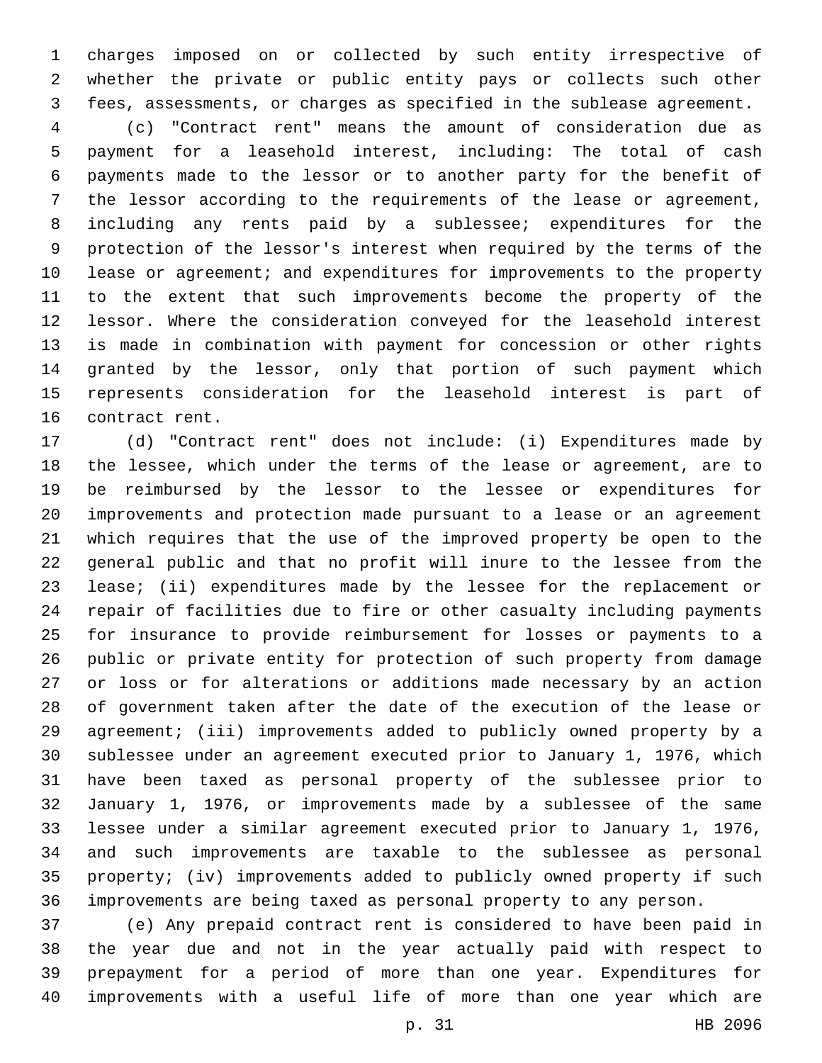charges imposed on or collected by such entity irrespective of whether the private or public entity pays or collects such other fees, assessments, or charges as specified in the sublease agreement.

(c) "Contract rent" means the amount of consideration due as payment for a leasehold interest, including: The total of cash payments made to the lessor or to another party for the benefit of the lessor according to the requirements of the lease or agreement, including any rents paid by a sublessee; expenditures for the protection of the lessor's interest when required by the terms of the lease or agreement; and expenditures for improvements to the property to the extent that such improvements become the property of the lessor. Where the consideration conveyed for the leasehold interest is made in combination with payment for concession or other rights granted by the lessor, only that portion of such payment which represents consideration for the leasehold interest is part of contract rent.

(d) "Contract rent" does not include: (i) Expenditures made by the lessee, which under the terms of the lease or agreement, are to be reimbursed by the lessor to the lessee or expenditures for improvements and protection made pursuant to a lease or an agreement which requires that the use of the improved property be open to the general public and that no profit will inure to the lessee from the lease; (ii) expenditures made by the lessee for the replacement or repair of facilities due to fire or other casualty including payments for insurance to provide reimbursement for losses or payments to a public or private entity for protection of such property from damage or loss or for alterations or additions made necessary by an action of government taken after the date of the execution of the lease or agreement; (iii) improvements added to publicly owned property by a sublessee under an agreement executed prior to January 1, 1976, which have been taxed as personal property of the sublessee prior to January 1, 1976, or improvements made by a sublessee of the same lessee under a similar agreement executed prior to January 1, 1976, and such improvements are taxable to the sublessee as personal property; (iv) improvements added to publicly owned property if such improvements are being taxed as personal property to any person.

(e) Any prepaid contract rent is considered to have been paid in the year due and not in the year actually paid with respect to prepayment for a period of more than one year. Expenditures for improvements with a useful life of more than one year which are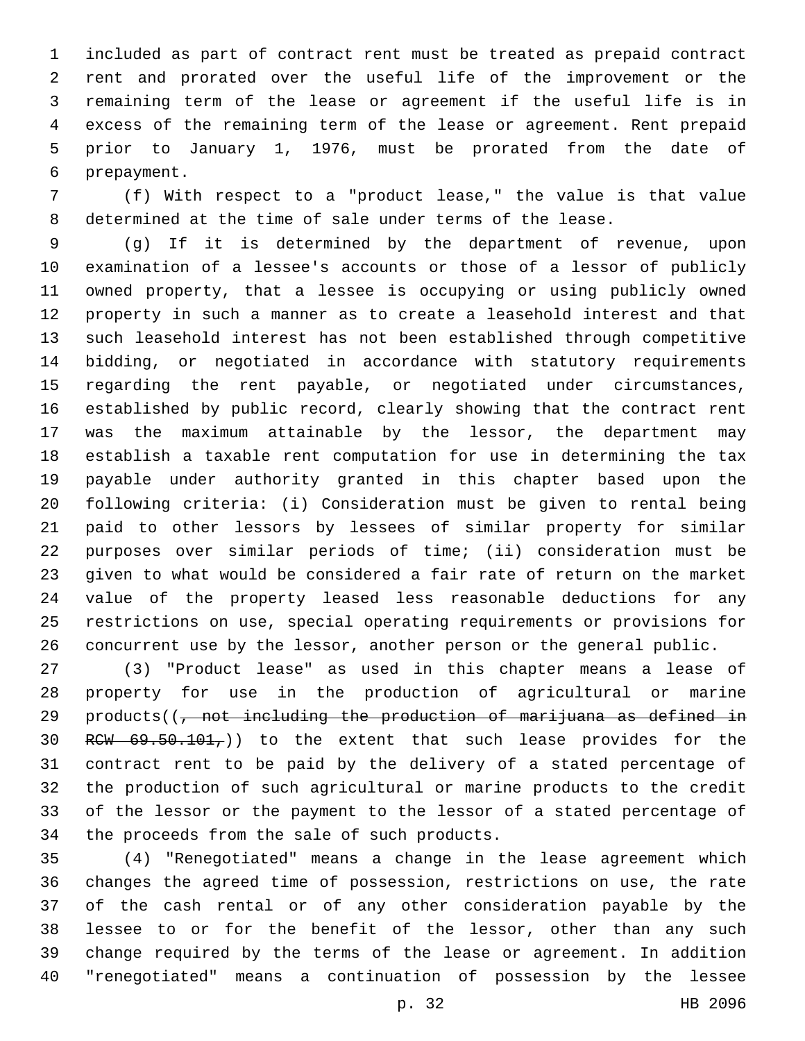included as part of contract rent must be treated as prepaid contract rent and prorated over the useful life of the improvement or the remaining term of the lease or agreement if the useful life is in excess of the remaining term of the lease or agreement. Rent prepaid prior to January 1, 1976, must be prorated from the date of prepayment.

(f) With respect to a "product lease," the value is that value determined at the time of sale under terms of the lease.

(g) If it is determined by the department of revenue, upon examination of a lessee's accounts or those of a lessor of publicly owned property, that a lessee is occupying or using publicly owned property in such a manner as to create a leasehold interest and that such leasehold interest has not been established through competitive bidding, or negotiated in accordance with statutory requirements regarding the rent payable, or negotiated under circumstances, established by public record, clearly showing that the contract rent was the maximum attainable by the lessor, the department may establish a taxable rent computation for use in determining the tax payable under authority granted in this chapter based upon the following criteria: (i) Consideration must be given to rental being paid to other lessors by lessees of similar property for similar purposes over similar periods of time; (ii) consideration must be given to what would be considered a fair rate of return on the market value of the property leased less reasonable deductions for any restrictions on use, special operating requirements or provisions for concurrent use by the lessor, another person or the general public.

(3) "Product lease" as used in this chapter means a lease of property for use in the production of agricultural or marine products((~~, not including the production of marijuana as defined in RCW 69.50.101,~~)) to the extent that such lease provides for the contract rent to be paid by the delivery of a stated percentage of the production of such agricultural or marine products to the credit of the lessor or the payment to the lessor of a stated percentage of the proceeds from the sale of such products.

(4) "Renegotiated" means a change in the lease agreement which changes the agreed time of possession, restrictions on use, the rate of the cash rental or of any other consideration payable by the lessee to or for the benefit of the lessor, other than any such change required by the terms of the lease or agreement. In addition "renegotiated" means a continuation of possession by the lessee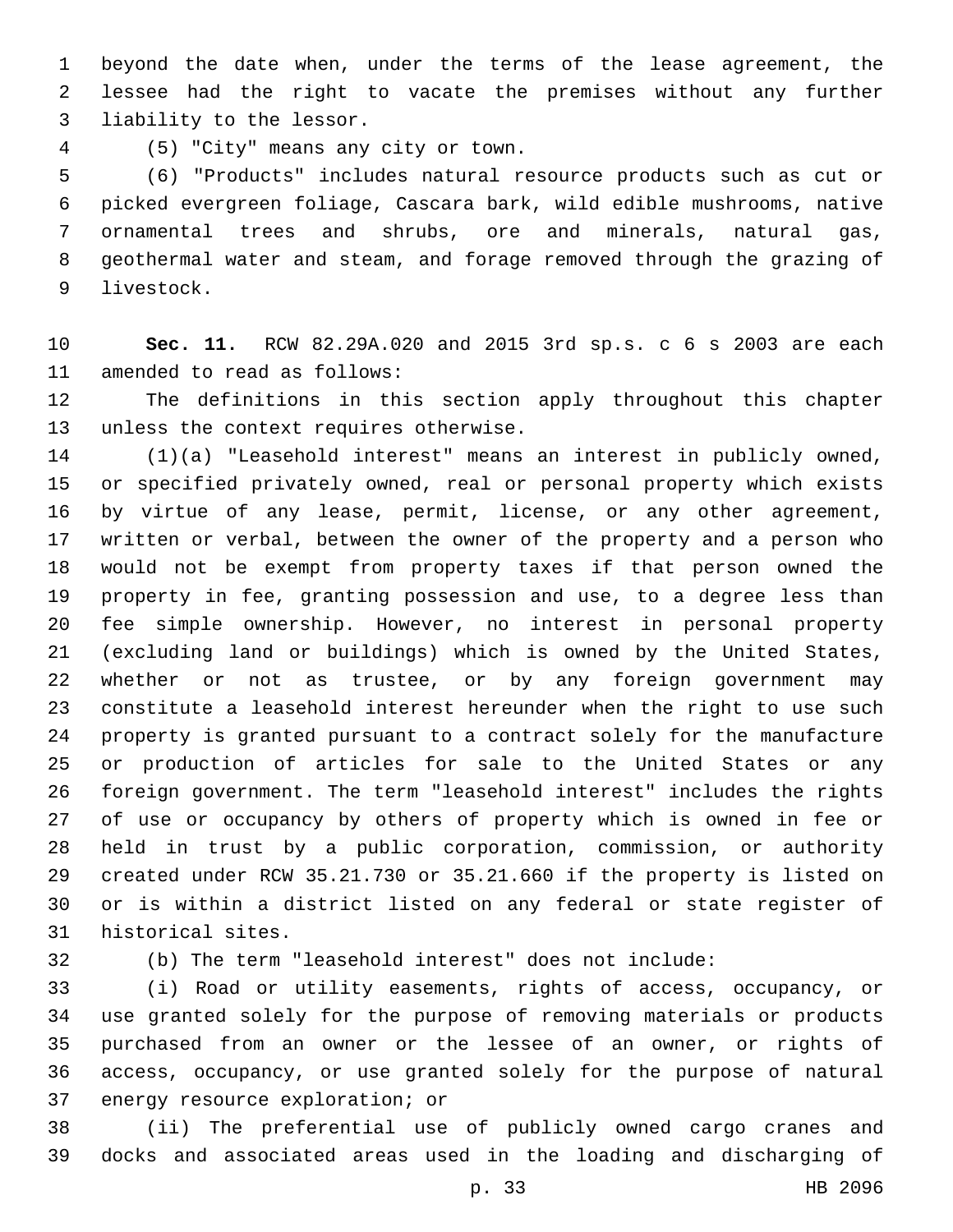beyond the date when, under the terms of the lease agreement, the lessee had the right to vacate the premises without any further liability to the lessor.

(5) "City" means any city or town.

(6) "Products" includes natural resource products such as cut or picked evergreen foliage, Cascara bark, wild edible mushrooms, native ornamental trees and shrubs, ore and minerals, natural gas, geothermal water and steam, and forage removed through the grazing of livestock.

**Sec. 11.** RCW 82.29A.020 and 2015 3rd sp.s. c 6 s 2003 are each amended to read as follows:

The definitions in this section apply throughout this chapter unless the context requires otherwise.

(1)(a) "Leasehold interest" means an interest in publicly owned, or specified privately owned, real or personal property which exists by virtue of any lease, permit, license, or any other agreement, written or verbal, between the owner of the property and a person who would not be exempt from property taxes if that person owned the property in fee, granting possession and use, to a degree less than fee simple ownership. However, no interest in personal property (excluding land or buildings) which is owned by the United States, whether or not as trustee, or by any foreign government may constitute a leasehold interest hereunder when the right to use such property is granted pursuant to a contract solely for the manufacture or production of articles for sale to the United States or any foreign government. The term "leasehold interest" includes the rights of use or occupancy by others of property which is owned in fee or held in trust by a public corporation, commission, or authority created under RCW 35.21.730 or 35.21.660 if the property is listed on or is within a district listed on any federal or state register of historical sites.

(b) The term "leasehold interest" does not include:

(i) Road or utility easements, rights of access, occupancy, or use granted solely for the purpose of removing materials or products purchased from an owner or the lessee of an owner, or rights of access, occupancy, or use granted solely for the purpose of natural energy resource exploration; or

(ii) The preferential use of publicly owned cargo cranes and docks and associated areas used in the loading and discharging of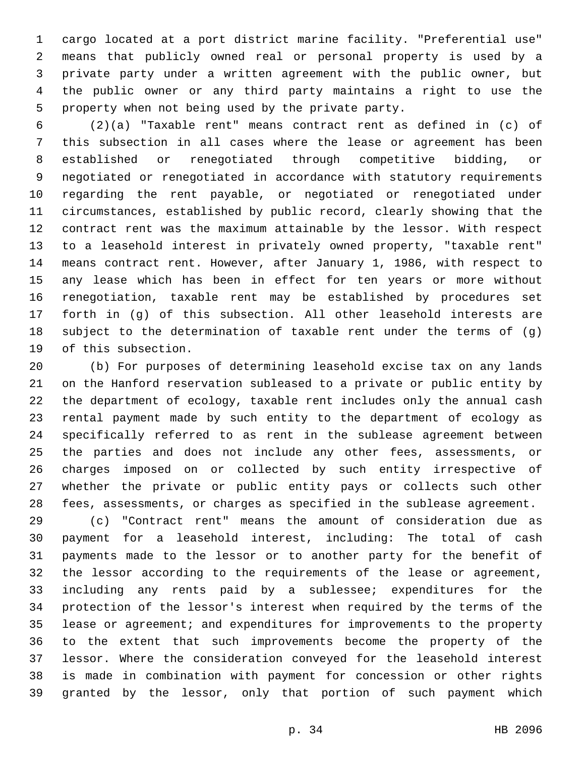cargo located at a port district marine facility. "Preferential use" means that publicly owned real or personal property is used by a private party under a written agreement with the public owner, but the public owner or any third party maintains a right to use the property when not being used by the private party.

(2)(a) "Taxable rent" means contract rent as defined in (c) of this subsection in all cases where the lease or agreement has been established or renegotiated through competitive bidding, or negotiated or renegotiated in accordance with statutory requirements regarding the rent payable, or negotiated or renegotiated under circumstances, established by public record, clearly showing that the contract rent was the maximum attainable by the lessor. With respect to a leasehold interest in privately owned property, "taxable rent" means contract rent. However, after January 1, 1986, with respect to any lease which has been in effect for ten years or more without renegotiation, taxable rent may be established by procedures set forth in (g) of this subsection. All other leasehold interests are subject to the determination of taxable rent under the terms of (g) of this subsection.

(b) For purposes of determining leasehold excise tax on any lands on the Hanford reservation subleased to a private or public entity by the department of ecology, taxable rent includes only the annual cash rental payment made by such entity to the department of ecology as specifically referred to as rent in the sublease agreement between the parties and does not include any other fees, assessments, or charges imposed on or collected by such entity irrespective of whether the private or public entity pays or collects such other fees, assessments, or charges as specified in the sublease agreement.

(c) "Contract rent" means the amount of consideration due as payment for a leasehold interest, including: The total of cash payments made to the lessor or to another party for the benefit of the lessor according to the requirements of the lease or agreement, including any rents paid by a sublessee; expenditures for the protection of the lessor's interest when required by the terms of the lease or agreement; and expenditures for improvements to the property to the extent that such improvements become the property of the lessor. Where the consideration conveyed for the leasehold interest is made in combination with payment for concession or other rights granted by the lessor, only that portion of such payment which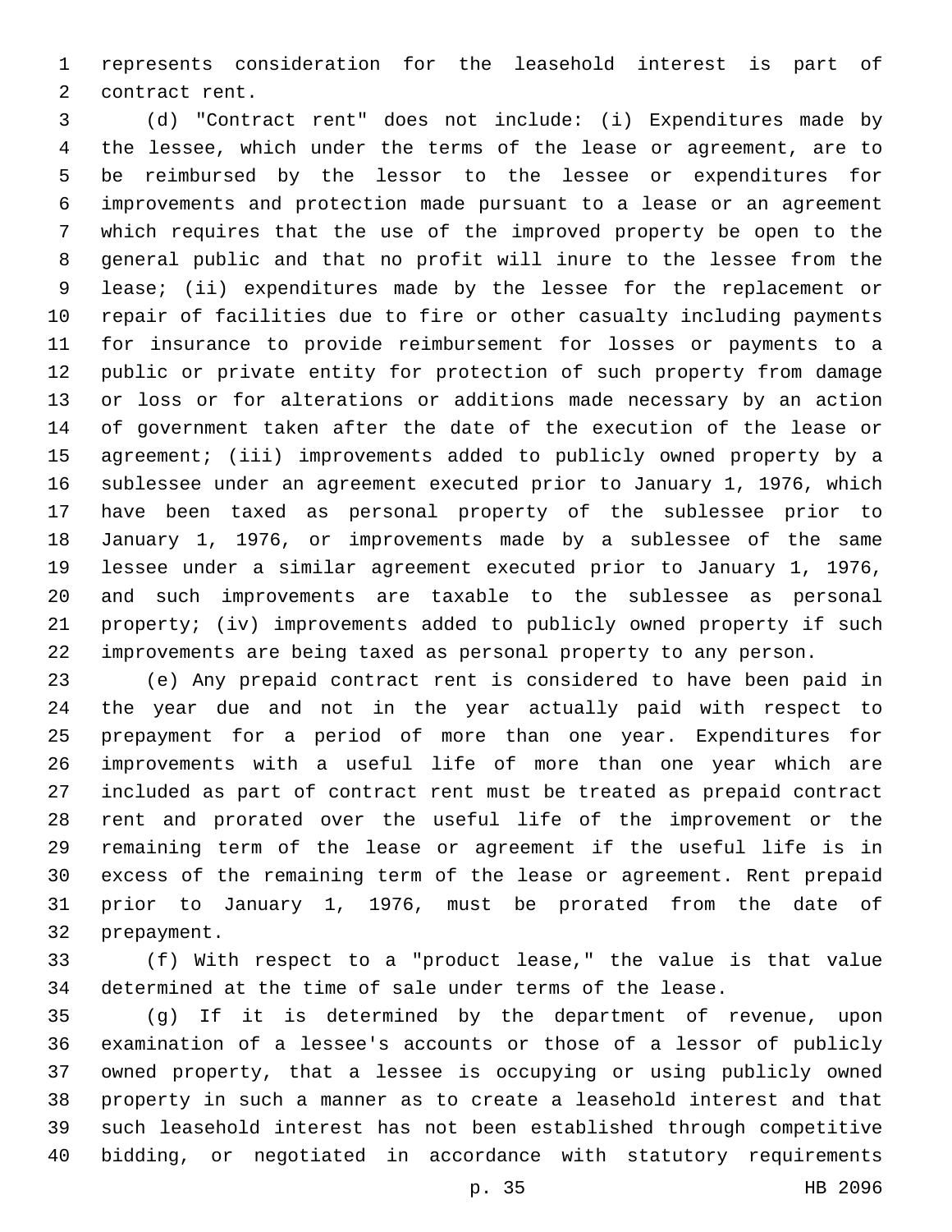represents consideration for the leasehold interest is part of contract rent.

(d) "Contract rent" does not include: (i) Expenditures made by the lessee, which under the terms of the lease or agreement, are to be reimbursed by the lessor to the lessee or expenditures for improvements and protection made pursuant to a lease or an agreement which requires that the use of the improved property be open to the general public and that no profit will inure to the lessee from the lease; (ii) expenditures made by the lessee for the replacement or repair of facilities due to fire or other casualty including payments for insurance to provide reimbursement for losses or payments to a public or private entity for protection of such property from damage or loss or for alterations or additions made necessary by an action of government taken after the date of the execution of the lease or agreement; (iii) improvements added to publicly owned property by a sublessee under an agreement executed prior to January 1, 1976, which have been taxed as personal property of the sublessee prior to January 1, 1976, or improvements made by a sublessee of the same lessee under a similar agreement executed prior to January 1, 1976, and such improvements are taxable to the sublessee as personal property; (iv) improvements added to publicly owned property if such improvements are being taxed as personal property to any person.

(e) Any prepaid contract rent is considered to have been paid in the year due and not in the year actually paid with respect to prepayment for a period of more than one year. Expenditures for improvements with a useful life of more than one year which are included as part of contract rent must be treated as prepaid contract rent and prorated over the useful life of the improvement or the remaining term of the lease or agreement if the useful life is in excess of the remaining term of the lease or agreement. Rent prepaid prior to January 1, 1976, must be prorated from the date of prepayment.

(f) With respect to a "product lease," the value is that value determined at the time of sale under terms of the lease.

(g) If it is determined by the department of revenue, upon examination of a lessee's accounts or those of a lessor of publicly owned property, that a lessee is occupying or using publicly owned property in such a manner as to create a leasehold interest and that such leasehold interest has not been established through competitive bidding, or negotiated in accordance with statutory requirements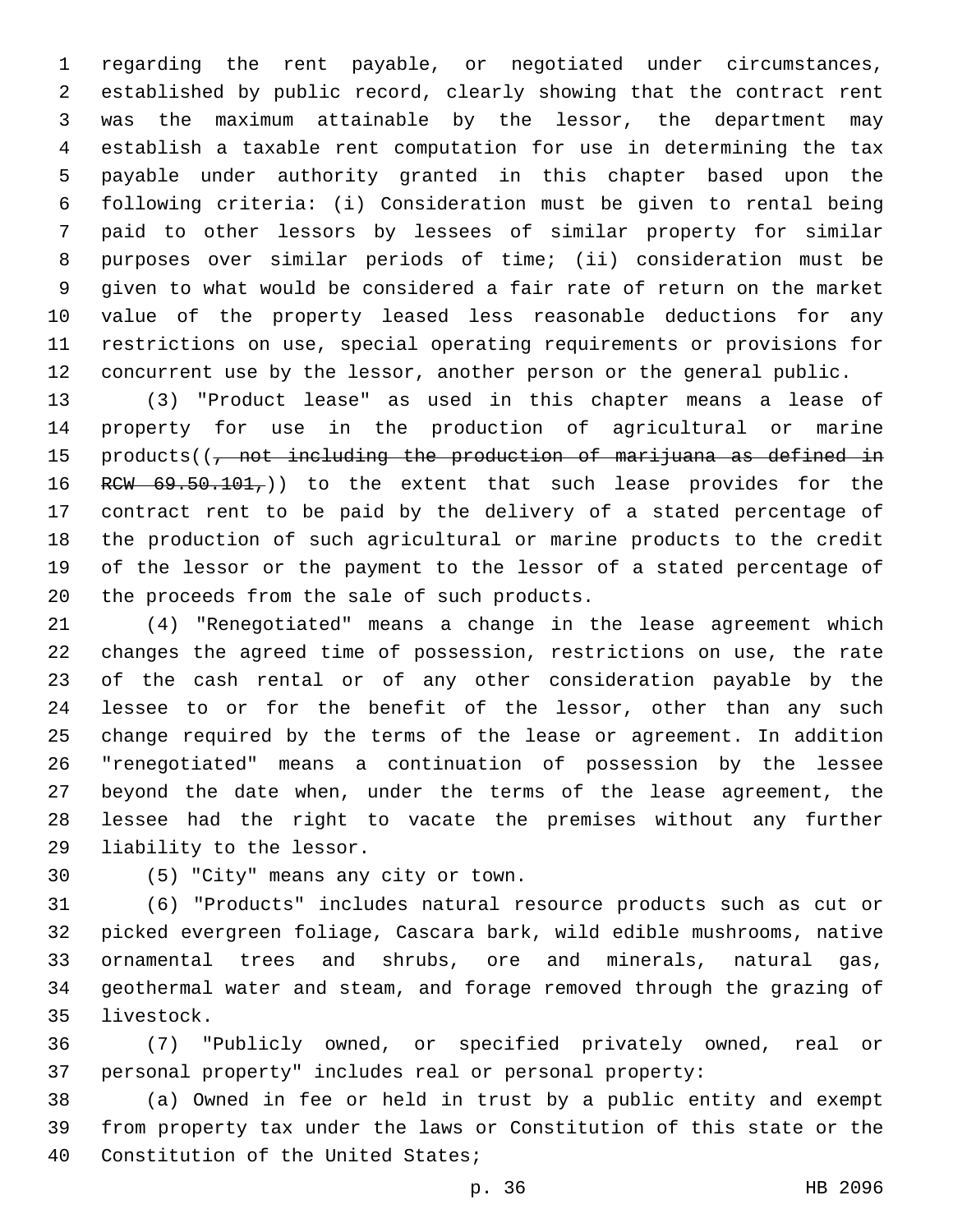regarding the rent payable, or negotiated under circumstances, established by public record, clearly showing that the contract rent was the maximum attainable by the lessor, the department may establish a taxable rent computation for use in determining the tax payable under authority granted in this chapter based upon the following criteria: (i) Consideration must be given to rental being paid to other lessors by lessees of similar property for similar purposes over similar periods of time; (ii) consideration must be given to what would be considered a fair rate of return on the market value of the property leased less reasonable deductions for any restrictions on use, special operating requirements or provisions for concurrent use by the lessor, another person or the general public.

(3) "Product lease" as used in this chapter means a lease of property for use in the production of agricultural or marine products((~~, not including the production of marijuana as defined in RCW 69.50.101,~~)) to the extent that such lease provides for the contract rent to be paid by the delivery of a stated percentage of the production of such agricultural or marine products to the credit of the lessor or the payment to the lessor of a stated percentage of the proceeds from the sale of such products.

(4) "Renegotiated" means a change in the lease agreement which changes the agreed time of possession, restrictions on use, the rate of the cash rental or of any other consideration payable by the lessee to or for the benefit of the lessor, other than any such change required by the terms of the lease or agreement. In addition "renegotiated" means a continuation of possession by the lessee beyond the date when, under the terms of the lease agreement, the lessee had the right to vacate the premises without any further liability to the lessor.

(5) "City" means any city or town.

(6) "Products" includes natural resource products such as cut or picked evergreen foliage, Cascara bark, wild edible mushrooms, native ornamental trees and shrubs, ore and minerals, natural gas, geothermal water and steam, and forage removed through the grazing of livestock.

(7) "Publicly owned, or specified privately owned, real or personal property" includes real or personal property:

(a) Owned in fee or held in trust by a public entity and exempt from property tax under the laws or Constitution of this state or the Constitution of the United States;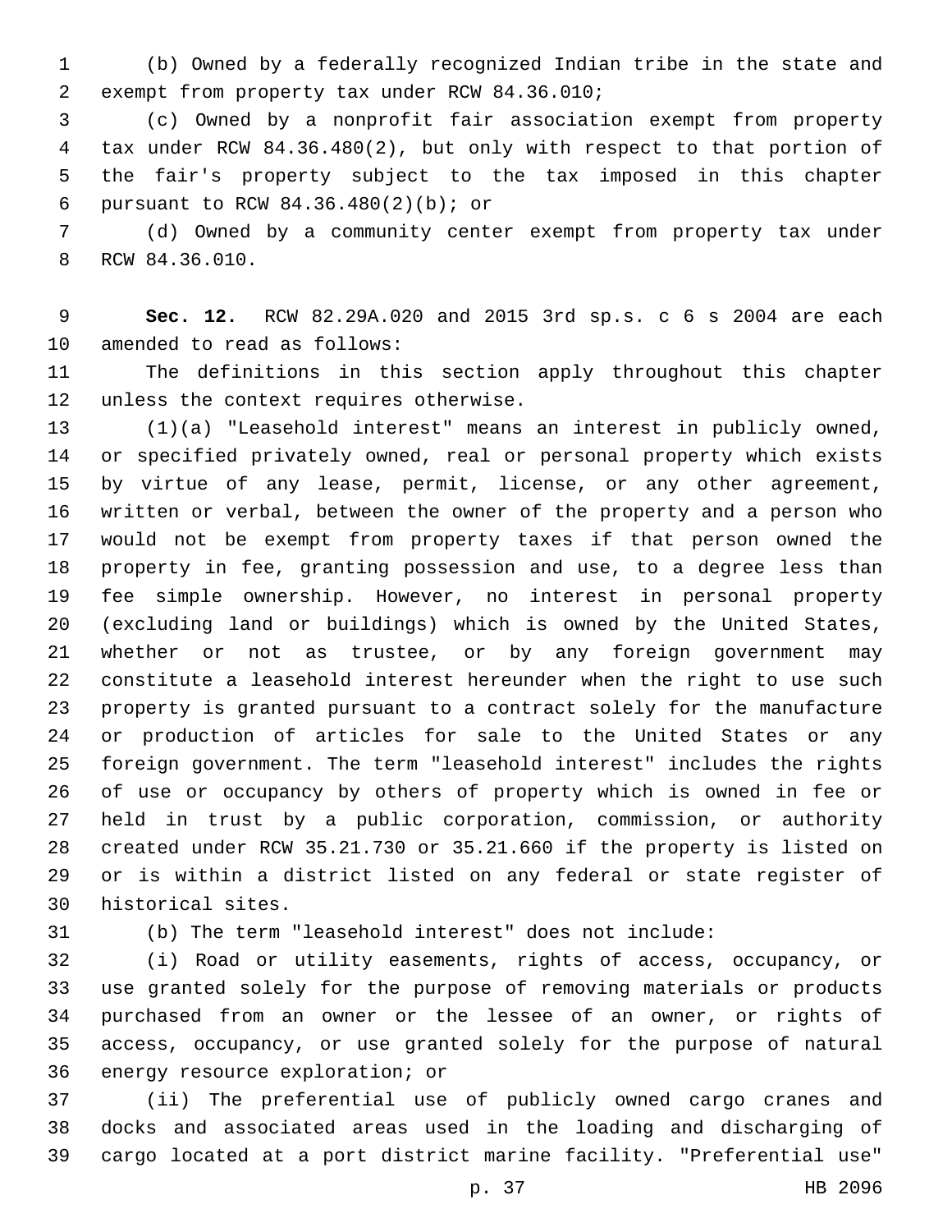(b) Owned by a federally recognized Indian tribe in the state and exempt from property tax under RCW 84.36.010;

(c) Owned by a nonprofit fair association exempt from property tax under RCW 84.36.480(2), but only with respect to that portion of the fair's property subject to the tax imposed in this chapter pursuant to RCW 84.36.480(2)(b); or

(d) Owned by a community center exempt from property tax under RCW 84.36.010.

**Sec. 12.** RCW 82.29A.020 and 2015 3rd sp.s. c 6 s 2004 are each amended to read as follows:

The definitions in this section apply throughout this chapter unless the context requires otherwise.

(1)(a) "Leasehold interest" means an interest in publicly owned, or specified privately owned, real or personal property which exists by virtue of any lease, permit, license, or any other agreement, written or verbal, between the owner of the property and a person who would not be exempt from property taxes if that person owned the property in fee, granting possession and use, to a degree less than fee simple ownership. However, no interest in personal property (excluding land or buildings) which is owned by the United States, whether or not as trustee, or by any foreign government may constitute a leasehold interest hereunder when the right to use such property is granted pursuant to a contract solely for the manufacture or production of articles for sale to the United States or any foreign government. The term "leasehold interest" includes the rights of use or occupancy by others of property which is owned in fee or held in trust by a public corporation, commission, or authority created under RCW 35.21.730 or 35.21.660 if the property is listed on or is within a district listed on any federal or state register of historical sites.

(b) The term "leasehold interest" does not include:

(i) Road or utility easements, rights of access, occupancy, or use granted solely for the purpose of removing materials or products purchased from an owner or the lessee of an owner, or rights of access, occupancy, or use granted solely for the purpose of natural energy resource exploration; or

(ii) The preferential use of publicly owned cargo cranes and docks and associated areas used in the loading and discharging of cargo located at a port district marine facility. "Preferential use"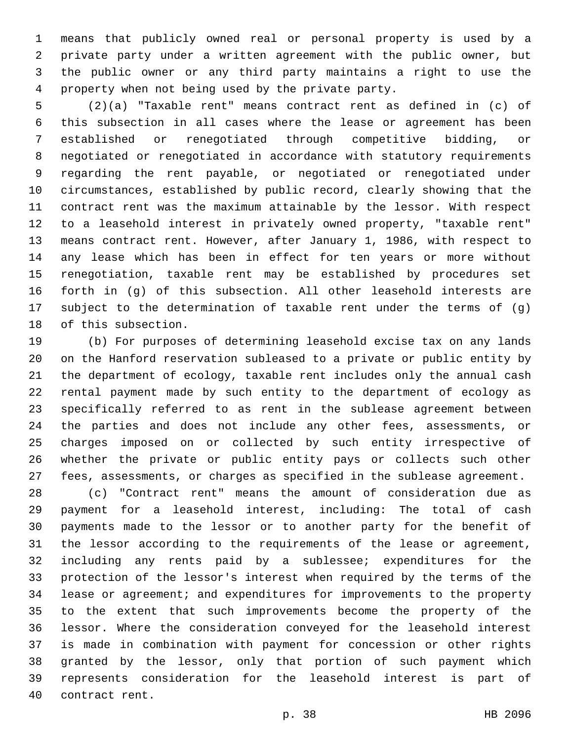means that publicly owned real or personal property is used by a private party under a written agreement with the public owner, but the public owner or any third party maintains a right to use the property when not being used by the private party.

(2)(a) "Taxable rent" means contract rent as defined in (c) of this subsection in all cases where the lease or agreement has been established or renegotiated through competitive bidding, or negotiated or renegotiated in accordance with statutory requirements regarding the rent payable, or negotiated or renegotiated under circumstances, established by public record, clearly showing that the contract rent was the maximum attainable by the lessor. With respect to a leasehold interest in privately owned property, "taxable rent" means contract rent. However, after January 1, 1986, with respect to any lease which has been in effect for ten years or more without renegotiation, taxable rent may be established by procedures set forth in (g) of this subsection. All other leasehold interests are subject to the determination of taxable rent under the terms of (g) of this subsection.

(b) For purposes of determining leasehold excise tax on any lands on the Hanford reservation subleased to a private or public entity by the department of ecology, taxable rent includes only the annual cash rental payment made by such entity to the department of ecology as specifically referred to as rent in the sublease agreement between the parties and does not include any other fees, assessments, or charges imposed on or collected by such entity irrespective of whether the private or public entity pays or collects such other fees, assessments, or charges as specified in the sublease agreement.

(c) "Contract rent" means the amount of consideration due as payment for a leasehold interest, including: The total of cash payments made to the lessor or to another party for the benefit of the lessor according to the requirements of the lease or agreement, including any rents paid by a sublessee; expenditures for the protection of the lessor's interest when required by the terms of the lease or agreement; and expenditures for improvements to the property to the extent that such improvements become the property of the lessor. Where the consideration conveyed for the leasehold interest is made in combination with payment for concession or other rights granted by the lessor, only that portion of such payment which represents consideration for the leasehold interest is part of contract rent.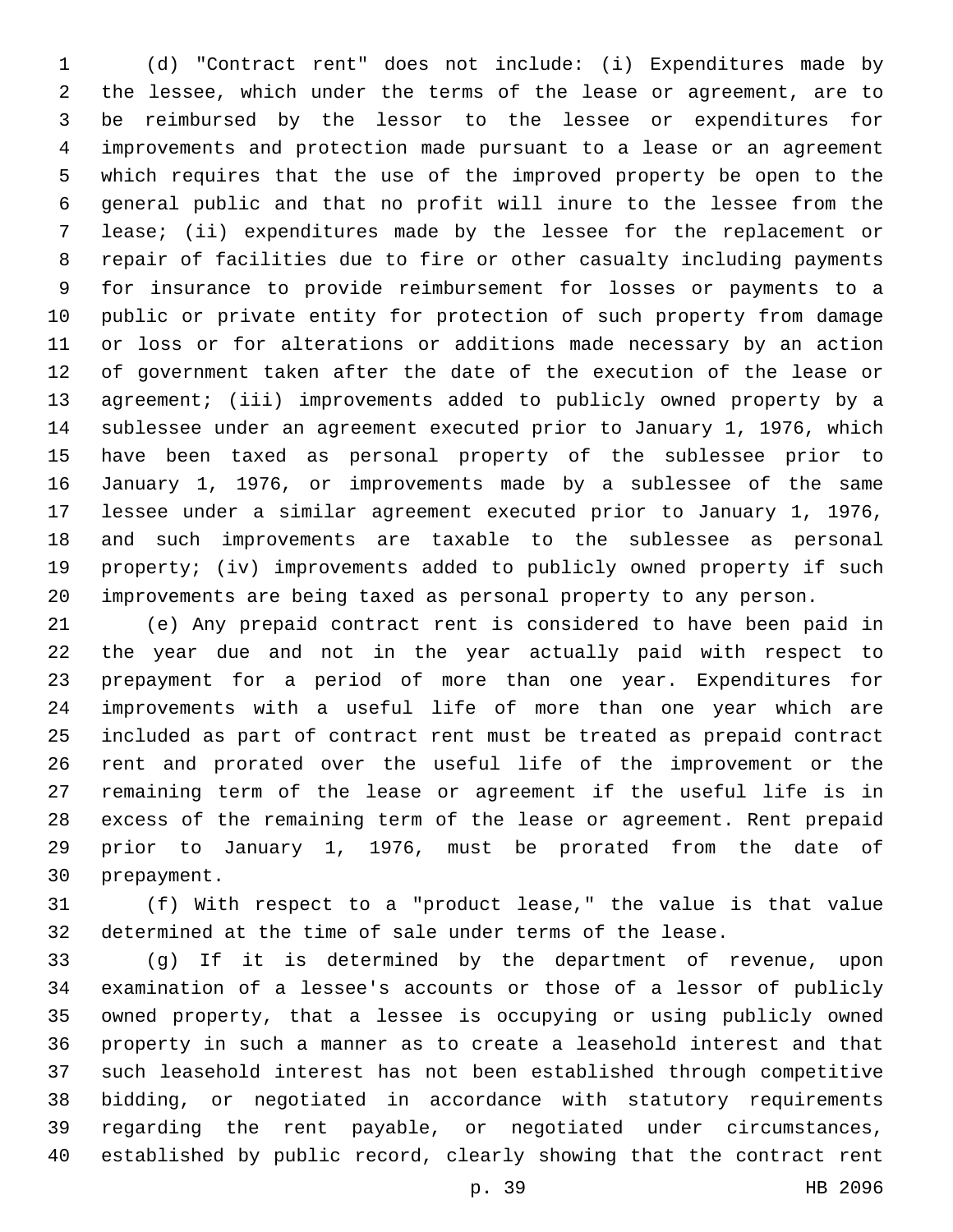(d) "Contract rent" does not include: (i) Expenditures made by the lessee, which under the terms of the lease or agreement, are to be reimbursed by the lessor to the lessee or expenditures for improvements and protection made pursuant to a lease or an agreement which requires that the use of the improved property be open to the general public and that no profit will inure to the lessee from the lease; (ii) expenditures made by the lessee for the replacement or repair of facilities due to fire or other casualty including payments for insurance to provide reimbursement for losses or payments to a public or private entity for protection of such property from damage or loss or for alterations or additions made necessary by an action of government taken after the date of the execution of the lease or agreement; (iii) improvements added to publicly owned property by a sublessee under an agreement executed prior to January 1, 1976, which have been taxed as personal property of the sublessee prior to January 1, 1976, or improvements made by a sublessee of the same lessee under a similar agreement executed prior to January 1, 1976, and such improvements are taxable to the sublessee as personal property; (iv) improvements added to publicly owned property if such improvements are being taxed as personal property to any person.

(e) Any prepaid contract rent is considered to have been paid in the year due and not in the year actually paid with respect to prepayment for a period of more than one year. Expenditures for improvements with a useful life of more than one year which are included as part of contract rent must be treated as prepaid contract rent and prorated over the useful life of the improvement or the remaining term of the lease or agreement if the useful life is in excess of the remaining term of the lease or agreement. Rent prepaid prior to January 1, 1976, must be prorated from the date of prepayment.

(f) With respect to a "product lease," the value is that value determined at the time of sale under terms of the lease.

(g) If it is determined by the department of revenue, upon examination of a lessee's accounts or those of a lessor of publicly owned property, that a lessee is occupying or using publicly owned property in such a manner as to create a leasehold interest and that such leasehold interest has not been established through competitive bidding, or negotiated in accordance with statutory requirements regarding the rent payable, or negotiated under circumstances, established by public record, clearly showing that the contract rent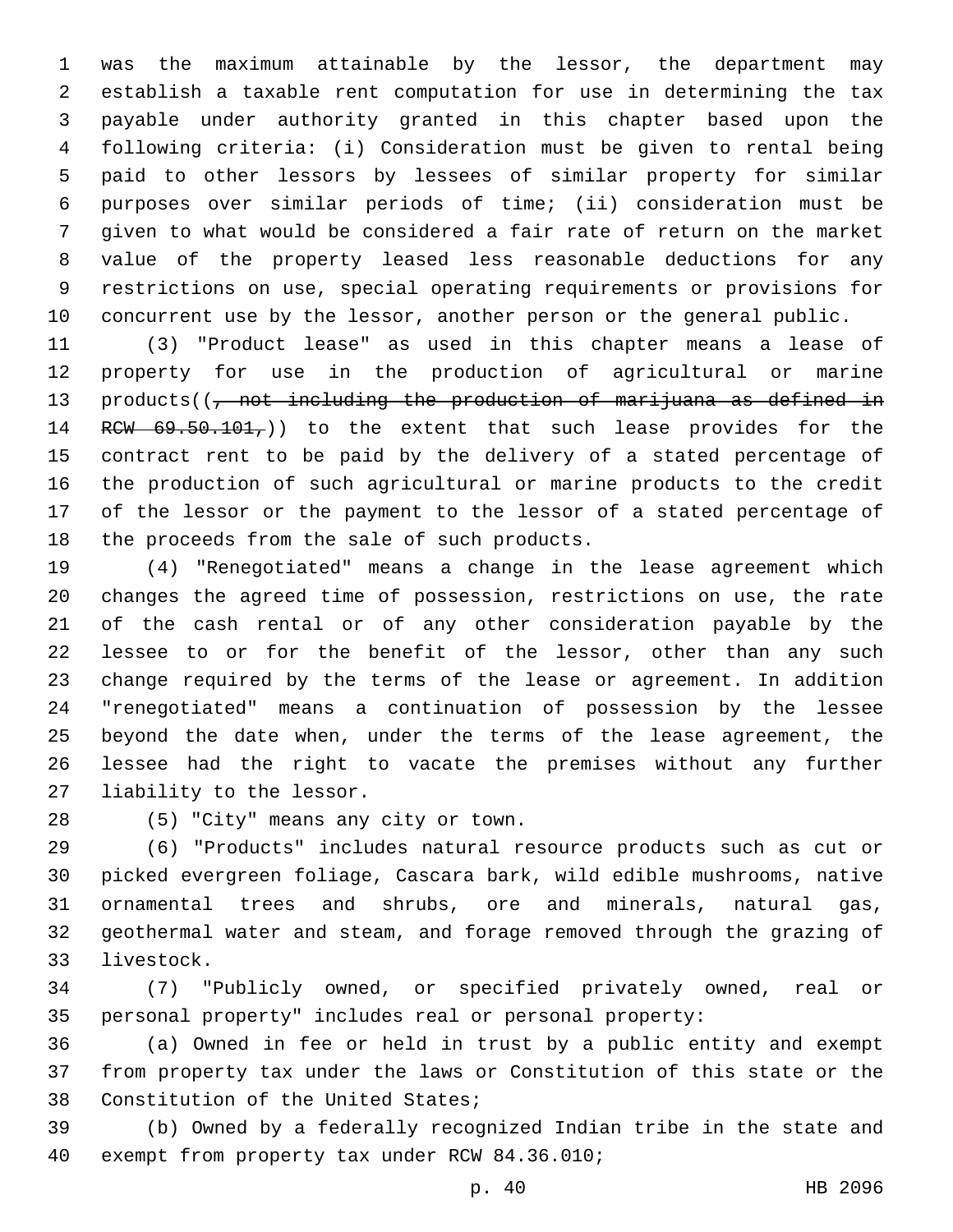was the maximum attainable by the lessor, the department may establish a taxable rent computation for use in determining the tax payable under authority granted in this chapter based upon the following criteria: (i) Consideration must be given to rental being paid to other lessors by lessees of similar property for similar purposes over similar periods of time; (ii) consideration must be given to what would be considered a fair rate of return on the market value of the property leased less reasonable deductions for any restrictions on use, special operating requirements or provisions for concurrent use by the lessor, another person or the general public.

(3) "Product lease" as used in this chapter means a lease of property for use in the production of agricultural or marine products((~~, not including the production of marijuana as defined in RCW 69.50.101,~~)) to the extent that such lease provides for the contract rent to be paid by the delivery of a stated percentage of the production of such agricultural or marine products to the credit of the lessor or the payment to the lessor of a stated percentage of the proceeds from the sale of such products.

(4) "Renegotiated" means a change in the lease agreement which changes the agreed time of possession, restrictions on use, the rate of the cash rental or of any other consideration payable by the lessee to or for the benefit of the lessor, other than any such change required by the terms of the lease or agreement. In addition "renegotiated" means a continuation of possession by the lessee beyond the date when, under the terms of the lease agreement, the lessee had the right to vacate the premises without any further liability to the lessor.

(5) "City" means any city or town.

(6) "Products" includes natural resource products such as cut or picked evergreen foliage, Cascara bark, wild edible mushrooms, native ornamental trees and shrubs, ore and minerals, natural gas, geothermal water and steam, and forage removed through the grazing of livestock.

(7) "Publicly owned, or specified privately owned, real or personal property" includes real or personal property:

(a) Owned in fee or held in trust by a public entity and exempt from property tax under the laws or Constitution of this state or the Constitution of the United States;

(b) Owned by a federally recognized Indian tribe in the state and exempt from property tax under RCW 84.36.010;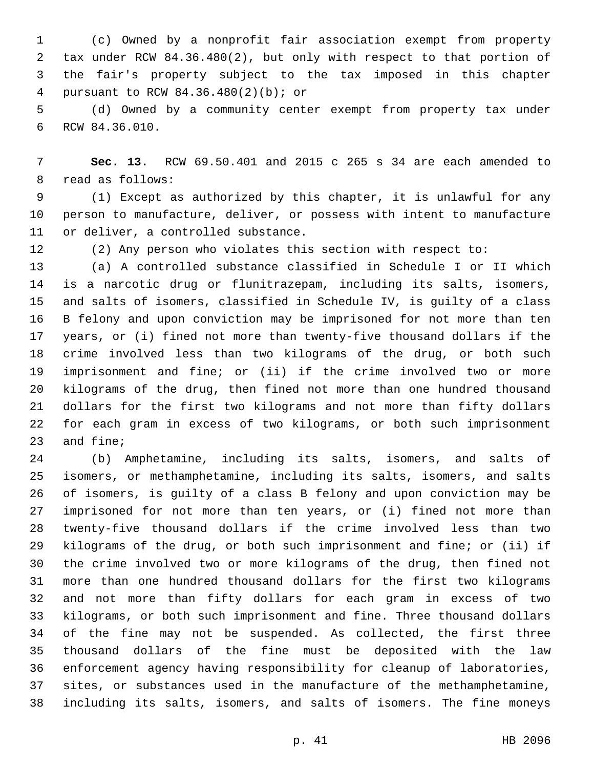(c) Owned by a nonprofit fair association exempt from property tax under RCW 84.36.480(2), but only with respect to that portion of the fair's property subject to the tax imposed in this chapter pursuant to RCW 84.36.480(2)(b); or

(d) Owned by a community center exempt from property tax under RCW 84.36.010.

**Sec. 13.** RCW 69.50.401 and 2015 c 265 s 34 are each amended to read as follows:

(1) Except as authorized by this chapter, it is unlawful for any person to manufacture, deliver, or possess with intent to manufacture or deliver, a controlled substance.

(2) Any person who violates this section with respect to:

(a) A controlled substance classified in Schedule I or II which is a narcotic drug or flunitrazepam, including its salts, isomers, and salts of isomers, classified in Schedule IV, is guilty of a class B felony and upon conviction may be imprisoned for not more than ten years, or (i) fined not more than twenty-five thousand dollars if the crime involved less than two kilograms of the drug, or both such imprisonment and fine; or (ii) if the crime involved two or more kilograms of the drug, then fined not more than one hundred thousand dollars for the first two kilograms and not more than fifty dollars for each gram in excess of two kilograms, or both such imprisonment and fine;

(b) Amphetamine, including its salts, isomers, and salts of isomers, or methamphetamine, including its salts, isomers, and salts of isomers, is guilty of a class B felony and upon conviction may be imprisoned for not more than ten years, or (i) fined not more than twenty-five thousand dollars if the crime involved less than two kilograms of the drug, or both such imprisonment and fine; or (ii) if the crime involved two or more kilograms of the drug, then fined not more than one hundred thousand dollars for the first two kilograms and not more than fifty dollars for each gram in excess of two kilograms, or both such imprisonment and fine. Three thousand dollars of the fine may not be suspended. As collected, the first three thousand dollars of the fine must be deposited with the law enforcement agency having responsibility for cleanup of laboratories, sites, or substances used in the manufacture of the methamphetamine, including its salts, isomers, and salts of isomers. The fine moneys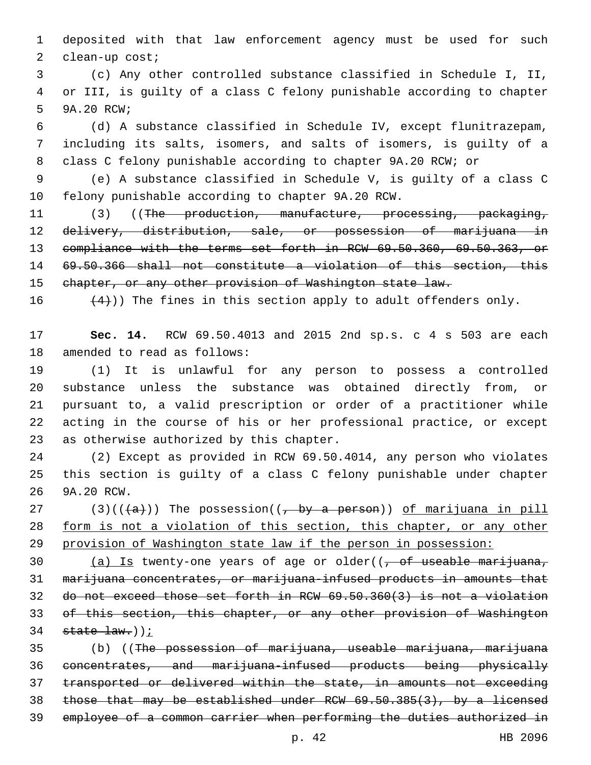deposited with that law enforcement agency must be used for such clean-up cost;

(c) Any other controlled substance classified in Schedule I, II, or III, is guilty of a class C felony punishable according to chapter 9A.20 RCW;

(d) A substance classified in Schedule IV, except flunitrazepam, including its salts, isomers, and salts of isomers, is guilty of a class C felony punishable according to chapter 9A.20 RCW; or

(e) A substance classified in Schedule V, is guilty of a class C felony punishable according to chapter 9A.20 RCW.

(3) ((~~The production, manufacture, processing, packaging, delivery, distribution, sale, or possession of marijuana in compliance with the terms set forth in RCW 69.50.360, 69.50.363, or 69.50.366 shall not constitute a violation of this section, this chapter, or any other provision of Washington state law.~~

~~(4)~~)) The fines in this section apply to adult offenders only.

**Sec. 14.** RCW 69.50.4013 and 2015 2nd sp.s. c 4 s 503 are each amended to read as follows:

(1) It is unlawful for any person to possess a controlled substance unless the substance was obtained directly from, or pursuant to, a valid prescription or order of a practitioner while acting in the course of his or her professional practice, or except as otherwise authorized by this chapter.

(2) Except as provided in RCW 69.50.4014, any person who violates this section is guilty of a class C felony punishable under chapter 9A.20 RCW.

(3)((~~(a)~~)) The possession((~~, by a person~~)) <u>of marijuana in pill form is not a violation of this section, this chapter, or any other provision of Washington state law if the person in possession:</u>

<u>(a) Is</u> twenty-one years of age or older((~~, of useable marijuana, marijuana concentrates, or marijuana-infused products in amounts that do not exceed those set forth in RCW 69.50.360(3) is not a violation of this section, this chapter, or any other provision of Washington state law.~~))<u>;</u>

(b) ((~~The possession of marijuana, useable marijuana, marijuana concentrates, and marijuana-infused products being physically transported or delivered within the state, in amounts not exceeding those that may be established under RCW 69.50.385(3), by a licensed employee of a common carrier when performing the duties authorized in~~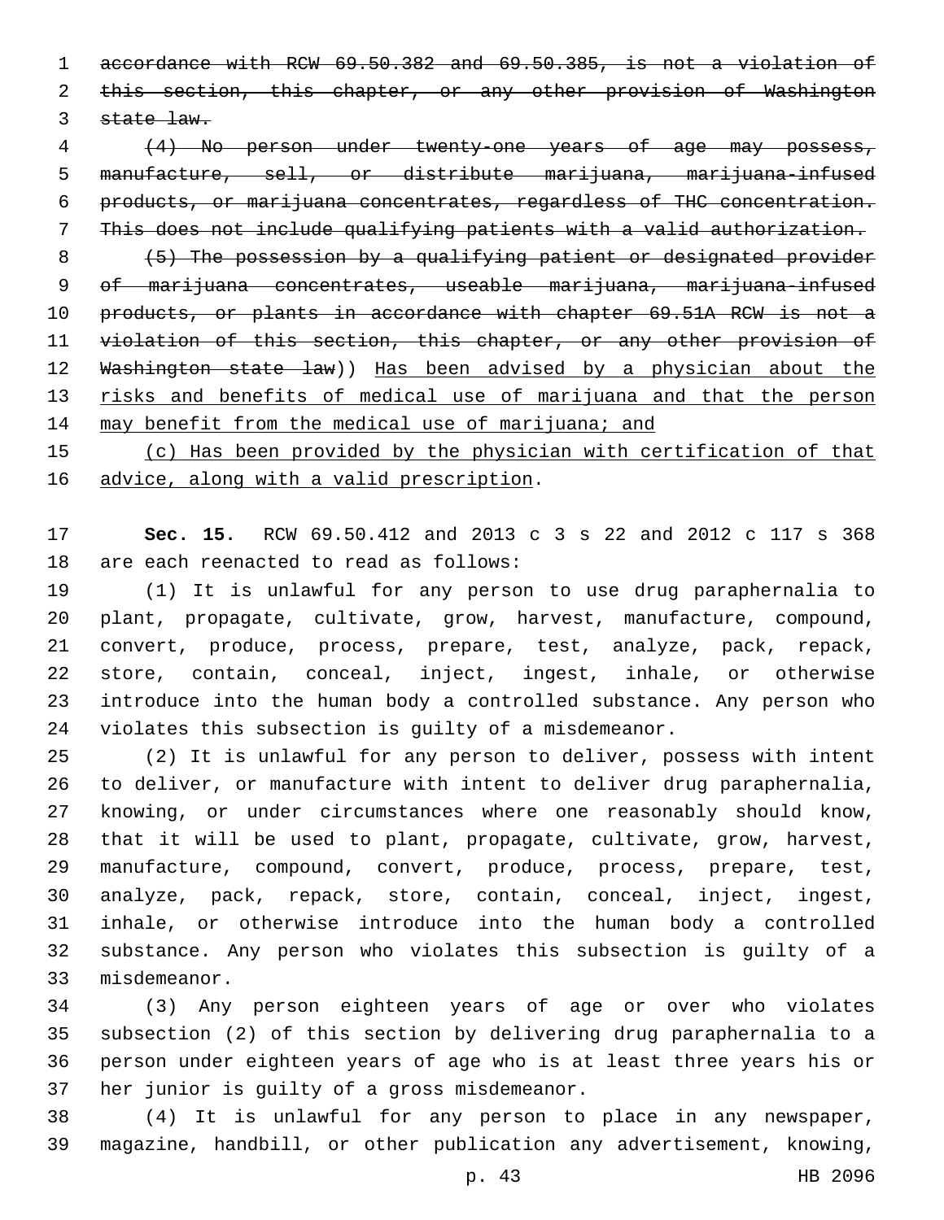~~accordance with RCW 69.50.382 and 69.50.385, is not a violation of this section, this chapter, or any other provision of Washington state law.~~

~~(4) No person under twenty-one years of age may possess, manufacture, sell, or distribute marijuana, marijuana-infused products, or marijuana concentrates, regardless of THC concentration. This does not include qualifying patients with a valid authorization.~~

~~(5) The possession by a qualifying patient or designated provider of marijuana concentrates, useable marijuana, marijuana-infused products, or plants in accordance with chapter 69.51A RCW is not a violation of this section, this chapter, or any other provision of Washington state law~~)) <u>Has been advised by a physician about the risks and benefits of medical use of marijuana and that the person may benefit from the medical use of marijuana; and</u>

<u>(c) Has been provided by the physician with certification of that advice, along with a valid prescription</u>.

**Sec. 15.** RCW 69.50.412 and 2013 c 3 s 22 and 2012 c 117 s 368 are each reenacted to read as follows:

(1) It is unlawful for any person to use drug paraphernalia to plant, propagate, cultivate, grow, harvest, manufacture, compound, convert, produce, process, prepare, test, analyze, pack, repack, store, contain, conceal, inject, ingest, inhale, or otherwise introduce into the human body a controlled substance. Any person who violates this subsection is guilty of a misdemeanor.

(2) It is unlawful for any person to deliver, possess with intent to deliver, or manufacture with intent to deliver drug paraphernalia, knowing, or under circumstances where one reasonably should know, that it will be used to plant, propagate, cultivate, grow, harvest, manufacture, compound, convert, produce, process, prepare, test, analyze, pack, repack, store, contain, conceal, inject, ingest, inhale, or otherwise introduce into the human body a controlled substance. Any person who violates this subsection is guilty of a misdemeanor.

(3) Any person eighteen years of age or over who violates subsection (2) of this section by delivering drug paraphernalia to a person under eighteen years of age who is at least three years his or her junior is guilty of a gross misdemeanor.

(4) It is unlawful for any person to place in any newspaper, magazine, handbill, or other publication any advertisement, knowing,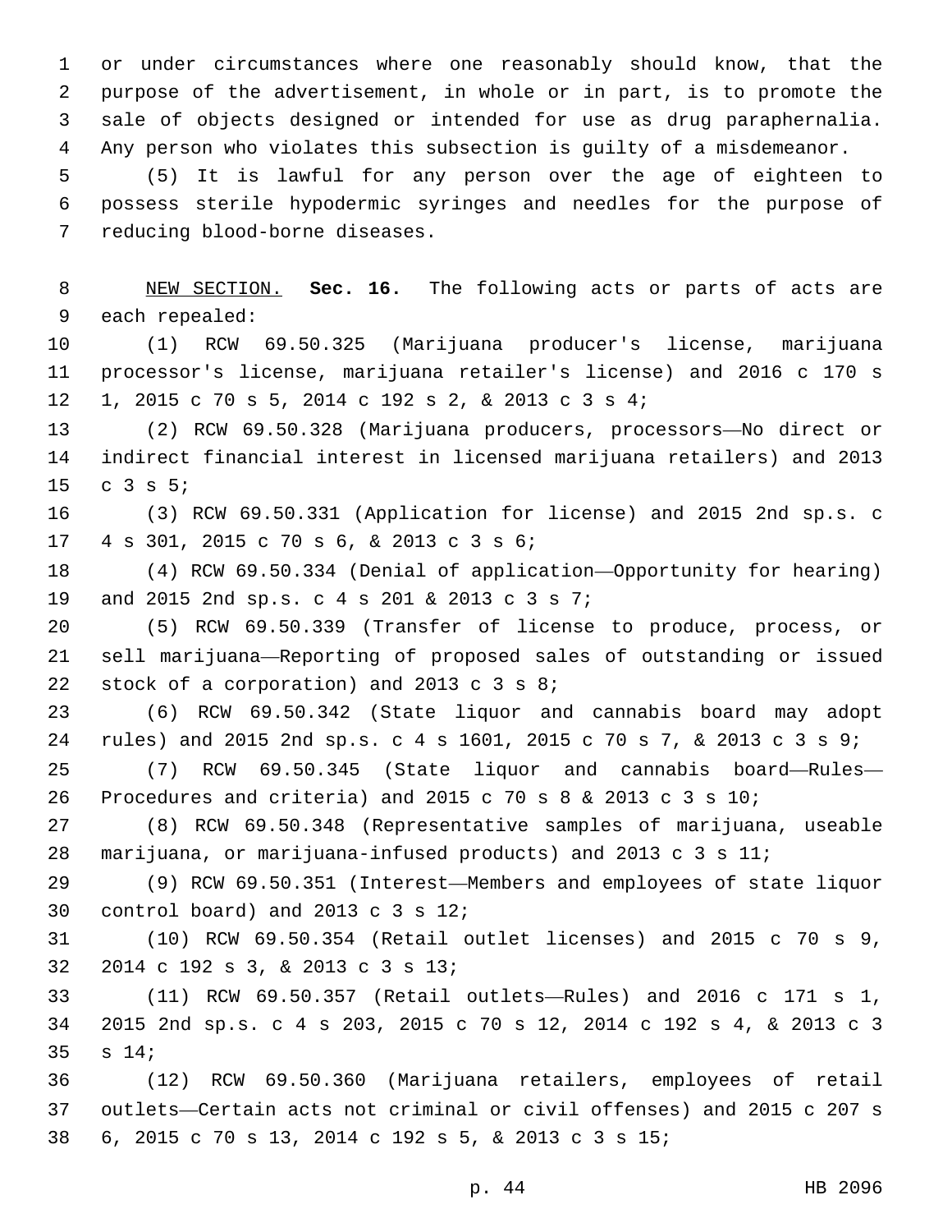or under circumstances where one reasonably should know, that the purpose of the advertisement, in whole or in part, is to promote the sale of objects designed or intended for use as drug paraphernalia. Any person who violates this subsection is guilty of a misdemeanor.

(5) It is lawful for any person over the age of eighteen to possess sterile hypodermic syringes and needles for the purpose of reducing blood-borne diseases.

NEW SECTION. **Sec. 16.** The following acts or parts of acts are each repealed:

(1) RCW 69.50.325 (Marijuana producer's license, marijuana processor's license, marijuana retailer's license) and 2016 c 170 s 1, 2015 c 70 s 5, 2014 c 192 s 2, & 2013 c 3 s 4;

(2) RCW 69.50.328 (Marijuana producers, processors—No direct or indirect financial interest in licensed marijuana retailers) and 2013 c 3 s 5;

(3) RCW 69.50.331 (Application for license) and 2015 2nd sp.s. c 4 s 301, 2015 c 70 s 6, & 2013 c 3 s 6;

(4) RCW 69.50.334 (Denial of application—Opportunity for hearing) and 2015 2nd sp.s. c 4 s 201 & 2013 c 3 s 7;

(5) RCW 69.50.339 (Transfer of license to produce, process, or sell marijuana—Reporting of proposed sales of outstanding or issued stock of a corporation) and 2013 c 3 s 8;

(6) RCW 69.50.342 (State liquor and cannabis board may adopt rules) and 2015 2nd sp.s. c 4 s 1601, 2015 c 70 s 7, & 2013 c 3 s 9;

(7) RCW 69.50.345 (State liquor and cannabis board—Rules—Procedures and criteria) and 2015 c 70 s 8 & 2013 c 3 s 10;

(8) RCW 69.50.348 (Representative samples of marijuana, useable marijuana, or marijuana-infused products) and 2013 c 3 s 11;

(9) RCW 69.50.351 (Interest—Members and employees of state liquor control board) and 2013 c 3 s 12;

(10) RCW 69.50.354 (Retail outlet licenses) and 2015 c 70 s 9, 2014 c 192 s 3, & 2013 c 3 s 13;

(11) RCW 69.50.357 (Retail outlets—Rules) and 2016 c 171 s 1, 2015 2nd sp.s. c 4 s 203, 2015 c 70 s 12, 2014 c 192 s 4, & 2013 c 3 s 14;

(12) RCW 69.50.360 (Marijuana retailers, employees of retail outlets—Certain acts not criminal or civil offenses) and 2015 c 207 s 6, 2015 c 70 s 13, 2014 c 192 s 5, & 2013 c 3 s 15;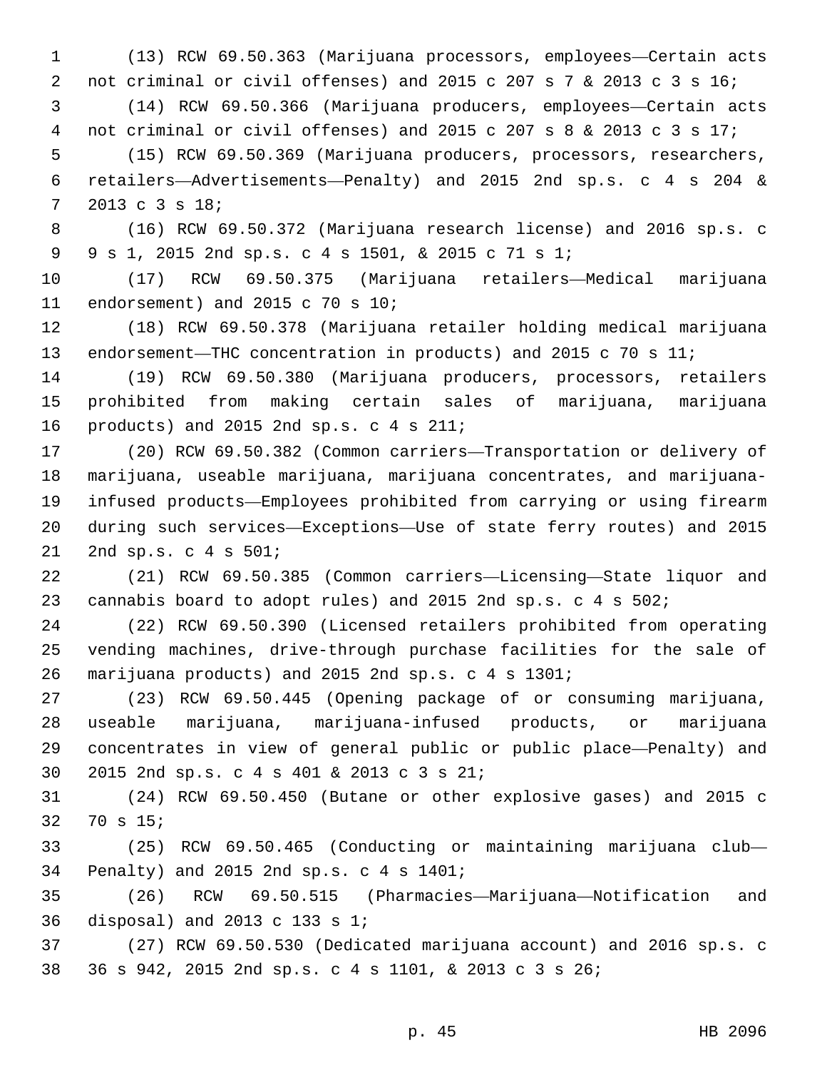(13) RCW 69.50.363 (Marijuana processors, employees—Certain acts not criminal or civil offenses) and 2015 c 207 s 7 & 2013 c 3 s 16;

(14) RCW 69.50.366 (Marijuana producers, employees—Certain acts not criminal or civil offenses) and 2015 c 207 s 8 & 2013 c 3 s 17;

(15) RCW 69.50.369 (Marijuana producers, processors, researchers, retailers—Advertisements—Penalty) and 2015 2nd sp.s. c 4 s 204 & 2013 c 3 s 18;

(16) RCW 69.50.372 (Marijuana research license) and 2016 sp.s. c 9 s 1, 2015 2nd sp.s. c 4 s 1501, & 2015 c 71 s 1;

(17) RCW 69.50.375 (Marijuana retailers—Medical marijuana endorsement) and 2015 c 70 s 10;

(18) RCW 69.50.378 (Marijuana retailer holding medical marijuana endorsement—THC concentration in products) and 2015 c 70 s 11;

(19) RCW 69.50.380 (Marijuana producers, processors, retailers prohibited from making certain sales of marijuana, marijuana products) and 2015 2nd sp.s. c 4 s 211;

(20) RCW 69.50.382 (Common carriers—Transportation or delivery of marijuana, useable marijuana, marijuana concentrates, and marijuana-infused products—Employees prohibited from carrying or using firearm during such services—Exceptions—Use of state ferry routes) and 2015 2nd sp.s. c 4 s 501;

(21) RCW 69.50.385 (Common carriers—Licensing—State liquor and cannabis board to adopt rules) and 2015 2nd sp.s. c 4 s 502;

(22) RCW 69.50.390 (Licensed retailers prohibited from operating vending machines, drive-through purchase facilities for the sale of marijuana products) and 2015 2nd sp.s. c 4 s 1301;

(23) RCW 69.50.445 (Opening package of or consuming marijuana, useable marijuana, marijuana-infused products, or marijuana concentrates in view of general public or public place—Penalty) and 2015 2nd sp.s. c 4 s 401 & 2013 c 3 s 21;

(24) RCW 69.50.450 (Butane or other explosive gases) and 2015 c 70 s 15;

(25) RCW 69.50.465 (Conducting or maintaining marijuana club—Penalty) and 2015 2nd sp.s. c 4 s 1401;

(26) RCW 69.50.515 (Pharmacies—Marijuana—Notification and disposal) and 2013 c 133 s 1;

(27) RCW 69.50.530 (Dedicated marijuana account) and 2016 sp.s. c 36 s 942, 2015 2nd sp.s. c 4 s 1101, & 2013 c 3 s 26;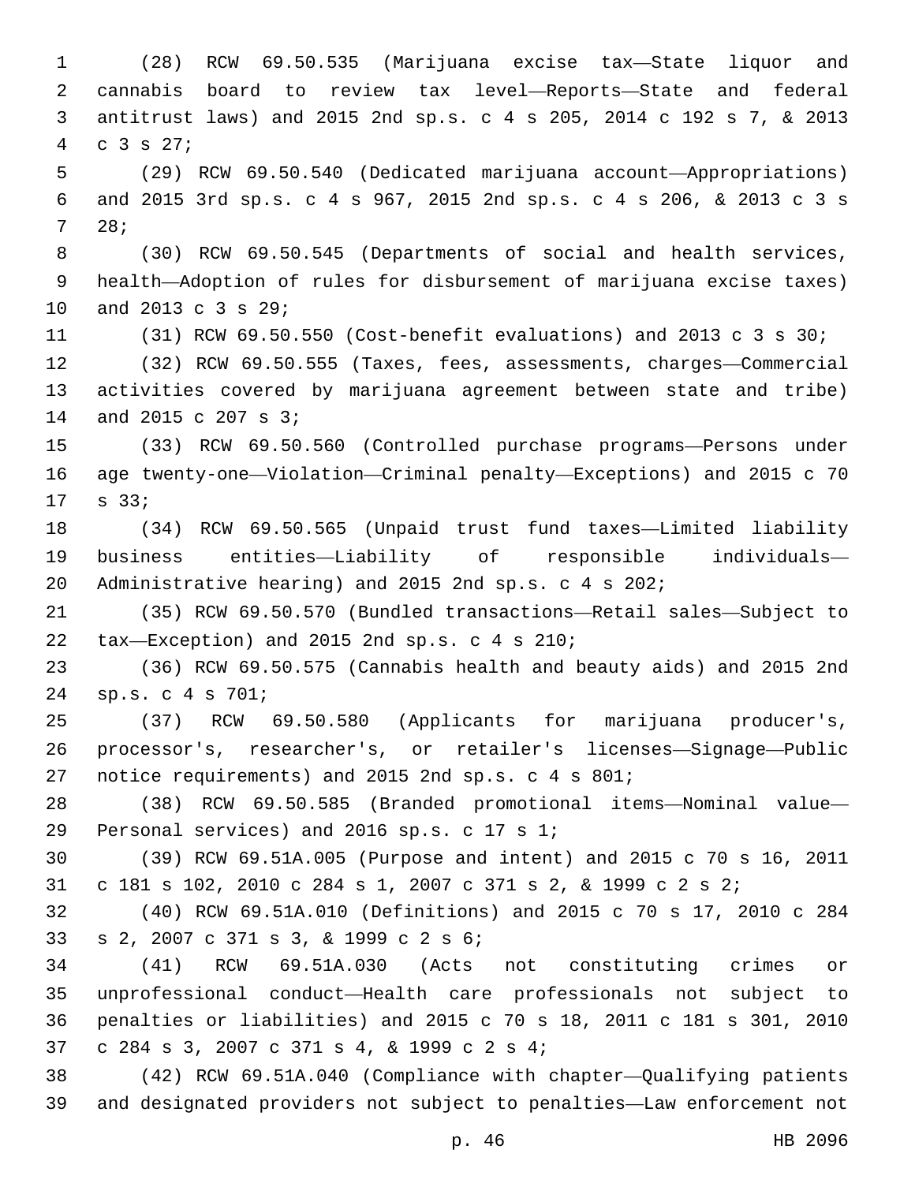(28) RCW 69.50.535 (Marijuana excise tax—State liquor and cannabis board to review tax level—Reports—State and federal antitrust laws) and 2015 2nd sp.s. c 4 s 205, 2014 c 192 s 7, & 2013 c 3 s 27;

(29) RCW 69.50.540 (Dedicated marijuana account—Appropriations) and 2015 3rd sp.s. c 4 s 967, 2015 2nd sp.s. c 4 s 206, & 2013 c 3 s 28;

(30) RCW 69.50.545 (Departments of social and health services, health—Adoption of rules for disbursement of marijuana excise taxes) and 2013 c 3 s 29;

(31) RCW 69.50.550 (Cost-benefit evaluations) and 2013 c 3 s 30;

(32) RCW 69.50.555 (Taxes, fees, assessments, charges—Commercial activities covered by marijuana agreement between state and tribe) and 2015 c 207 s 3;

(33) RCW 69.50.560 (Controlled purchase programs—Persons under age twenty-one—Violation—Criminal penalty—Exceptions) and 2015 c 70 s 33;

(34) RCW 69.50.565 (Unpaid trust fund taxes—Limited liability business entities—Liability of responsible individuals—Administrative hearing) and 2015 2nd sp.s. c 4 s 202;

(35) RCW 69.50.570 (Bundled transactions—Retail sales—Subject to tax—Exception) and 2015 2nd sp.s. c 4 s 210;

(36) RCW 69.50.575 (Cannabis health and beauty aids) and 2015 2nd sp.s. c 4 s 701;

(37) RCW 69.50.580 (Applicants for marijuana producer's, processor's, researcher's, or retailer's licenses—Signage—Public notice requirements) and 2015 2nd sp.s. c 4 s 801;

(38) RCW 69.50.585 (Branded promotional items—Nominal value—Personal services) and 2016 sp.s. c 17 s 1;

(39) RCW 69.51A.005 (Purpose and intent) and 2015 c 70 s 16, 2011 c 181 s 102, 2010 c 284 s 1, 2007 c 371 s 2, & 1999 c 2 s 2;

(40) RCW 69.51A.010 (Definitions) and 2015 c 70 s 17, 2010 c 284 s 2, 2007 c 371 s 3, & 1999 c 2 s 6;

(41) RCW 69.51A.030 (Acts not constituting crimes or unprofessional conduct—Health care professionals not subject to penalties or liabilities) and 2015 c 70 s 18, 2011 c 181 s 301, 2010 c 284 s 3, 2007 c 371 s 4, & 1999 c 2 s 4;

(42) RCW 69.51A.040 (Compliance with chapter—Qualifying patients and designated providers not subject to penalties—Law enforcement not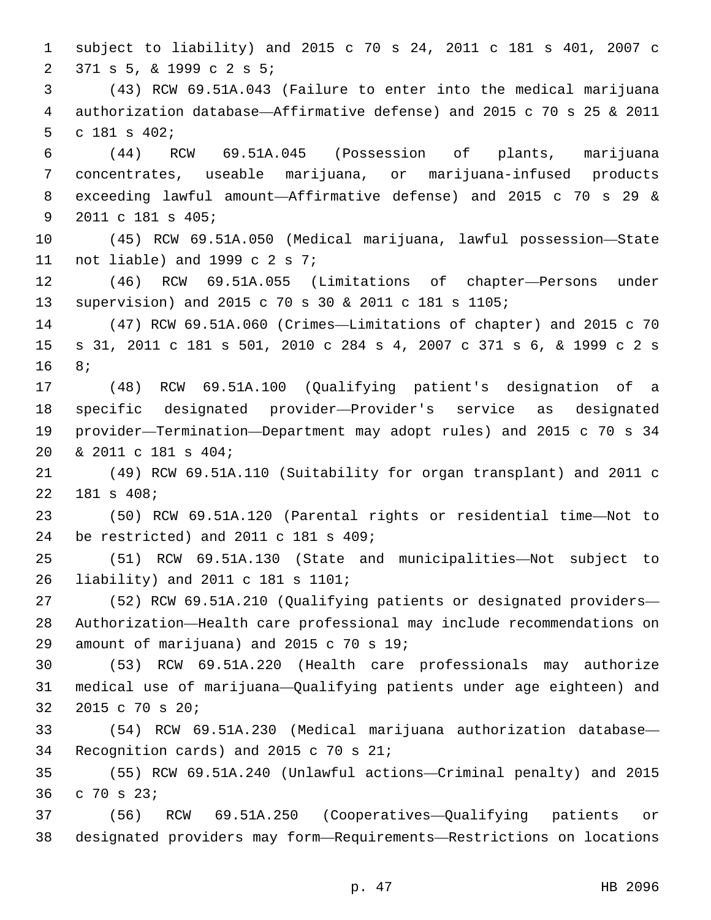subject to liability) and 2015 c 70 s 24, 2011 c 181 s 401, 2007 c 371 s 5, & 1999 c 2 s 5;

(43) RCW 69.51A.043 (Failure to enter into the medical marijuana authorization database—Affirmative defense) and 2015 c 70 s 25 & 2011 c 181 s 402;

(44) RCW 69.51A.045 (Possession of plants, marijuana concentrates, useable marijuana, or marijuana-infused products exceeding lawful amount—Affirmative defense) and 2015 c 70 s 29 & 2011 c 181 s 405;

(45) RCW 69.51A.050 (Medical marijuana, lawful possession—State not liable) and 1999 c 2 s 7;

(46) RCW 69.51A.055 (Limitations of chapter—Persons under supervision) and 2015 c 70 s 30 & 2011 c 181 s 1105;

(47) RCW 69.51A.060 (Crimes—Limitations of chapter) and 2015 c 70 s 31, 2011 c 181 s 501, 2010 c 284 s 4, 2007 c 371 s 6, & 1999 c 2 s 8;

(48) RCW 69.51A.100 (Qualifying patient's designation of a specific designated provider—Provider's service as designated provider—Termination—Department may adopt rules) and 2015 c 70 s 34 & 2011 c 181 s 404;

(49) RCW 69.51A.110 (Suitability for organ transplant) and 2011 c 181 s 408;

(50) RCW 69.51A.120 (Parental rights or residential time—Not to be restricted) and 2011 c 181 s 409;

(51) RCW 69.51A.130 (State and municipalities—Not subject to liability) and 2011 c 181 s 1101;

(52) RCW 69.51A.210 (Qualifying patients or designated providers—Authorization—Health care professional may include recommendations on amount of marijuana) and 2015 c 70 s 19;

(53) RCW 69.51A.220 (Health care professionals may authorize medical use of marijuana—Qualifying patients under age eighteen) and 2015 c 70 s 20;

(54) RCW 69.51A.230 (Medical marijuana authorization database—Recognition cards) and 2015 c 70 s 21;

(55) RCW 69.51A.240 (Unlawful actions—Criminal penalty) and 2015 c 70 s 23;

(56) RCW 69.51A.250 (Cooperatives—Qualifying patients or designated providers may form—Requirements—Restrictions on locations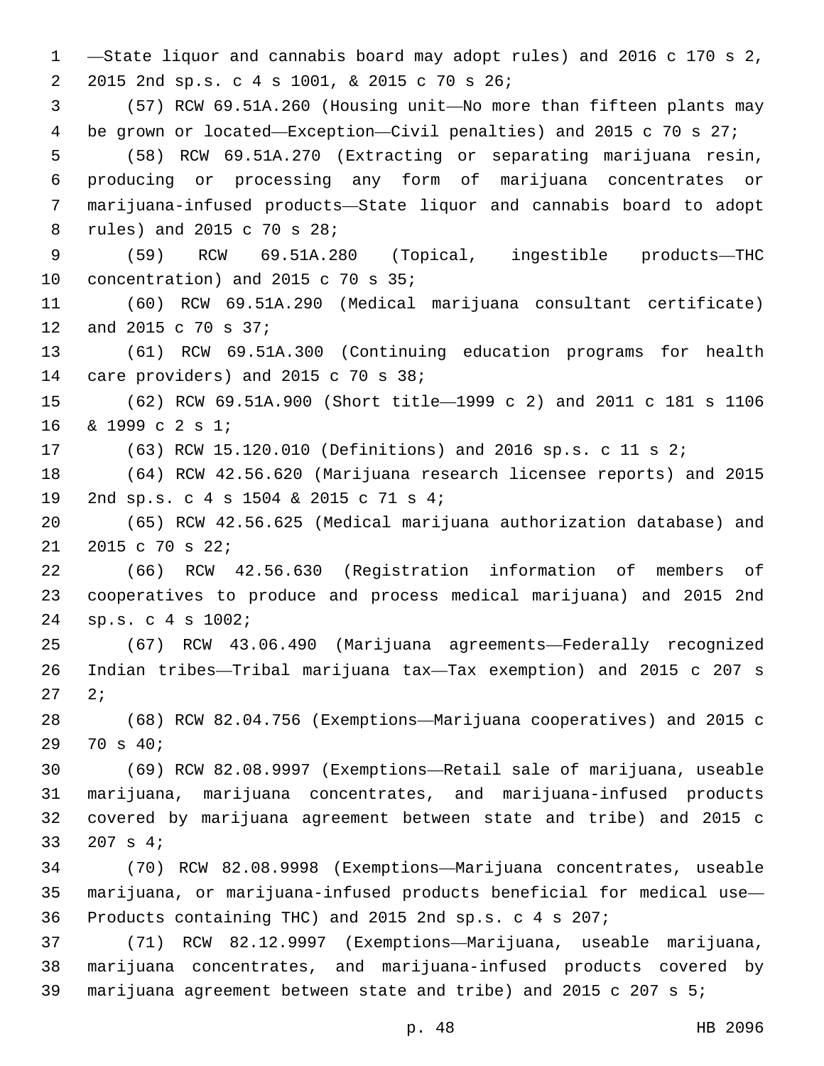—State liquor and cannabis board may adopt rules) and 2016 c 170 s 2, 2015 2nd sp.s. c 4 s 1001, & 2015 c 70 s 26;

(57) RCW 69.51A.260 (Housing unit—No more than fifteen plants may be grown or located—Exception—Civil penalties) and 2015 c 70 s 27;

(58) RCW 69.51A.270 (Extracting or separating marijuana resin, producing or processing any form of marijuana concentrates or marijuana-infused products—State liquor and cannabis board to adopt rules) and 2015 c 70 s 28;

(59) RCW 69.51A.280 (Topical, ingestible products—THC concentration) and 2015 c 70 s 35;

(60) RCW 69.51A.290 (Medical marijuana consultant certificate) and 2015 c 70 s 37;

(61) RCW 69.51A.300 (Continuing education programs for health care providers) and 2015 c 70 s 38;

(62) RCW 69.51A.900 (Short title—1999 c 2) and 2011 c 181 s 1106 & 1999 c 2 s 1;

(63) RCW 15.120.010 (Definitions) and 2016 sp.s. c 11 s 2;

(64) RCW 42.56.620 (Marijuana research licensee reports) and 2015 2nd sp.s. c 4 s 1504 & 2015 c 71 s 4;

(65) RCW 42.56.625 (Medical marijuana authorization database) and 2015 c 70 s 22;

(66) RCW 42.56.630 (Registration information of members of cooperatives to produce and process medical marijuana) and 2015 2nd sp.s. c 4 s 1002;

(67) RCW 43.06.490 (Marijuana agreements—Federally recognized Indian tribes—Tribal marijuana tax—Tax exemption) and 2015 c 207 s 2;

(68) RCW 82.04.756 (Exemptions—Marijuana cooperatives) and 2015 c 70 s 40;

(69) RCW 82.08.9997 (Exemptions—Retail sale of marijuana, useable marijuana, marijuana concentrates, and marijuana-infused products covered by marijuana agreement between state and tribe) and 2015 c 207 s 4;

(70) RCW 82.08.9998 (Exemptions—Marijuana concentrates, useable marijuana, or marijuana-infused products beneficial for medical use—Products containing THC) and 2015 2nd sp.s. c 4 s 207;

(71) RCW 82.12.9997 (Exemptions—Marijuana, useable marijuana, marijuana concentrates, and marijuana-infused products covered by marijuana agreement between state and tribe) and 2015 c 207 s 5;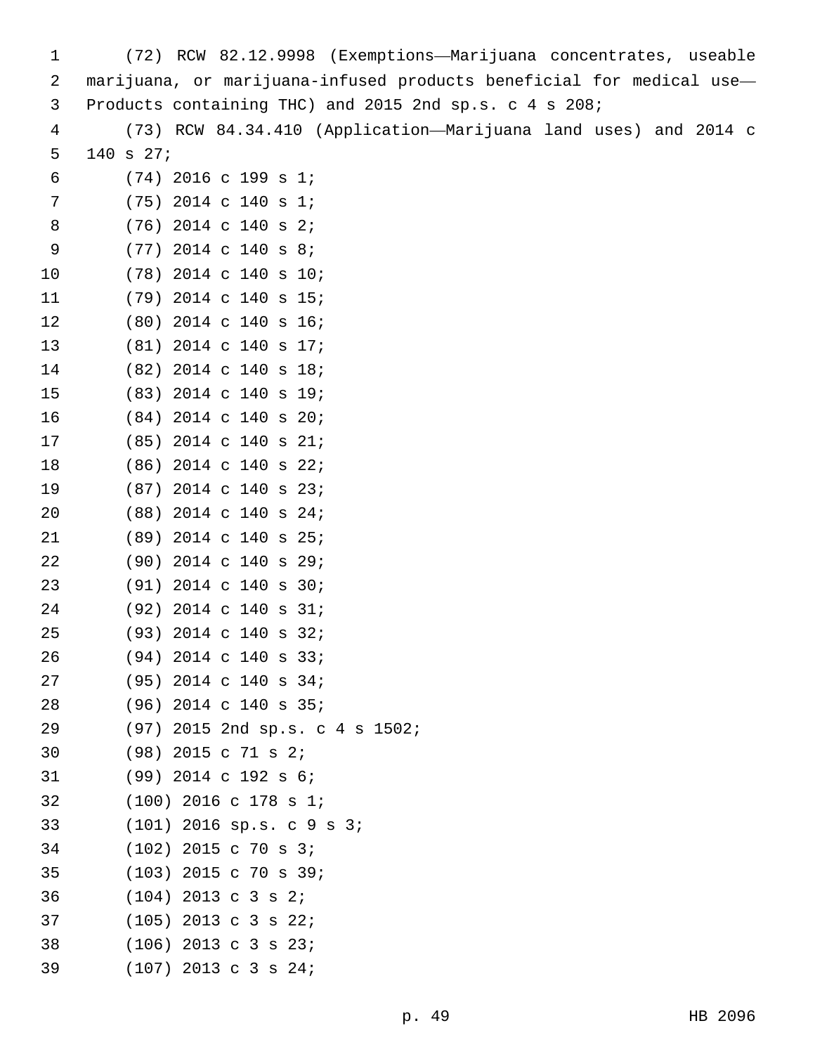(72) RCW 82.12.9998 (Exemptions—Marijuana concentrates, useable marijuana, or marijuana-infused products beneficial for medical use—Products containing THC) and 2015 2nd sp.s. c 4 s 208;

(73) RCW 84.34.410 (Application—Marijuana land uses) and 2014 c 140 s 27;

(74) 2016 c 199 s 1;

(75) 2014 c 140 s 1;

(76) 2014 c 140 s 2;

(77) 2014 c 140 s 8;

(78) 2014 c 140 s 10;

(79) 2014 c 140 s 15;

(80) 2014 c 140 s 16;

(81) 2014 c 140 s 17;

(82) 2014 c 140 s 18;

(83) 2014 c 140 s 19;

(84) 2014 c 140 s 20;

(85) 2014 c 140 s 21;

(86) 2014 c 140 s 22;

(87) 2014 c 140 s 23;

(88) 2014 c 140 s 24;

(89) 2014 c 140 s 25;

(90) 2014 c 140 s 29;

(91) 2014 c 140 s 30;

(92) 2014 c 140 s 31;

(93) 2014 c 140 s 32;

(94) 2014 c 140 s 33;

(95) 2014 c 140 s 34;

(96) 2014 c 140 s 35;

(97) 2015 2nd sp.s. c 4 s 1502;

(98) 2015 c 71 s 2;

(99) 2014 c 192 s 6;

(100) 2016 c 178 s 1;

(101) 2016 sp.s. c 9 s 3;

(102) 2015 c 70 s 3;

(103) 2015 c 70 s 39;

(104) 2013 c 3 s 2;

(105) 2013 c 3 s 22;

(106) 2013 c 3 s 23;

(107) 2013 c 3 s 24;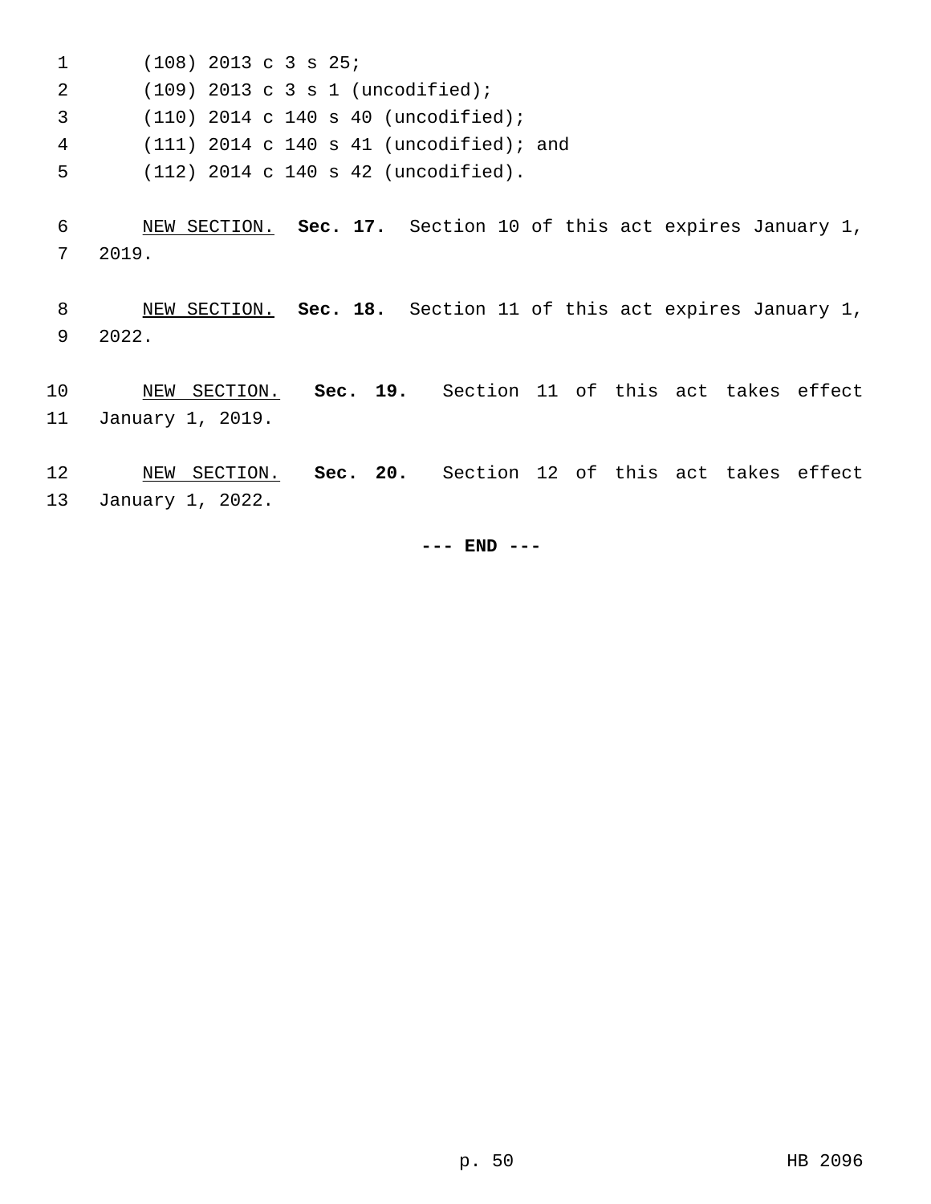(108) 2013 c 3 s 25;

(109) 2013 c 3 s 1 (uncodified);

(110) 2014 c 140 s 40 (uncodified);

(111) 2014 c 140 s 41 (uncodified); and

(112) 2014 c 140 s 42 (uncodified).

NEW SECTION. **Sec. 17.** Section 10 of this act expires January 1, 2019.

NEW SECTION. **Sec. 18.** Section 11 of this act expires January 1, 2022.

NEW SECTION. **Sec. 19.** Section 11 of this act takes effect January 1, 2019.

NEW SECTION. **Sec. 20.** Section 12 of this act takes effect January 1, 2022.

**--- END ---**